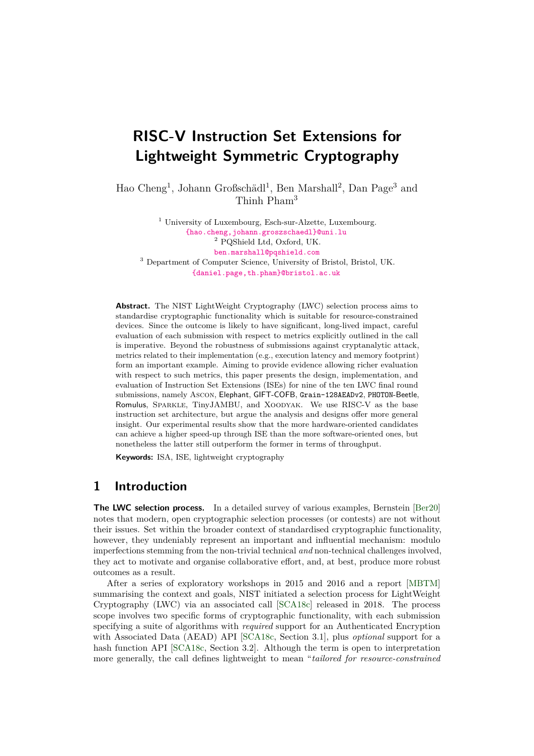# RISC-V Instruction Set Extensions for Lightweight Symmetric Cryptography

Hao Cheng[1], Johann Großschädl[1], Ben Marshall[2], Dan Page[3] and Thinh Pham[3]

[1] University of Luxembourg, Esch-sur-Alzette, Luxembourg.
{hao.cheng,johann.groszschaedl}@uni.lu

[2] PQShield Ltd, Oxford, UK.
ben.marshall@pqshield.com

[3] Department of Computer Science, University of Bristol, Bristol, UK.
{daniel.page,th.pham}@bristol.ac.uk

**Abstract.** The NIST LightWeight Cryptography (LWC) selection process aims to standardise cryptographic functionality which is suitable for resource-constrained devices. Since the outcome is likely to have significant, long-lived impact, careful evaluation of each submission with respect to metrics explicitly outlined in the call is imperative. Beyond the robustness of submissions against cryptanalytic attack, metrics related to their implementation (e.g., execution latency and memory footprint) form an important example. Aiming to provide evidence allowing richer evaluation with respect to such metrics, this paper presents the design, implementation, and evaluation of Instruction Set Extensions (ISEs) for nine of the ten LWC final round submissions, namely Ascon, Elephant, GIFT-COFB, Grain-128AEADv2, PHOTON-Beetle, Romulus, Sparkle, TinyJAMBU, and Xoodyak. We use RISC-V as the base instruction set architecture, but argue the analysis and designs offer more general insight. Our experimental results show that the more hardware-oriented candidates can achieve a higher speed-up through ISE than the more software-oriented ones, but nonetheless the latter still outperform the former in terms of throughput.

**Keywords:** ISA, ISE, lightweight cryptography

## 1 Introduction

**The LWC selection process.** In a detailed survey of various examples, Bernstein [Ber20] notes that modern, open cryptographic selection processes (or contests) are not without their issues. Set within the broader context of standardised cryptographic functionality, however, they undeniably represent an important and influential mechanism: modulo imperfections stemming from the non-trivial technical *and* non-technical challenges involved, they act to motivate and organise collaborative effort, and, at best, produce more robust outcomes as a result.

After a series of exploratory workshops in 2015 and 2016 and a report [MBTM] summarising the context and goals, NIST initiated a selection process for LightWeight Cryptography (LWC) via an associated call [SCA18c] released in 2018. The process scope involves two specific forms of cryptographic functionality, with each submission specifying a suite of algorithms with *required* support for an Authenticated Encryption with Associated Data (AEAD) API [SCA18c, Section 3.1], plus *optional* support for a hash function API [SCA18c, Section 3.2]. Although the term is open to interpretation more generally, the call defines lightweight to mean "*tailored for resource-constrained*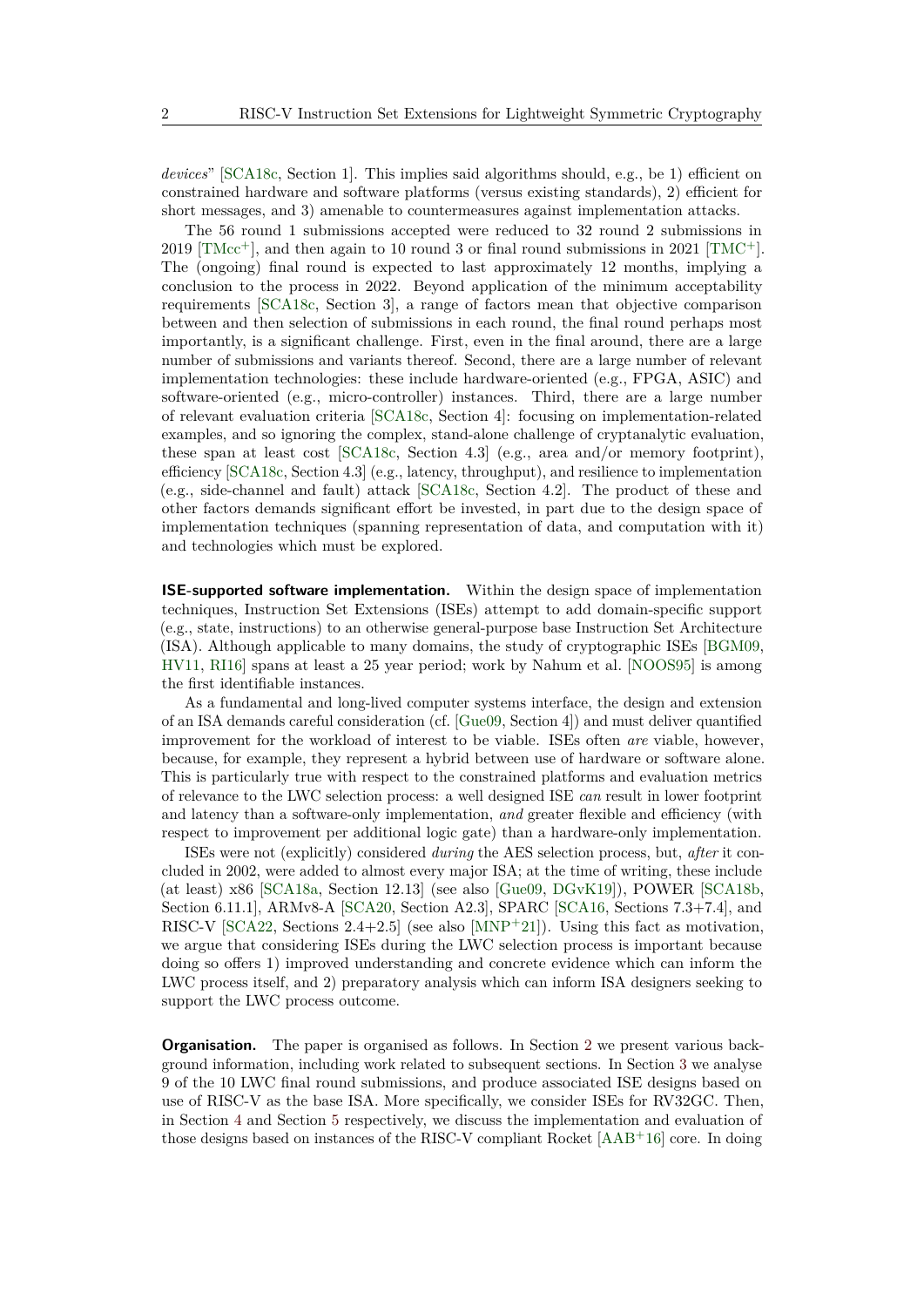*devices*" [SCA18c, Section 1]. This implies said algorithms should, e.g., be 1) efficient on constrained hardware and software platforms (versus existing standards), 2) efficient for short messages, and 3) amenable to countermeasures against implementation attacks.

The 56 round 1 submissions accepted were reduced to 32 round 2 submissions in 2019 [TMcc+], and then again to 10 round 3 or final round submissions in 2021 [TMC+]. The (ongoing) final round is expected to last approximately 12 months, implying a conclusion to the process in 2022. Beyond application of the minimum acceptability requirements [SCA18c, Section 3], a range of factors mean that objective comparison between and then selection of submissions in each round, the final round perhaps most importantly, is a significant challenge. First, even in the final around, there are a large number of submissions and variants thereof. Second, there are a large number of relevant implementation technologies: these include hardware-oriented (e.g., FPGA, ASIC) and software-oriented (e.g., micro-controller) instances. Third, there are a large number of relevant evaluation criteria [SCA18c, Section 4]: focusing on implementation-related examples, and so ignoring the complex, stand-alone challenge of cryptanalytic evaluation, these span at least cost [SCA18c, Section 4.3] (e.g., area and/or memory footprint), efficiency [SCA18c, Section 4.3] (e.g., latency, throughput), and resilience to implementation (e.g., side-channel and fault) attack [SCA18c, Section 4.2]. The product of these and other factors demands significant effort be invested, in part due to the design space of implementation techniques (spanning representation of data, and computation with it) and technologies which must be explored.

**ISE-supported software implementation.** Within the design space of implementation techniques, Instruction Set Extensions (ISEs) attempt to add domain-specific support (e.g., state, instructions) to an otherwise general-purpose base Instruction Set Architecture (ISA). Although applicable to many domains, the study of cryptographic ISEs [BGM09, HV11, RI16] spans at least a 25 year period; work by Nahum et al. [NOOS95] is among the first identifiable instances.

As a fundamental and long-lived computer systems interface, the design and extension of an ISA demands careful consideration (cf. [Gue09, Section 4]) and must deliver quantified improvement for the workload of interest to be viable. ISEs often *are* viable, however, because, for example, they represent a hybrid between use of hardware or software alone. This is particularly true with respect to the constrained platforms and evaluation metrics of relevance to the LWC selection process: a well designed ISE *can* result in lower footprint and latency than a software-only implementation, *and* greater flexible and efficiency (with respect to improvement per additional logic gate) than a hardware-only implementation.

ISEs were not (explicitly) considered *during* the AES selection process, but, *after* it concluded in 2002, were added to almost every major ISA; at the time of writing, these include (at least) x86 [SCA18a, Section 12.13] (see also [Gue09, DGvK19]), POWER [SCA18b, Section 6.11.1], ARMv8-A [SCA20, Section A2.3], SPARC [SCA16, Sections 7.3+7.4], and RISC-V [SCA22, Sections 2.4+2.5] (see also [MNP+21]). Using this fact as motivation, we argue that considering ISEs during the LWC selection process is important because doing so offers 1) improved understanding and concrete evidence which can inform the LWC process itself, and 2) preparatory analysis which can inform ISA designers seeking to support the LWC process outcome.

**Organisation.** The paper is organised as follows. In Section 2 we present various background information, including work related to subsequent sections. In Section 3 we analyse 9 of the 10 LWC final round submissions, and produce associated ISE designs based on use of RISC-V as the base ISA. More specifically, we consider ISEs for RV32GC. Then, in Section 4 and Section 5 respectively, we discuss the implementation and evaluation of those designs based on instances of the RISC-V compliant Rocket [AAB+16] core. In doing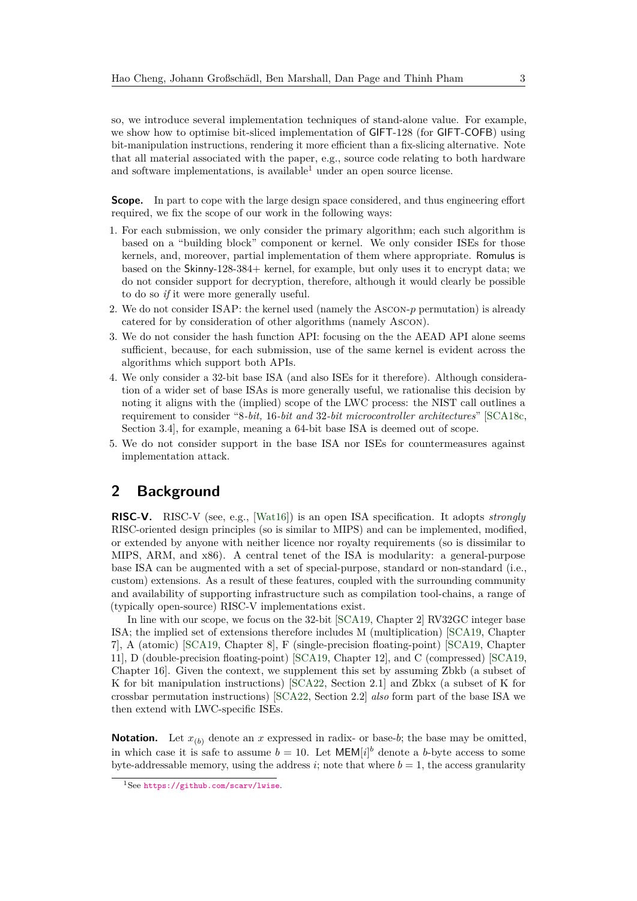so, we introduce several implementation techniques of stand-alone value. For example, we show how to optimise bit-sliced implementation of GIFT-128 (for GIFT-COFB) using bit-manipulation instructions, rendering it more efficient than a fix-slicing alternative. Note that all material associated with the paper, e.g., source code relating to both hardware and software implementations, is available[1] under an open source license.

**Scope.** In part to cope with the large design space considered, and thus engineering effort required, we fix the scope of our work in the following ways:

1. For each submission, we only consider the primary algorithm; each such algorithm is based on a "building block" component or kernel. We only consider ISEs for those kernels, and, moreover, partial implementation of them where appropriate. Romulus is based on the Skinny-128-384+ kernel, for example, but only uses it to encrypt data; we do not consider support for decryption, therefore, although it would clearly be possible to do so *if* it were more generally useful.
2. We do not consider ISAP: the kernel used (namely the ASCON-$p$ permutation) is already catered for by consideration of other algorithms (namely ASCON).
3. We do not consider the hash function API: focusing on the the AEAD API alone seems sufficient, because, for each submission, use of the same kernel is evident across the algorithms which support both APIs.
4. We only consider a 32-bit base ISA (and also ISEs for it therefore). Although consideration of a wider set of base ISAs is more generally useful, we rationalise this decision by noting it aligns with the (implied) scope of the LWC process: the NIST call outlines a requirement to consider "*8-bit, 16-bit and 32-bit microcontroller architectures*" [SCA18c, Section 3.4], for example, meaning a 64-bit base ISA is deemed out of scope.
5. We do not consider support in the base ISA nor ISEs for countermeasures against implementation attack.

## 2 Background

**RISC-V.** RISC-V (see, e.g., [Wat16]) is an open ISA specification. It adopts *strongly* RISC-oriented design principles (so is similar to MIPS) and can be implemented, modified, or extended by anyone with neither licence nor royalty requirements (so is dissimilar to MIPS, ARM, and x86). A central tenet of the ISA is modularity: a general-purpose base ISA can be augmented with a set of special-purpose, standard or non-standard (i.e., custom) extensions. As a result of these features, coupled with the surrounding community and availability of supporting infrastructure such as compilation tool-chains, a range of (typically open-source) RISC-V implementations exist.

In line with our scope, we focus on the 32-bit [SCA19, Chapter 2] RV32GC integer base ISA; the implied set of extensions therefore includes M (multiplication) [SCA19, Chapter 7], A (atomic) [SCA19, Chapter 8], F (single-precision floating-point) [SCA19, Chapter 11], D (double-precision floating-point) [SCA19, Chapter 12], and C (compressed) [SCA19, Chapter 16]. Given the context, we supplement this set by assuming Zbkb (a subset of K for bit manipulation instructions) [SCA22, Section 2.1] and Zbkx (a subset of K for crossbar permutation instructions) [SCA22, Section 2.2] *also* form part of the base ISA we then extend with LWC-specific ISEs.

**Notation.** Let $x_{(b)}$ denote an $x$ expressed in radix- or base-$b$; the base may be omitted, in which case it is safe to assume $b = 10$. Let $\mathsf{MEM}[i]^b$ denote a $b$-byte access to some byte-addressable memory, using the address $i$; note that where $b = 1$, the access granularity

[1] See https://github.com/scarv/lwise.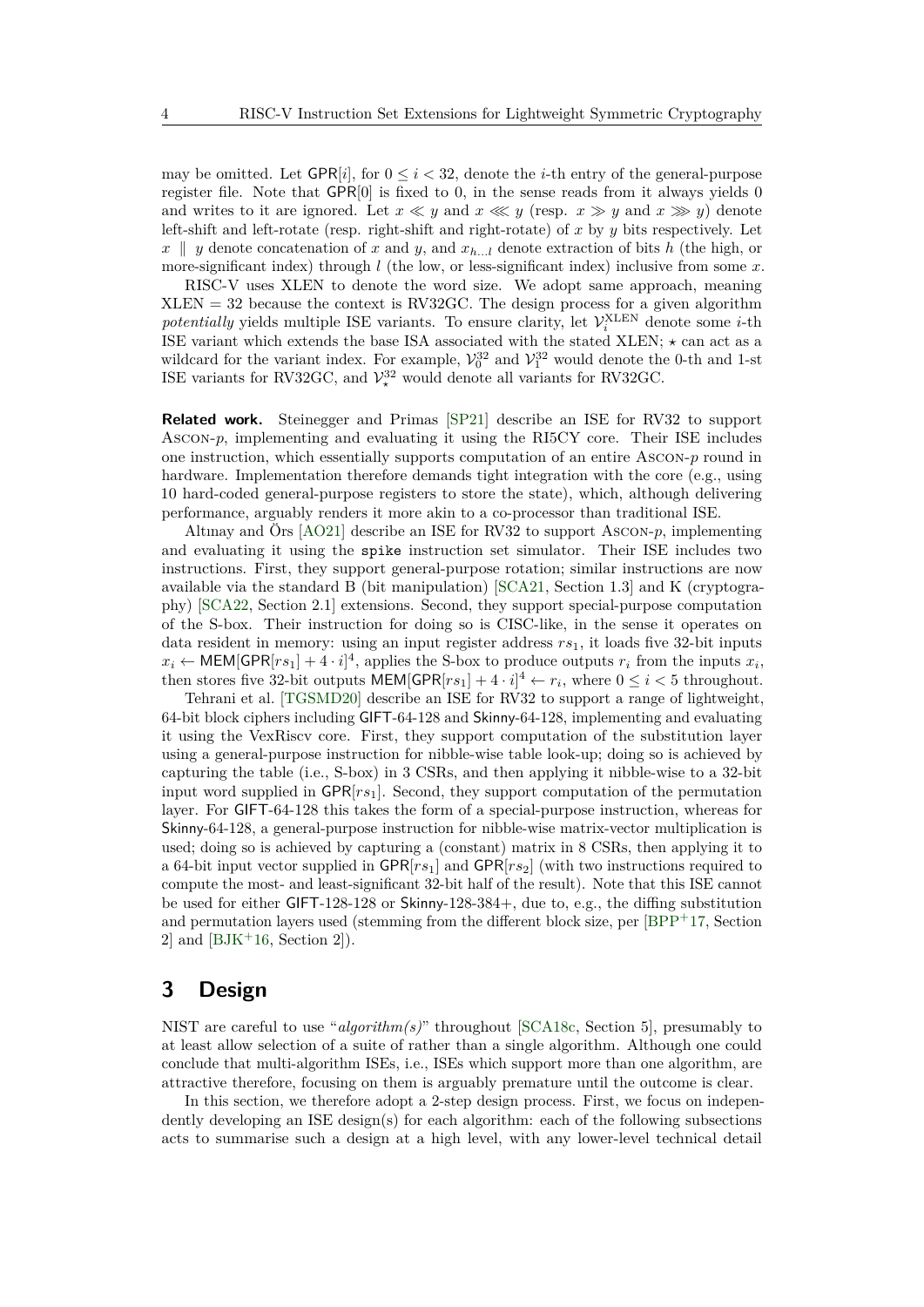may be omitted. Let $\mathsf{GPR}[i]$, for $0 \le i < 32$, denote the $i$-th entry of the general-purpose register file. Note that $\mathsf{GPR}[0]$ is fixed to 0, in the sense reads from it always yields 0 and writes to it are ignored. Let $x \ll y$ and $x \lll y$ (resp. $x \gg y$ and $x \ggg y$) denote left-shift and left-rotate (resp. right-shift and right-rotate) of $x$ by $y$ bits respectively. Let $x \parallel y$ denote concatenation of $x$ and $y$, and $x_{h...l}$ denote extraction of bits $h$ (the high, or more-significant index) through $l$ (the low, or less-significant index) inclusive from some $x$.

RISC-V uses XLEN to denote the word size. We adopt same approach, meaning XLEN = 32 because the context is RV32GC. The design process for a given algorithm *potentially* yields multiple ISE variants. To ensure clarity, let $\mathcal{V}_i^{\text{XLEN}}$ denote some $i$-th ISE variant which extends the base ISA associated with the stated XLEN; $\star$ can act as a wildcard for the variant index. For example, $\mathcal{V}_0^{32}$ and $\mathcal{V}_1^{32}$ would denote the 0-th and 1-st ISE variants for RV32GC, and $\mathcal{V}_\star^{32}$ would denote all variants for RV32GC.

**Related work.** Steinegger and Primas [SP21] describe an ISE for RV32 to support Ascon-$p$, implementing and evaluating it using the RI5CY core. Their ISE includes one instruction, which essentially supports computation of an entire Ascon-$p$ round in hardware. Implementation therefore demands tight integration with the core (e.g., using 10 hard-coded general-purpose registers to store the state), which, although delivering performance, arguably renders it more akin to a co-processor than traditional ISE.

Altınay and Örs [AO21] describe an ISE for RV32 to support Ascon-$p$, implementing and evaluating it using the `spike` instruction set simulator. Their ISE includes two instructions. First, they support general-purpose rotation; similar instructions are now available via the standard B (bit manipulation) [SCA21, Section 1.3] and K (cryptography) [SCA22, Section 2.1] extensions. Second, they support special-purpose computation of the S-box. Their instruction for doing so is CISC-like, in the sense it operates on data resident in memory: using an input register address $rs_1$, it loads five 32-bit inputs $x_i \leftarrow \mathsf{MEM}[\mathsf{GPR}[rs_1] + 4 \cdot i]^4$, applies the S-box to produce outputs $r_i$ from the inputs $x_i$, then stores five 32-bit outputs $\mathsf{MEM}[\mathsf{GPR}[rs_1] + 4 \cdot i]^4 \leftarrow r_i$, where $0 \le i < 5$ throughout.

Tehrani et al. [TGSMD20] describe an ISE for RV32 to support a range of lightweight, 64-bit block ciphers including GIFT-64-128 and Skinny-64-128, implementing and evaluating it using the VexRiscv core. First, they support computation of the substitution layer using a general-purpose instruction for nibble-wise table look-up; doing so is achieved by capturing the table (i.e., S-box) in 3 CSRs, and then applying it nibble-wise to a 32-bit input word supplied in $\mathsf{GPR}[rs_1]$. Second, they support computation of the permutation layer. For GIFT-64-128 this takes the form of a special-purpose instruction, whereas for Skinny-64-128, a general-purpose instruction for nibble-wise matrix-vector multiplication is used; doing so is achieved by capturing a (constant) matrix in 8 CSRs, then applying it to a 64-bit input vector supplied in $\mathsf{GPR}[rs_1]$ and $\mathsf{GPR}[rs_2]$ (with two instructions required to compute the most- and least-significant 32-bit half of the result). Note that this ISE cannot be used for either GIFT-128-128 or Skinny-128-384+, due to, e.g., the diffing substitution and permutation layers used (stemming from the different block size, per [BPP+17, Section 2] and [BJK+16, Section 2]).

## 3 Design

NIST are careful to use "*algorithm(s)*" throughout [SCA18c, Section 5], presumably to at least allow selection of a suite of rather than a single algorithm. Although one could conclude that multi-algorithm ISEs, i.e., ISEs which support more than one algorithm, are attractive therefore, focusing on them is arguably premature until the outcome is clear.

In this section, we therefore adopt a 2-step design process. First, we focus on independently developing an ISE design(s) for each algorithm: each of the following subsections acts to summarise such a design at a high level, with any lower-level technical detail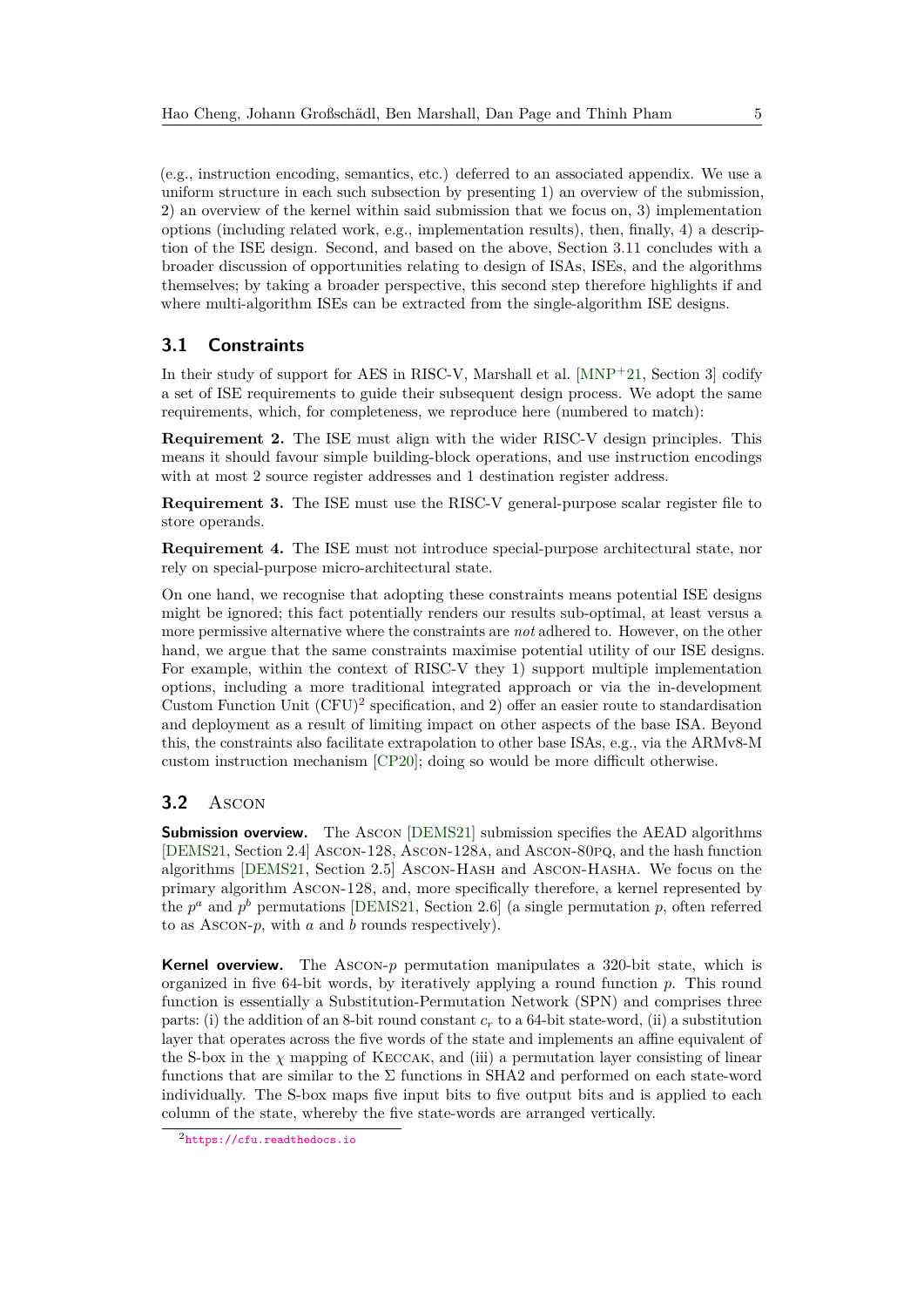(e.g., instruction encoding, semantics, etc.) deferred to an associated appendix. We use a uniform structure in each such subsection by presenting 1) an overview of the submission, 2) an overview of the kernel within said submission that we focus on, 3) implementation options (including related work, e.g., implementation results), then, finally, 4) a description of the ISE design. Second, and based on the above, Section 3.11 concludes with a broader discussion of opportunities relating to design of ISAs, ISEs, and the algorithms themselves; by taking a broader perspective, this second step therefore highlights if and where multi-algorithm ISEs can be extracted from the single-algorithm ISE designs.

## 3.1 Constraints

In their study of support for AES in RISC-V, Marshall et al. [MNP+21, Section 3] codify a set of ISE requirements to guide their subsequent design process. We adopt the same requirements, which, for completeness, we reproduce here (numbered to match):

**Requirement 2.** The ISE must align with the wider RISC-V design principles. This means it should favour simple building-block operations, and use instruction encodings with at most 2 source register addresses and 1 destination register address.

**Requirement 3.** The ISE must use the RISC-V general-purpose scalar register file to store operands.

**Requirement 4.** The ISE must not introduce special-purpose architectural state, nor rely on special-purpose micro-architectural state.

On one hand, we recognise that adopting these constraints means potential ISE designs might be ignored; this fact potentially renders our results sub-optimal, at least versus a more permissive alternative where the constraints are *not* adhered to. However, on the other hand, we argue that the same constraints maximise potential utility of our ISE designs. For example, within the context of RISC-V they 1) support multiple implementation options, including a more traditional integrated approach or via the in-development Custom Function Unit (CFU)[2] specification, and 2) offer an easier route to standardisation and deployment as a result of limiting impact on other aspects of the base ISA. Beyond this, the constraints also facilitate extrapolation to other base ISAs, e.g., via the ARMv8-M custom instruction mechanism [CP20]; doing so would be more difficult otherwise.

## 3.2 Ascon

**Submission overview.** The Ascon [DEMS21] submission specifies the AEAD algorithms [DEMS21, Section 2.4] Ascon-128, Ascon-128a, and Ascon-80pq, and the hash function algorithms [DEMS21, Section 2.5] Ascon-Hash and Ascon-Hasha. We focus on the primary algorithm Ascon-128, and, more specifically therefore, a kernel represented by the $p^a$ and $p^b$ permutations [DEMS21, Section 2.6] (a single permutation $p$, often referred to as Ascon-$p$, with $a$ and $b$ rounds respectively).

**Kernel overview.** The Ascon-$p$ permutation manipulates a 320-bit state, which is organized in five 64-bit words, by iteratively applying a round function $p$. This round function is essentially a Substitution-Permutation Network (SPN) and comprises three parts: (i) the addition of an 8-bit round constant $c_r$ to a 64-bit state-word, (ii) a substitution layer that operates across the five words of the state and implements an affine equivalent of the S-box in the $\chi$ mapping of Keccak, and (iii) a permutation layer consisting of linear functions that are similar to the $\Sigma$ functions in SHA2 and performed on each state-word individually. The S-box maps five input bits to five output bits and is applied to each column of the state, whereby the five state-words are arranged vertically.

[2] https://cfu.readthedocs.io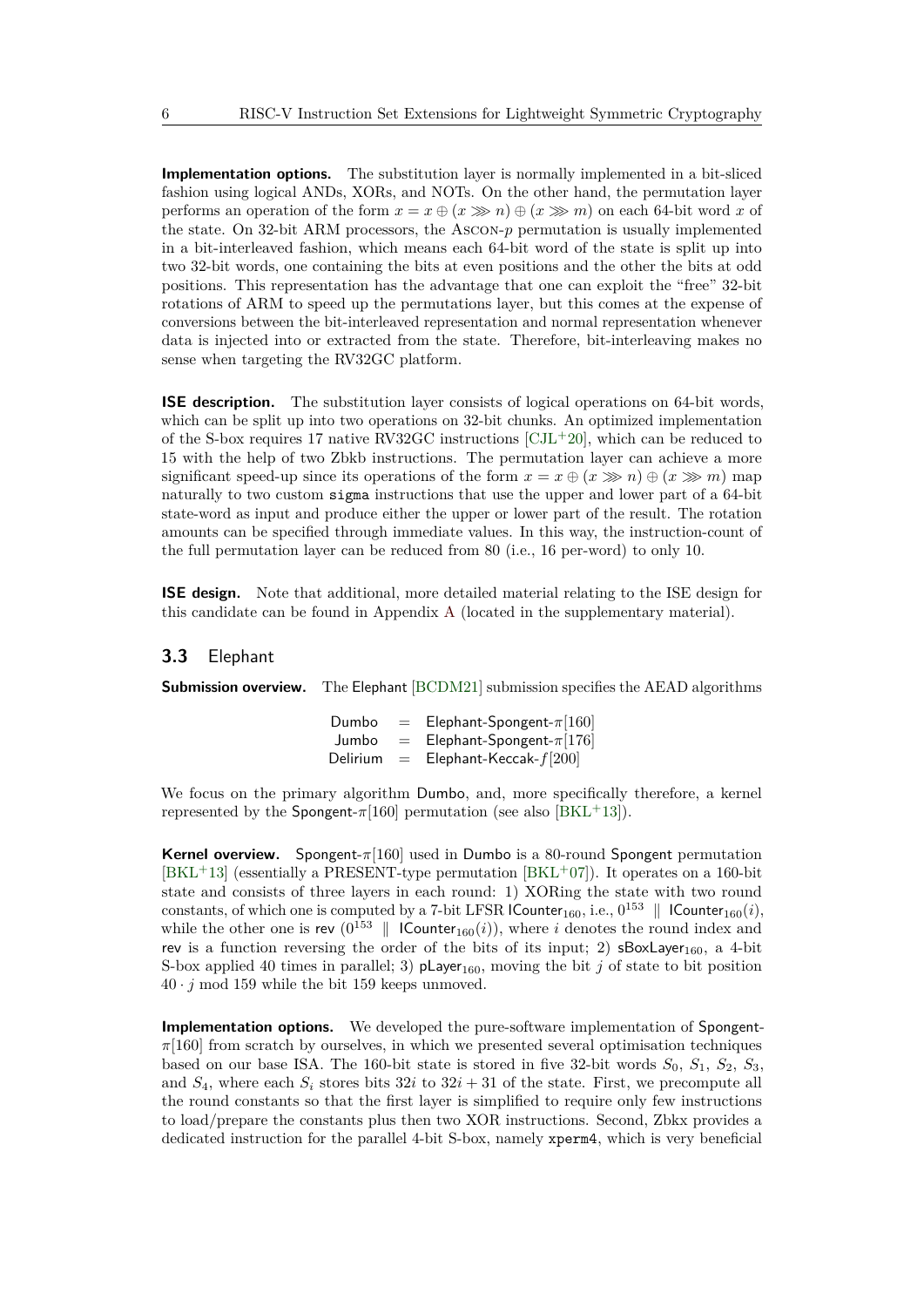**Implementation options.** The substitution layer is normally implemented in a bit-sliced fashion using logical ANDs, XORs, and NOTs. On the other hand, the permutation layer performs an operation of the form $x = x \oplus (x \ggg n) \oplus (x \ggg m)$ on each 64-bit word $x$ of the state. On 32-bit ARM processors, the Ascon-$p$ permutation is usually implemented in a bit-interleaved fashion, which means each 64-bit word of the state is split up into two 32-bit words, one containing the bits at even positions and the other the bits at odd positions. This representation has the advantage that one can exploit the "free" 32-bit rotations of ARM to speed up the permutations layer, but this comes at the expense of conversions between the bit-interleaved representation and normal representation whenever data is injected into or extracted from the state. Therefore, bit-interleaving makes no sense when targeting the RV32GC platform.

**ISE description.** The substitution layer consists of logical operations on 64-bit words, which can be split up into two operations on 32-bit chunks. An optimized implementation of the S-box requires 17 native RV32GC instructions [CJL+20], which can be reduced to 15 with the help of two Zbkb instructions. The permutation layer can achieve a more significant speed-up since its operations of the form $x = x \oplus (x \ggg n) \oplus (x \ggg m)$ map naturally to two custom `sigma` instructions that use the upper and lower part of a 64-bit state-word as input and produce either the upper or lower part of the result. The rotation amounts can be specified through immediate values. In this way, the instruction-count of the full permutation layer can be reduced from 80 (i.e., 16 per-word) to only 10.

**ISE design.** Note that additional, more detailed material relating to the ISE design for this candidate can be found in Appendix A (located in the supplementary material).

### 3.3 Elephant

**Submission overview.** The Elephant [BCDM21] submission specifies the AEAD algorithms

$$\begin{aligned}
\text{Dumbo} &= \text{Elephant-Spongent-}\pi[160] \\
\text{Jumbo} &= \text{Elephant-Spongent-}\pi[176] \\
\text{Delirium} &= \text{Elephant-Keccak-}f[200]
\end{aligned}$$

We focus on the primary algorithm Dumbo, and, more specifically therefore, a kernel represented by the Spongent-$\pi[160]$ permutation (see also [BKL+13]).

**Kernel overview.** Spongent-$\pi[160]$ used in Dumbo is a 80-round Spongent permutation [BKL+13] (essentially a PRESENT-type permutation [BKL+07]). It operates on a 160-bit state and consists of three layers in each round: 1) XORing the state with two round constants, of which one is computed by a 7-bit LFSR $\mathsf{lCounter}_{160}$, i.e., $0^{153} \parallel \mathsf{lCounter}_{160}(i)$, while the other one is $\mathsf{rev}\,(0^{153} \parallel \mathsf{lCounter}_{160}(i))$, where $i$ denotes the round index and $\mathsf{rev}$ is a function reversing the order of the bits of its input; 2) $\mathsf{sBoxLayer}_{160}$, a 4-bit S-box applied 40 times in parallel; 3) $\mathsf{pLayer}_{160}$, moving the bit $j$ of state to bit position $40 \cdot j \bmod 159$ while the bit 159 keeps unmoved.

**Implementation options.** We developed the pure-software implementation of Spongent-$\pi[160]$ from scratch by ourselves, in which we presented several optimisation techniques based on our base ISA. The 160-bit state is stored in five 32-bit words $S_0$, $S_1$, $S_2$, $S_3$, and $S_4$, where each $S_i$ stores bits $32i$ to $32i + 31$ of the state. First, we precompute all the round constants so that the first layer is simplified to require only few instructions to load/prepare the constants plus then two XOR instructions. Second, Zbkx provides a dedicated instruction for the parallel 4-bit S-box, namely `xperm4`, which is very beneficial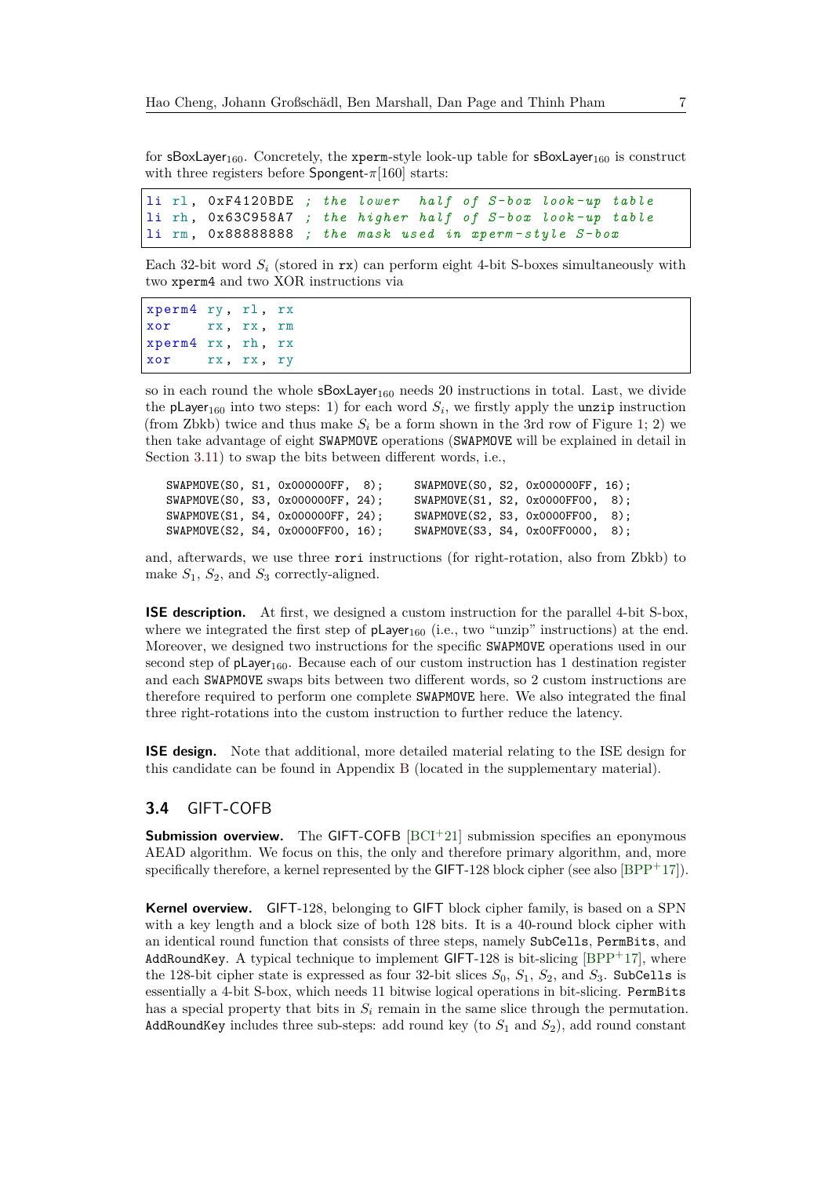for $\mathsf{sBoxLayer}_{160}$. Concretely, the xperm-style look-up table for $\mathsf{sBoxLayer}_{160}$ is construct with three registers before Spongent-$\pi$[160] starts:

```
li rl, 0xF4120BDE ; the lower  half of S-box look-up table
li rh, 0x63C958A7 ; the higher half of S-box look-up table
li rm, 0x88888888 ; the mask used in xperm-style S-box
```

Each 32-bit word $S_i$ (stored in rx) can perform eight 4-bit S-boxes simultaneously with two xperm4 and two XOR instructions via

```
xperm4 ry, rl, rx
xor    rx, rx, rm
xperm4 rx, rh, rx
xor    rx, rx, ry
```

so in each round the whole $\mathsf{sBoxLayer}_{160}$ needs 20 instructions in total. Last, we divide the $\mathsf{pLayer}_{160}$ into two steps: 1) for each word $S_i$, we firstly apply the unzip instruction (from Zbkb) twice and thus make $S_i$ be a form shown in the 3rd row of Figure 1; 2) we then take advantage of eight SWAPMOVE operations (SWAPMOVE will be explained in detail in Section 3.11) to swap the bits between different words, i.e.,

```
SWAPMOVE(S0, S1, 0x000000FF,  8);    SWAPMOVE(S0, S2, 0x000000FF, 16);
SWAPMOVE(S0, S3, 0x000000FF, 24);    SWAPMOVE(S1, S2, 0x0000FF00,  8);
SWAPMOVE(S1, S4, 0x000000FF, 24);    SWAPMOVE(S2, S3, 0x0000FF00,  8);
SWAPMOVE(S2, S4, 0x0000FF00, 16);    SWAPMOVE(S3, S4, 0x00FF0000,  8);
```

and, afterwards, we use three rori instructions (for right-rotation, also from Zbkb) to make $S_1$, $S_2$, and $S_3$ correctly-aligned.

**ISE description.** At first, we designed a custom instruction for the parallel 4-bit S-box, where we integrated the first step of $\mathsf{pLayer}_{160}$ (i.e., two "unzip" instructions) at the end. Moreover, we designed two instructions for the specific SWAPMOVE operations used in our second step of $\mathsf{pLayer}_{160}$. Because each of our custom instruction has 1 destination register and each SWAPMOVE swaps bits between two different words, so 2 custom instructions are therefore required to perform one complete SWAPMOVE here. We also integrated the final three right-rotations into the custom instruction to further reduce the latency.

**ISE design.** Note that additional, more detailed material relating to the ISE design for this candidate can be found in Appendix B (located in the supplementary material).

## 3.4 GIFT-COFB

**Submission overview.** The GIFT-COFB [BCI+21] submission specifies an eponymous AEAD algorithm. We focus on this, the only and therefore primary algorithm, and, more specifically therefore, a kernel represented by the GIFT-128 block cipher (see also [BPP+17]).

**Kernel overview.** GIFT-128, belonging to GIFT block cipher family, is based on a SPN with a key length and a block size of both 128 bits. It is a 40-round block cipher with an identical round function that consists of three steps, namely SubCells, PermBits, and AddRoundKey. A typical technique to implement GIFT-128 is bit-slicing [BPP+17], where the 128-bit cipher state is expressed as four 32-bit slices $S_0$, $S_1$, $S_2$, and $S_3$. SubCells is essentially a 4-bit S-box, which needs 11 bitwise logical operations in bit-slicing. PermBits has a special property that bits in $S_i$ remain in the same slice through the permutation. AddRoundKey includes three sub-steps: add round key (to $S_1$ and $S_2$), add round constant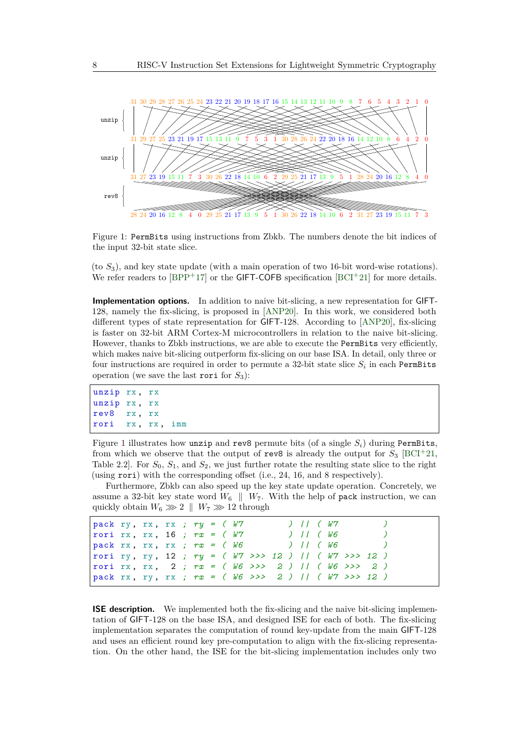unzip

31 30 29 28 27 26 25 24 23 22 21 20 19 18 17 16 15 14 13 12 11 10 9 8 7 6 5 4 3 2 1 0

31 29 27 25 23 21 19 17 15 13 11 9 7 5 3 1 30 28 26 24 22 20 18 16 14 12 10 8 6 4 2 0

unzip

31 27 23 19 15 11 7 3 30 26 22 18 14 10 6 2 29 25 21 17 13 9 5 1 28 24 20 16 12 8 4 0

rev8

28 24 20 16 12 8 4 0 29 25 21 17 13 9 5 1 30 26 22 18 14 10 6 2 31 27 23 19 15 11 7 3

Figure 1: PermBits using instructions from Zbkb. The numbers denote the bit indices of the input 32-bit state slice.

(to $S_3$), and key state update (with a main operation of two 16-bit word-wise rotations). We refer readers to [BPP+17] or the GIFT-COFB specification [BCI+21] for more details.

**Implementation options.** In addition to naive bit-slicing, a new representation for GIFT-128, namely the fix-slicing, is proposed in [ANP20]. In this work, we considered both different types of state representation for GIFT-128. According to [ANP20], fix-slicing is faster on 32-bit ARM Cortex-M microcontrollers in relation to the naive bit-slicing. However, thanks to Zbkb instructions, we are able to execute the PermBits very efficiently, which makes naive bit-slicing outperform fix-slicing on our base ISA. In detail, only three or four instructions are required in order to permute a 32-bit state slice $S_i$ in each PermBits operation (we save the last rori for $S_3$):

```
unzip rx, rx
unzip rx, rx
rev8  rx, rx
rori  rx, rx, imm
```

Figure 1 illustrates how unzip and rev8 permute bits (of a single $S_i$) during PermBits, from which we observe that the output of rev8 is already the output for $S_3$ [BCI+21, Table 2.2]. For $S_0$, $S_1$, and $S_2$, we just further rotate the resulting state slice to the right (using rori) with the corresponding offset (i.e., 24, 16, and 8 respectively).

Furthermore, Zbkb can also speed up the key state update operation. Concretely, we assume a 32-bit key state word $W_6 \parallel W_7$. With the help of pack instruction, we can quickly obtain $W_6 \ggg 2 \parallel W_7 \ggg 12$ through

```
pack ry, rx, rx ; ry = ( W7        ) || ( W7        )
rori rx, rx, 16 ; rx = ( W7        ) || ( W6        )
pack rx, rx, rx ; rx = ( W6        ) || ( W6        )
rori ry, ry, 12 ; ry = ( W7 >>> 12 ) || ( W7 >>> 12 )
rori rx, rx,  2 ; rx = ( W6 >>>  2 ) || ( W6 >>>  2 )
pack rx, ry, rx ; rx = ( W6 >>>  2 ) || ( W7 >>> 12 )
```

**ISE description.** We implemented both the fix-slicing and the naive bit-slicing implementation of GIFT-128 on the base ISA, and designed ISE for each of both. The fix-slicing implementation separates the computation of round key-update from the main GIFT-128 and uses an efficient round key pre-computation to align with the fix-slicing representation. On the other hand, the ISE for the bit-slicing implementation includes only two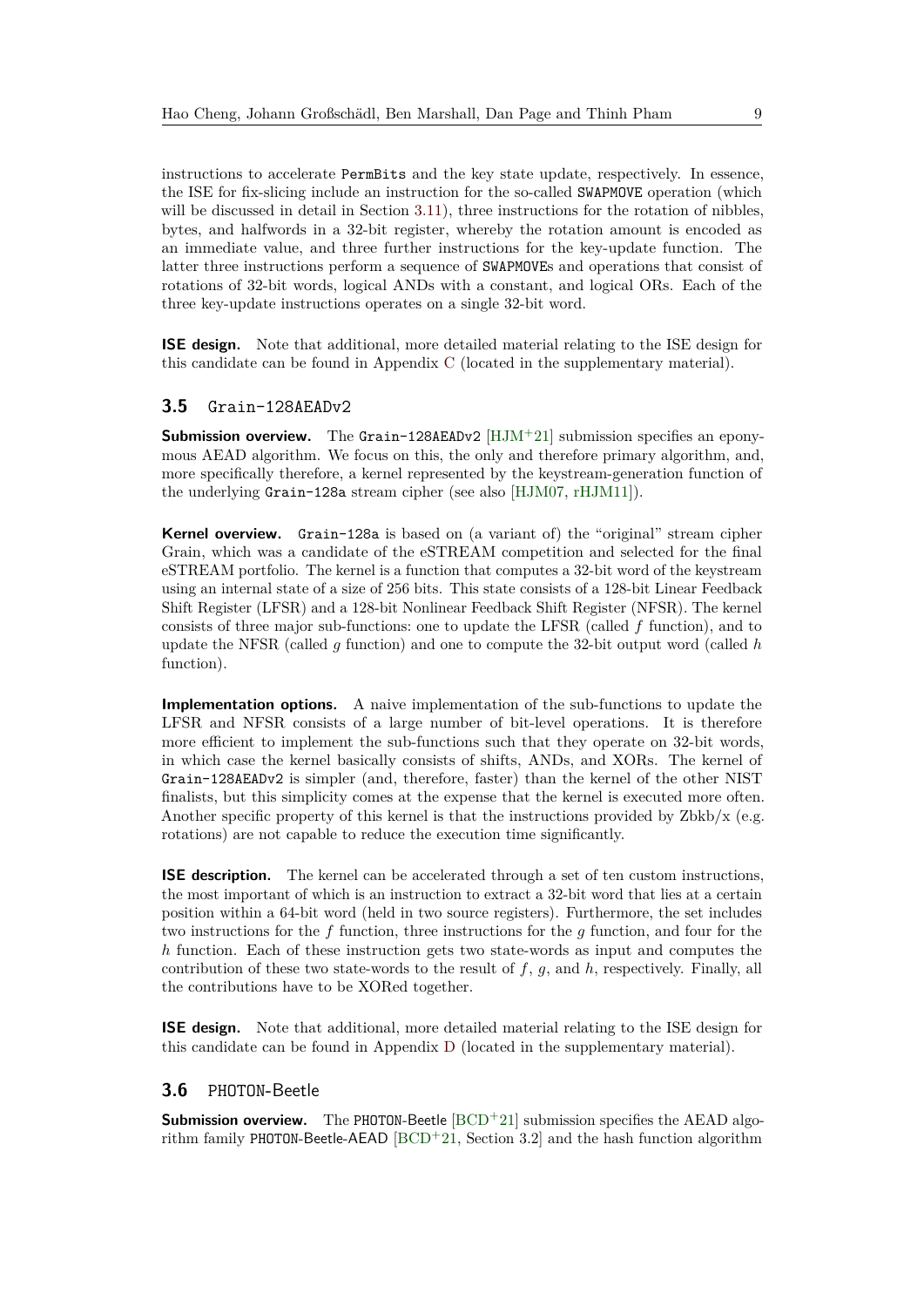instructions to accelerate PermBits and the key state update, respectively. In essence, the ISE for fix-slicing include an instruction for the so-called SWAPMOVE operation (which will be discussed in detail in Section 3.11), three instructions for the rotation of nibbles, bytes, and halfwords in a 32-bit register, whereby the rotation amount is encoded as an immediate value, and three further instructions for the key-update function. The latter three instructions perform a sequence of SWAPMOVEs and operations that consist of rotations of 32-bit words, logical ANDs with a constant, and logical ORs. Each of the three key-update instructions operates on a single 32-bit word.

**ISE design.** Note that additional, more detailed material relating to the ISE design for this candidate can be found in Appendix C (located in the supplementary material).

### 3.5 Grain-128AEADv2

**Submission overview.** The Grain-128AEADv2 [HJM+21] submission specifies an eponymous AEAD algorithm. We focus on this, the only and therefore primary algorithm, and, more specifically therefore, a kernel represented by the keystream-generation function of the underlying Grain-128a stream cipher (see also [HJM07, rHJM11]).

**Kernel overview.** Grain-128a is based on (a variant of) the "original" stream cipher Grain, which was a candidate of the eSTREAM competition and selected for the final eSTREAM portfolio. The kernel is a function that computes a 32-bit word of the keystream using an internal state of a size of 256 bits. This state consists of a 128-bit Linear Feedback Shift Register (LFSR) and a 128-bit Nonlinear Feedback Shift Register (NFSR). The kernel consists of three major sub-functions: one to update the LFSR (called $f$ function), and to update the NFSR (called $g$ function) and one to compute the 32-bit output word (called $h$ function).

**Implementation options.** A naive implementation of the sub-functions to update the LFSR and NFSR consists of a large number of bit-level operations. It is therefore more efficient to implement the sub-functions such that they operate on 32-bit words, in which case the kernel basically consists of shifts, ANDs, and XORs. The kernel of Grain-128AEADv2 is simpler (and, therefore, faster) than the kernel of the other NIST finalists, but this simplicity comes at the expense that the kernel is executed more often. Another specific property of this kernel is that the instructions provided by Zbkb/x (e.g. rotations) are not capable to reduce the execution time significantly.

**ISE description.** The kernel can be accelerated through a set of ten custom instructions, the most important of which is an instruction to extract a 32-bit word that lies at a certain position within a 64-bit word (held in two source registers). Furthermore, the set includes two instructions for the $f$ function, three instructions for the $g$ function, and four for the $h$ function. Each of these instruction gets two state-words as input and computes the contribution of these two state-words to the result of $f$, $g$, and $h$, respectively. Finally, all the contributions have to be XORed together.

**ISE design.** Note that additional, more detailed material relating to the ISE design for this candidate can be found in Appendix D (located in the supplementary material).

### 3.6 PHOTON-Beetle

**Submission overview.** The PHOTON-Beetle [BCD+21] submission specifies the AEAD algorithm family PHOTON-Beetle-AEAD [BCD+21, Section 3.2] and the hash function algorithm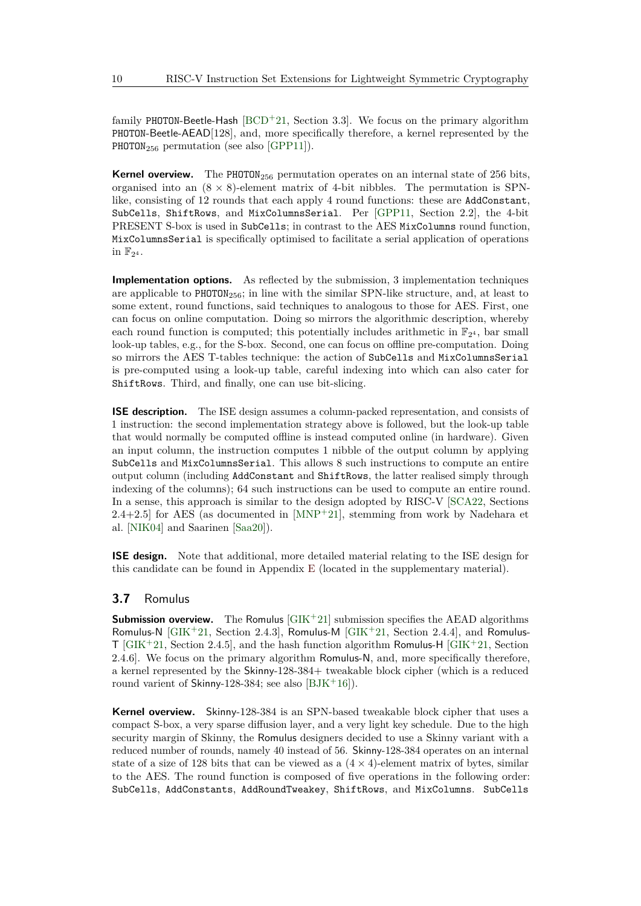family PHOTON-Beetle-Hash [BCD+21, Section 3.3]. We focus on the primary algorithm PHOTON-Beetle-AEAD[128], and, more specifically therefore, a kernel represented by the $\text{PHOTON}_{256}$ permutation (see also [GPP11]).

**Kernel overview.** The $\text{PHOTON}_{256}$ permutation operates on an internal state of 256 bits, organised into an $(8 \times 8)$-element matrix of 4-bit nibbles. The permutation is SPN-like, consisting of 12 rounds that each apply 4 round functions: these are `AddConstant`, `SubCells`, `ShiftRows`, and `MixColumnsSerial`. Per [GPP11, Section 2.2], the 4-bit PRESENT S-box is used in `SubCells`; in contrast to the AES `MixColumns` round function, `MixColumnsSerial` is specifically optimised to facilitate a serial application of operations in $\mathbb{F}_{2^4}$.

**Implementation options.** As reflected by the submission, 3 implementation techniques are applicable to $\text{PHOTON}_{256}$; in line with the similar SPN-like structure, and, at least to some extent, round functions, said techniques to analogous to those for AES. First, one can focus on online computation. Doing so mirrors the algorithmic description, whereby each round function is computed; this potentially includes arithmetic in $\mathbb{F}_{2^4}$, bar small look-up tables, e.g., for the S-box. Second, one can focus on offline pre-computation. Doing so mirrors the AES T-tables technique: the action of `SubCells` and `MixColumnsSerial` is pre-computed using a look-up table, careful indexing into which can also cater for `ShiftRows`. Third, and finally, one can use bit-slicing.

**ISE description.** The ISE design assumes a column-packed representation, and consists of 1 instruction: the second implementation strategy above is followed, but the look-up table that would normally be computed offline is instead computed online (in hardware). Given an input column, the instruction computes 1 nibble of the output column by applying `SubCells` and `MixColumnsSerial`. This allows 8 such instructions to compute an entire output column (including `AddConstant` and `ShiftRows`, the latter realised simply through indexing of the columns); 64 such instructions can be used to compute an entire round. In a sense, this approach is similar to the design adopted by RISC-V [SCA22, Sections 2.4+2.5] for AES (as documented in [MNP+21], stemming from work by Nadehara et al. [NIK04] and Saarinen [Saa20]).

**ISE design.** Note that additional, more detailed material relating to the ISE design for this candidate can be found in Appendix E (located in the supplementary material).

### 3.7 Romulus

**Submission overview.** The Romulus [GIK+21] submission specifies the AEAD algorithms Romulus-N [GIK+21, Section 2.4.3], Romulus-M [GIK+21, Section 2.4.4], and Romulus-T [GIK+21, Section 2.4.5], and the hash function algorithm Romulus-H [GIK+21, Section 2.4.6]. We focus on the primary algorithm Romulus-N, and, more specifically therefore, a kernel represented by the Skinny-128-384+ tweakable block cipher (which is a reduced round varient of Skinny-128-384; see also [BJK+16]).

**Kernel overview.** Skinny-128-384 is an SPN-based tweakable block cipher that uses a compact S-box, a very sparse diffusion layer, and a very light key schedule. Due to the high security margin of Skinny, the Romulus designers decided to use a Skinny variant with a reduced number of rounds, namely 40 instead of 56. Skinny-128-384 operates on an internal state of a size of 128 bits that can be viewed as a $(4 \times 4)$-element matrix of bytes, similar to the AES. The round function is composed of five operations in the following order: `SubCells`, `AddConstants`, `AddRoundTweakey`, `ShiftRows`, and `MixColumns`. `SubCells`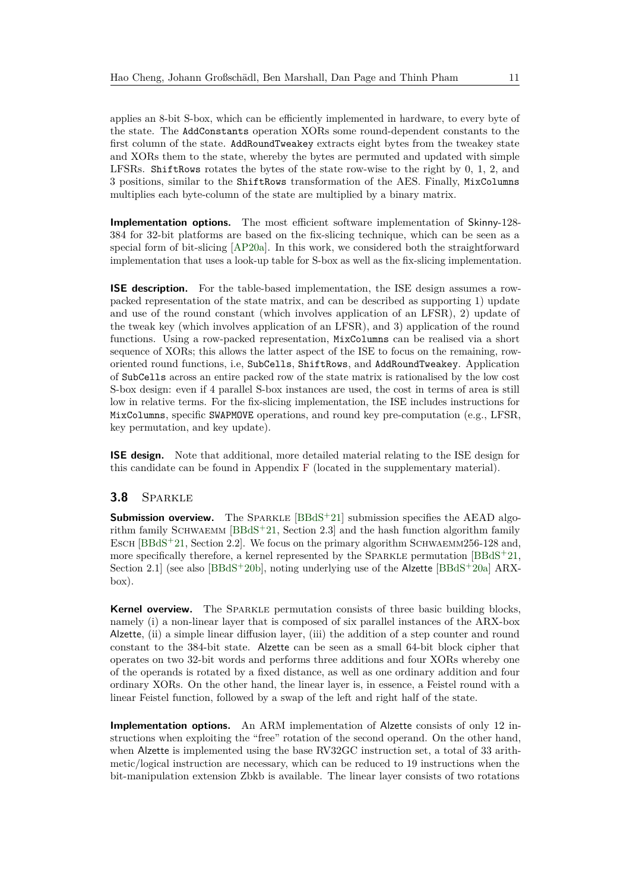applies an 8-bit S-box, which can be efficiently implemented in hardware, to every byte of the state. The `AddConstants` operation XORs some round-dependent constants to the first column of the state. `AddRoundTweakey` extracts eight bytes from the tweakey state and XORs them to the state, whereby the bytes are permuted and updated with simple LFSRs. `ShiftRows` rotates the bytes of the state row-wise to the right by 0, 1, 2, and 3 positions, similar to the `ShiftRows` transformation of the AES. Finally, `MixColumns` multiplies each byte-column of the state are multiplied by a binary matrix.

**Implementation options.** The most efficient software implementation of Skinny-128-384 for 32-bit platforms are based on the fix-slicing technique, which can be seen as a special form of bit-slicing [AP20a]. In this work, we considered both the straightforward implementation that uses a look-up table for S-box as well as the fix-slicing implementation.

**ISE description.** For the table-based implementation, the ISE design assumes a row-packed representation of the state matrix, and can be described as supporting 1) update and use of the round constant (which involves application of an LFSR), 2) update of the tweak key (which involves application of an LFSR), and 3) application of the round functions. Using a row-packed representation, `MixColumns` can be realised via a short sequence of XORs; this allows the latter aspect of the ISE to focus on the remaining, row-oriented round functions, i.e, `SubCells`, `ShiftRows`, and `AddRoundTweakey`. Application of `SubCells` across an entire packed row of the state matrix is rationalised by the low cost S-box design: even if 4 parallel S-box instances are used, the cost in terms of area is still low in relative terms. For the fix-slicing implementation, the ISE includes instructions for `MixColumns`, specific `SWAPMOVE` operations, and round key pre-computation (e.g., LFSR, key permutation, and key update).

**ISE design.** Note that additional, more detailed material relating to the ISE design for this candidate can be found in Appendix F (located in the supplementary material).

### 3.8 Sparkle

**Submission overview.** The Sparkle [BBdS+21] submission specifies the AEAD algorithm family Schwaemm [BBdS+21, Section 2.3] and the hash function algorithm family Esch [BBdS+21, Section 2.2]. We focus on the primary algorithm Schwaemm256-128 and, more specifically therefore, a kernel represented by the Sparkle permutation [BBdS+21, Section 2.1] (see also [BBdS+20b], noting underlying use of the Alzette [BBdS+20a] ARX-box).

**Kernel overview.** The Sparkle permutation consists of three basic building blocks, namely (i) a non-linear layer that is composed of six parallel instances of the ARX-box Alzette, (ii) a simple linear diffusion layer, (iii) the addition of a step counter and round constant to the 384-bit state. Alzette can be seen as a small 64-bit block cipher that operates on two 32-bit words and performs three additions and four XORs whereby one of the operands is rotated by a fixed distance, as well as one ordinary addition and four ordinary XORs. On the other hand, the linear layer is, in essence, a Feistel round with a linear Feistel function, followed by a swap of the left and right half of the state.

**Implementation options.** An ARM implementation of Alzette consists of only 12 instructions when exploiting the "free" rotation of the second operand. On the other hand, when Alzette is implemented using the base RV32GC instruction set, a total of 33 arithmetic/logical instruction are necessary, which can be reduced to 19 instructions when the bit-manipulation extension Zbkb is available. The linear layer consists of two rotations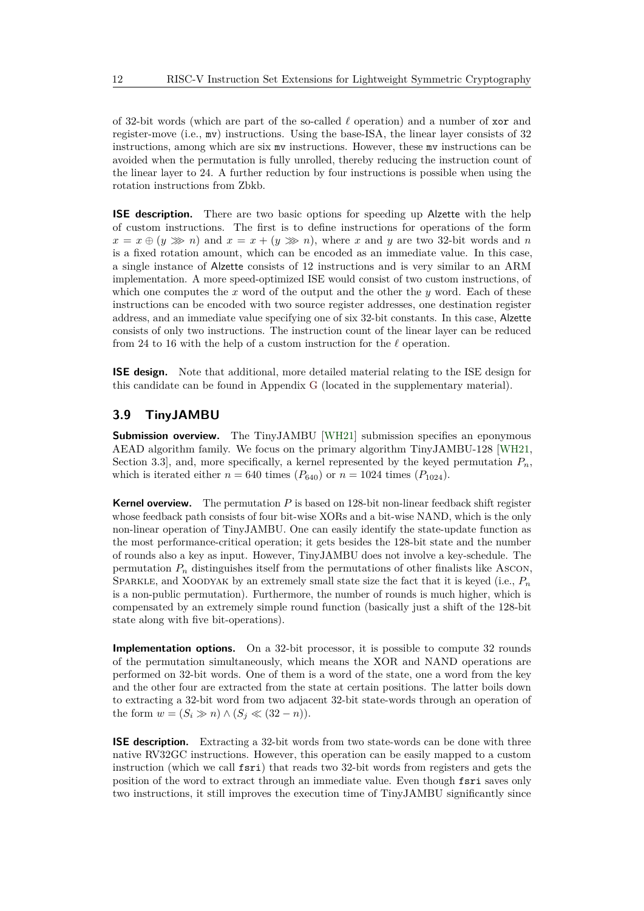of 32-bit words (which are part of the so-called $\ell$ operation) and a number of `xor` and register-move (i.e., `mv`) instructions. Using the base-ISA, the linear layer consists of 32 instructions, among which are six `mv` instructions. However, these `mv` instructions can be avoided when the permutation is fully unrolled, thereby reducing the instruction count of the linear layer to 24. A further reduction by four instructions is possible when using the rotation instructions from Zbkb.

**ISE description.** There are two basic options for speeding up Alzette with the help of custom instructions. The first is to define instructions for operations of the form $x = x \oplus (y \ggg n)$ and $x = x + (y \ggg n)$, where $x$ and $y$ are two 32-bit words and $n$ is a fixed rotation amount, which can be encoded as an immediate value. In this case, a single instance of Alzette consists of 12 instructions and is very similar to an ARM implementation. A more speed-optimized ISE would consist of two custom instructions, of which one computes the $x$ word of the output and the other the $y$ word. Each of these instructions can be encoded with two source register addresses, one destination register address, and an immediate value specifying one of six 32-bit constants. In this case, Alzette consists of only two instructions. The instruction count of the linear layer can be reduced from 24 to 16 with the help of a custom instruction for the $\ell$ operation.

**ISE design.** Note that additional, more detailed material relating to the ISE design for this candidate can be found in Appendix G (located in the supplementary material).

## 3.9 TinyJAMBU

**Submission overview.** The TinyJAMBU [WH21] submission specifies an eponymous AEAD algorithm family. We focus on the primary algorithm TinyJAMBU-128 [WH21, Section 3.3], and, more specifically, a kernel represented by the keyed permutation $P_n$, which is iterated either $n = 640$ times ($P_{640}$) or $n = 1024$ times ($P_{1024}$).

**Kernel overview.** The permutation $P$ is based on 128-bit non-linear feedback shift register whose feedback path consists of four bit-wise XORs and a bit-wise NAND, which is the only non-linear operation of TinyJAMBU. One can easily identify the state-update function as the most performance-critical operation; it gets besides the 128-bit state and the number of rounds also a key as input. However, TinyJAMBU does not involve a key-schedule. The permutation $P_n$ distinguishes itself from the permutations of other finalists like Ascon, Sparkle, and Xoodyak by an extremely small state size the fact that it is keyed (i.e., $P_n$ is a non-public permutation). Furthermore, the number of rounds is much higher, which is compensated by an extremely simple round function (basically just a shift of the 128-bit state along with five bit-operations).

**Implementation options.** On a 32-bit processor, it is possible to compute 32 rounds of the permutation simultaneously, which means the XOR and NAND operations are performed on 32-bit words. One of them is a word of the state, one a word from the key and the other four are extracted from the state at certain positions. The latter boils down to extracting a 32-bit word from two adjacent 32-bit state-words through an operation of the form $w = (S_i \gg n) \wedge (S_j \ll (32 - n))$.

**ISE description.** Extracting a 32-bit words from two state-words can be done with three native RV32GC instructions. However, this operation can be easily mapped to a custom instruction (which we call `fsri`) that reads two 32-bit words from registers and gets the position of the word to extract through an immediate value. Even though `fsri` saves only two instructions, it still improves the execution time of TinyJAMBU significantly since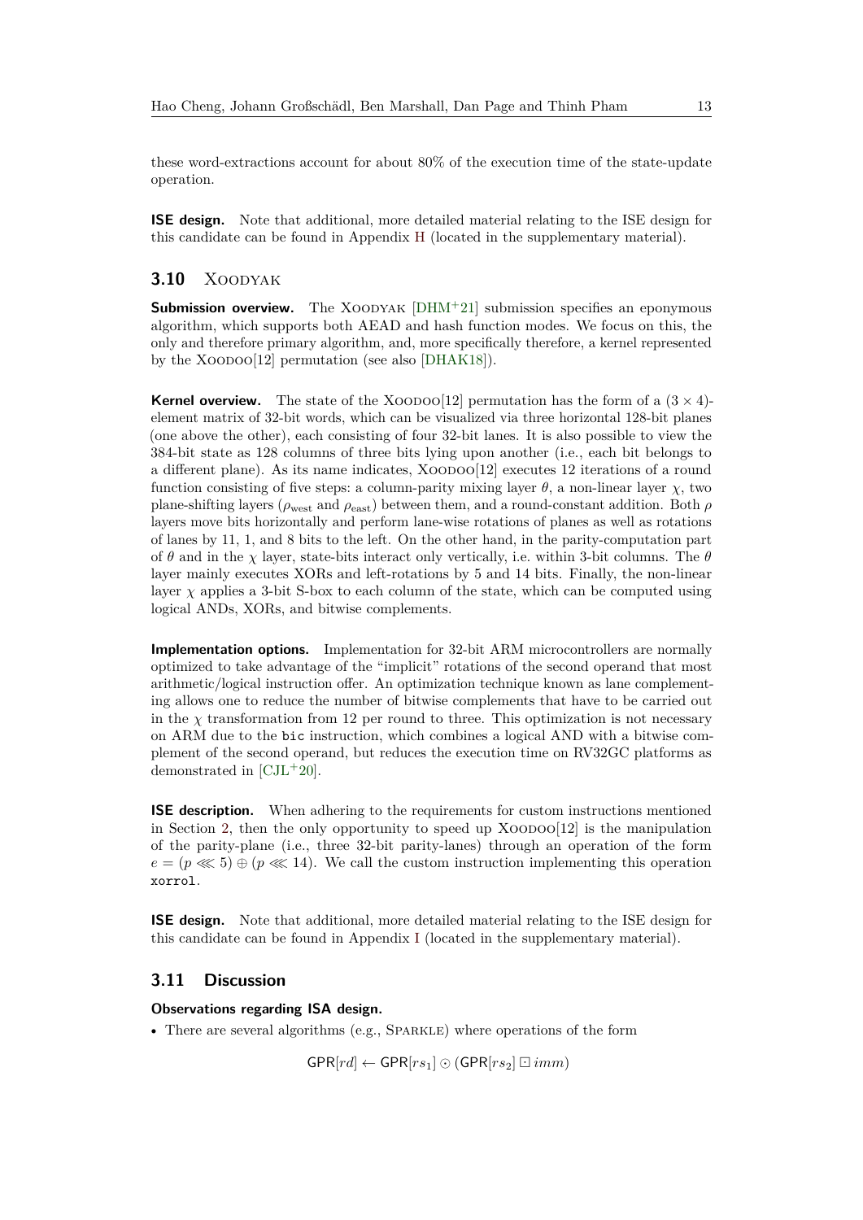these word-extractions account for about 80% of the execution time of the state-update operation.

**ISE design.** Note that additional, more detailed material relating to the ISE design for this candidate can be found in Appendix H (located in the supplementary material).

## 3.10 Xoodyak

**Submission overview.** The Xoodyak [DHM+21] submission specifies an eponymous algorithm, which supports both AEAD and hash function modes. We focus on this, the only and therefore primary algorithm, and, more specifically therefore, a kernel represented by the Xoodoo[12] permutation (see also [DHAK18]).

**Kernel overview.** The state of the Xoodoo[12] permutation has the form of a $(3 \times 4)$-element matrix of 32-bit words, which can be visualized via three horizontal 128-bit planes (one above the other), each consisting of four 32-bit lanes. It is also possible to view the 384-bit state as 128 columns of three bits lying upon another (i.e., each bit belongs to a different plane). As its name indicates, Xoodoo[12] executes 12 iterations of a round function consisting of five steps: a column-parity mixing layer $\theta$, a non-linear layer $\chi$, two plane-shifting layers ($\rho_{\text{west}}$ and $\rho_{\text{east}}$) between them, and a round-constant addition. Both $\rho$ layers move bits horizontally and perform lane-wise rotations of planes as well as rotations of lanes by 11, 1, and 8 bits to the left. On the other hand, in the parity-computation part of $\theta$ and in the $\chi$ layer, state-bits interact only vertically, i.e. within 3-bit columns. The $\theta$ layer mainly executes XORs and left-rotations by 5 and 14 bits. Finally, the non-linear layer $\chi$ applies a 3-bit S-box to each column of the state, which can be computed using logical ANDs, XORs, and bitwise complements.

**Implementation options.** Implementation for 32-bit ARM microcontrollers are normally optimized to take advantage of the "implicit" rotations of the second operand that most arithmetic/logical instruction offer. An optimization technique known as lane complementing allows one to reduce the number of bitwise complements that have to be carried out in the $\chi$ transformation from 12 per round to three. This optimization is not necessary on ARM due to the `bic` instruction, which combines a logical AND with a bitwise complement of the second operand, but reduces the execution time on RV32GC platforms as demonstrated in [CJL+20].

**ISE description.** When adhering to the requirements for custom instructions mentioned in Section 2, then the only opportunity to speed up Xoodoo[12] is the manipulation of the parity-plane (i.e., three 32-bit parity-lanes) through an operation of the form $e = (p \lll 5) \oplus (p \lll 14)$. We call the custom instruction implementing this operation `xorrol`.

**ISE design.** Note that additional, more detailed material relating to the ISE design for this candidate can be found in Appendix I (located in the supplementary material).

## 3.11 Discussion

### Observations regarding ISA design.

- There are several algorithms (e.g., Sparkle) where operations of the form

$$\mathsf{GPR}[rd] \leftarrow \mathsf{GPR}[rs_1] \odot (\mathsf{GPR}[rs_2] \boxdot imm)$$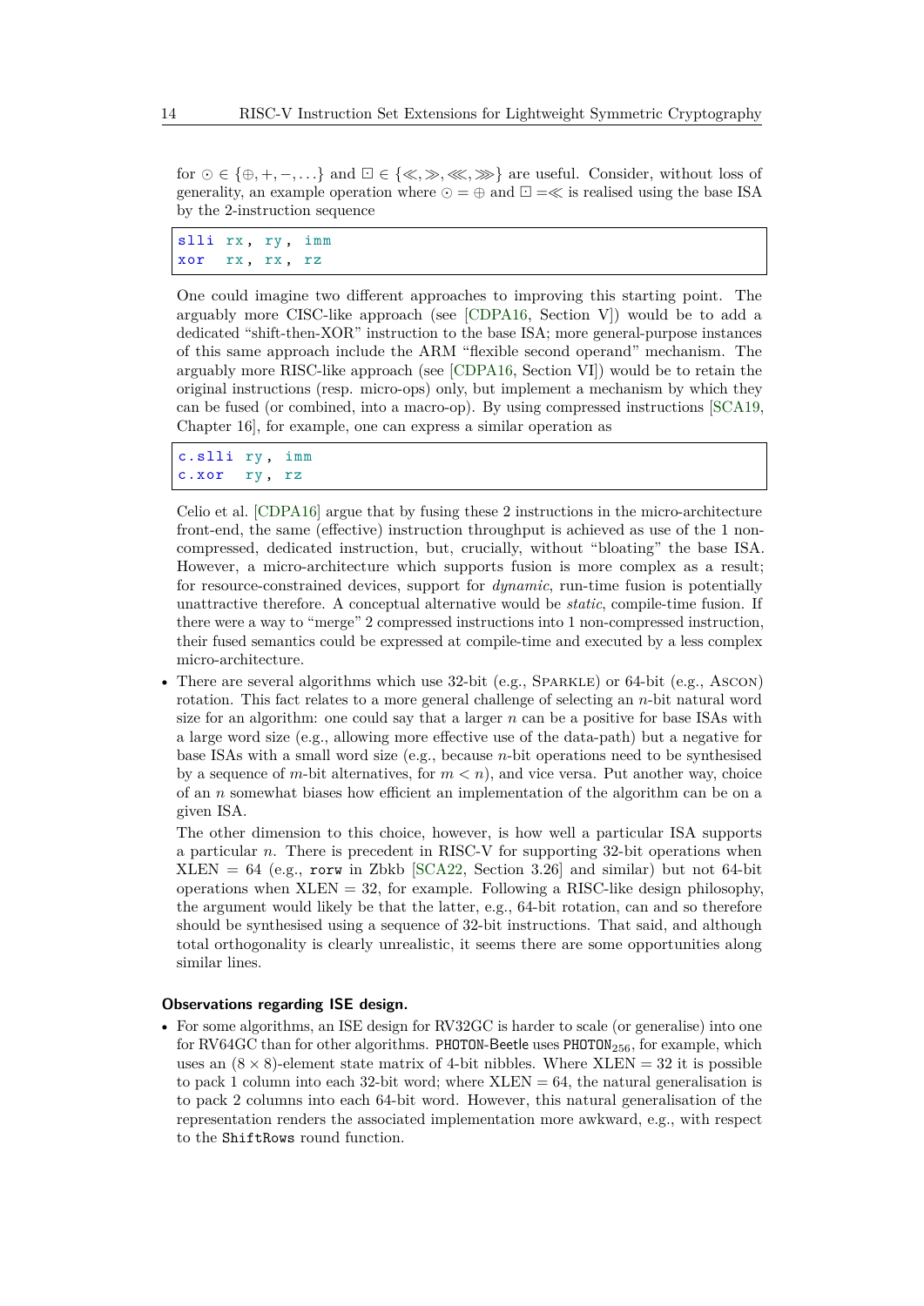for $\odot \in \{\oplus, +, -, \ldots\}$ and $\boxdot \in \{\ll, \gg, \lll, \ggg\}$ are useful. Consider, without loss of generality, an example operation where $\odot = \oplus$ and $\boxdot = \ll$ is realised using the base ISA by the 2-instruction sequence

```
slli rx, ry, imm
xor  rx, rx, rz
```

One could imagine two different approaches to improving this starting point. The arguably more CISC-like approach (see [CDPA16, Section V]) would be to add a dedicated "shift-then-XOR" instruction to the base ISA; more general-purpose instances of this same approach include the ARM "flexible second operand" mechanism. The arguably more RISC-like approach (see [CDPA16, Section VI]) would be to retain the original instructions (resp. micro-ops) only, but implement a mechanism by which they can be fused (or combined, into a macro-op). By using compressed instructions [SCA19, Chapter 16], for example, one can express a similar operation as

```
c.slli ry, imm
c.xor  ry, rz
```

Celio et al. [CDPA16] argue that by fusing these 2 instructions in the micro-architecture front-end, the same (effective) instruction throughput is achieved as use of the 1 non-compressed, dedicated instruction, but, crucially, without "bloating" the base ISA. However, a micro-architecture which supports fusion is more complex as a result; for resource-constrained devices, support for *dynamic*, run-time fusion is potentially unattractive therefore. A conceptual alternative would be *static*, compile-time fusion. If there were a way to "merge" 2 compressed instructions into 1 non-compressed instruction, their fused semantics could be expressed at compile-time and executed by a less complex micro-architecture.

- There are several algorithms which use 32-bit (e.g., SPARKLE) or 64-bit (e.g., ASCON) rotation. This fact relates to a more general challenge of selecting an $n$-bit natural word size for an algorithm: one could say that a larger $n$ can be a positive for base ISAs with a large word size (e.g., allowing more effective use of the data-path) but a negative for base ISAs with a small word size (e.g., because $n$-bit operations need to be synthesised by a sequence of $m$-bit alternatives, for $m < n$), and vice versa. Put another way, choice of an $n$ somewhat biases how efficient an implementation of the algorithm can be on a given ISA.

  The other dimension to this choice, however, is how well a particular ISA supports a particular $n$. There is precedent in RISC-V for supporting 32-bit operations when XLEN $= 64$ (e.g., `rorw` in Zbkb [SCA22, Section 3.26] and similar) but not 64-bit operations when XLEN $= 32$, for example. Following a RISC-like design philosophy, the argument would likely be that the latter, e.g., 64-bit rotation, can and so therefore should be synthesised using a sequence of 32-bit instructions. That said, and although total orthogonality is clearly unrealistic, it seems there are some opportunities along similar lines.

**Observations regarding ISE design.**

- For some algorithms, an ISE design for RV32GC is harder to scale (or generalise) into one for RV64GC than for other algorithms. PHOTON-Beetle uses $\text{PHOTON}_{256}$, for example, which uses an $(8 \times 8)$-element state matrix of 4-bit nibbles. Where XLEN $= 32$ it is possible to pack 1 column into each 32-bit word; where XLEN $= 64$, the natural generalisation is to pack 2 columns into each 64-bit word. However, this natural generalisation of the representation renders the associated implementation more awkward, e.g., with respect to the ShiftRows round function.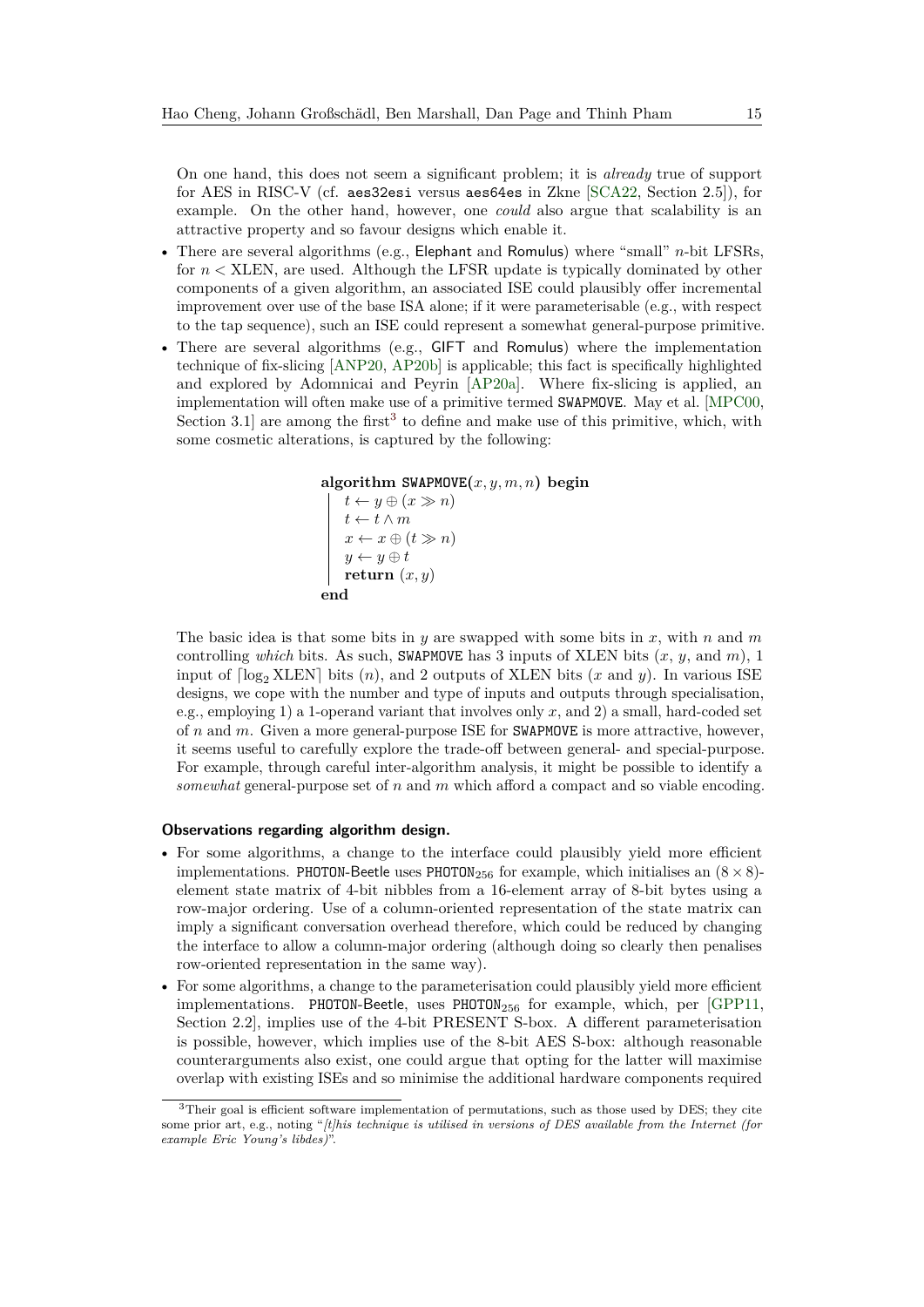On one hand, this does not seem a significant problem; it is *already* true of support for AES in RISC-V (cf. aes32esi versus aes64es in Zkne [SCA22, Section 2.5]), for example. On the other hand, however, one *could* also argue that scalability is an attractive property and so favour designs which enable it.

- There are several algorithms (e.g., Elephant and Romulus) where "small" $n$-bit LFSRs, for $n <$ XLEN, are used. Although the LFSR update is typically dominated by other components of a given algorithm, an associated ISE could plausibly offer incremental improvement over use of the base ISA alone; if it were parameterisable (e.g., with respect to the tap sequence), such an ISE could represent a somewhat general-purpose primitive.
- There are several algorithms (e.g., GIFT and Romulus) where the implementation technique of fix-slicing [ANP20, AP20b] is applicable; this fact is specifically highlighted and explored by Adomnicai and Peyrin [AP20a]. Where fix-slicing is applied, an implementation will often make use of a primitive termed SWAPMOVE. May et al. [MPC00, Section 3.1] are among the first[3] to define and make use of this primitive, which, with some cosmetic alterations, is captured by the following:

**algorithm** SWAPMOVE$(x, y, m, n)$ **begin**
  $t \leftarrow y \oplus (x \gg n)$
  $t \leftarrow t \wedge m$
  $x \leftarrow x \oplus (t \gg n)$
  $y \leftarrow y \oplus t$
  **return** $(x, y)$
**end**

The basic idea is that some bits in $y$ are swapped with some bits in $x$, with $n$ and $m$ controlling *which* bits. As such, SWAPMOVE has 3 inputs of XLEN bits ($x$, $y$, and $m$), 1 input of $\lceil \log_2 \text{XLEN} \rceil$ bits ($n$), and 2 outputs of XLEN bits ($x$ and $y$). In various ISE designs, we cope with the number and type of inputs and outputs through specialisation, e.g., employing 1) a 1-operand variant that involves only $x$, and 2) a small, hard-coded set of $n$ and $m$. Given a more general-purpose ISE for SWAPMOVE is more attractive, however, it seems useful to carefully explore the trade-off between general- and special-purpose. For example, through careful inter-algorithm analysis, it might be possible to identify a *somewhat* general-purpose set of $n$ and $m$ which afford a compact and so viable encoding.

**Observations regarding algorithm design.**

- For some algorithms, a change to the interface could plausibly yield more efficient implementations. PHOTON-Beetle uses $\text{PHOTON}_{256}$ for example, which initialises an $(8 \times 8)$-element state matrix of 4-bit nibbles from a 16-element array of 8-bit bytes using a row-major ordering. Use of a column-oriented representation of the state matrix can imply a significant conversation overhead therefore, which could be reduced by changing the interface to allow a column-major ordering (although doing so clearly then penalises row-oriented representation in the same way).
- For some algorithms, a change to the parameterisation could plausibly yield more efficient implementations. PHOTON-Beetle, uses $\text{PHOTON}_{256}$ for example, which, per [GPP11, Section 2.2], implies use of the 4-bit PRESENT S-box. A different parameterisation is possible, however, which implies use of the 8-bit AES S-box: although reasonable counterarguments also exist, one could argue that opting for the latter will maximise overlap with existing ISEs and so minimise the additional hardware components required

[3] Their goal is efficient software implementation of permutations, such as those used by DES; they cite some prior art, e.g., noting "*[t]his technique is utilised in versions of DES available from the Internet (for example Eric Young's libdes)*".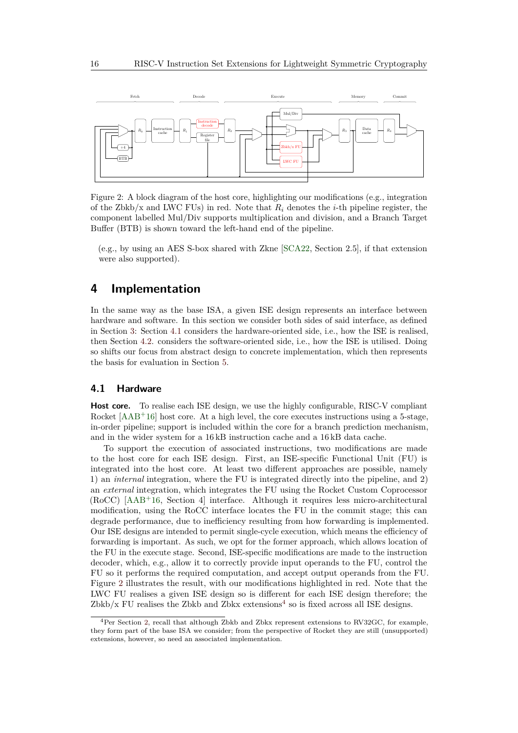Fetch

Decode

Execute

Memory

Commit

$R_0$

Instruction cache

$R_1$

Instruction decode

Register file

$R_2$

+4

BTB

Mul/Div

Zbkb/x FU

LWC FU

$R_3$

Data cache

$R_4$

Figure 2: A block diagram of the host core, highlighting our modifications (e.g., integration of the Zbkb/x and LWC FUs) in red. Note that $R_i$ denotes the $i$-th pipeline register, the component labelled Mul/Div supports multiplication and division, and a Branch Target Buffer (BTB) is shown toward the left-hand end of the pipeline.

(e.g., by using an AES S-box shared with Zkne [SCA22, Section 2.5], if that extension were also supported).

# 4 Implementation

In the same way as the base ISA, a given ISE design represents an interface between hardware and software. In this section we consider both sides of said interface, as defined in Section 3: Section 4.1 considers the hardware-oriented side, i.e., how the ISE is realised, then Section 4.2. considers the software-oriented side, i.e., how the ISE is utilised. Doing so shifts our focus from abstract design to concrete implementation, which then represents the basis for evaluation in Section 5.

## 4.1 Hardware

**Host core.** To realise each ISE design, we use the highly configurable, RISC-V compliant Rocket [AAB+16] host core. At a high level, the core executes instructions using a 5-stage, in-order pipeline; support is included within the core for a branch prediction mechanism, and in the wider system for a 16 kB instruction cache and a 16 kB data cache.

To support the execution of associated instructions, two modifications are made to the host core for each ISE design. First, an ISE-specific Functional Unit (FU) is integrated into the host core. At least two different approaches are possible, namely 1) an *internal* integration, where the FU is integrated directly into the pipeline, and 2) an *external* integration, which integrates the FU using the Rocket Custom Coprocessor (RoCC) [AAB+16, Section 4] interface. Although it requires less micro-architectural modification, using the RoCC interface locates the FU in the commit stage; this can degrade performance, due to inefficiency resulting from how forwarding is implemented. Our ISE designs are intended to permit single-cycle execution, which means the efficiency of forwarding is important. As such, we opt for the former approach, which allows location of the FU in the execute stage. Second, ISE-specific modifications are made to the instruction decoder, which, e.g., allow it to correctly provide input operands to the FU, control the FU so it performs the required computation, and accept output operands from the FU. Figure 2 illustrates the result, with our modifications highlighted in red. Note that the LWC FU realises a given ISE design so is different for each ISE design therefore; the Zbkb/x FU realises the Zbkb and Zbkx extensions[4] so is fixed across all ISE designs.

[4]Per Section 2, recall that although Zbkb and Zbkx represent extensions to RV32GC, for example, they form part of the base ISA we consider; from the perspective of Rocket they are still (unsupported) extensions, however, so need an associated implementation.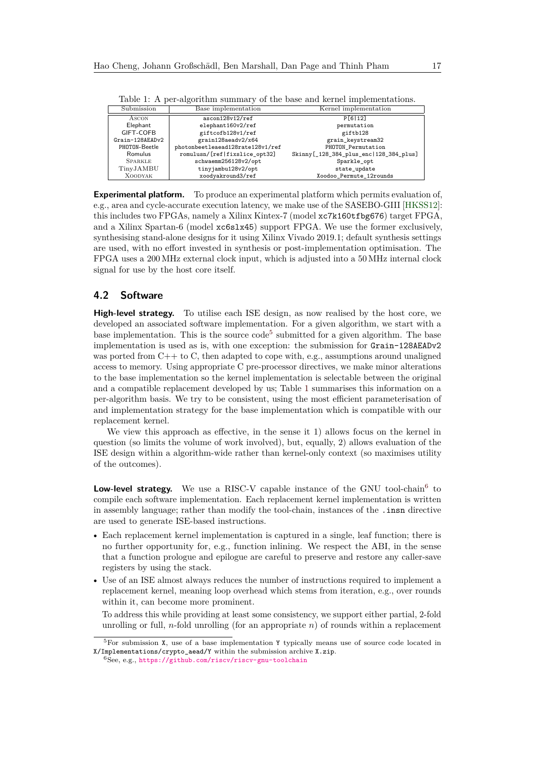Table 1: A per-algorithm summary of the base and kernel implementations.

| Submission | Base implementation | Kernel implementation |
|---|---|---|
| Ascon | ascon128v12/ref | P[6\|12] |
| Elephant | elephant160v2/ref | permutation |
| GIFT-COFB | giftcofb128v1/ref | giftb128 |
| Grain-128AEADv2 | grain128aeadv2/x64 | grain_keystream32 |
| PHOTON-Beetle | photonbeetleaead128rate128v1/ref | PHOTON_Permutation |
| Romulus | romulusn/[ref\|fixslice_opt32] | Skinny[_128_384_plus_enc\|128_384_plus] |
| Sparkle | schwaemm256128v2/opt | Sparkle_opt |
| TinyJAMBU | tinyjambu128v2/opt | state_update |
| Xoodyak | xoodyakround3/ref | Xoodoo_Permute_12rounds |

**Experimental platform.** To produce an experimental platform which permits evaluation of, e.g., area and cycle-accurate execution latency, we make use of the SASEBO-GIII [HKSS12]: this includes two FPGAs, namely a Xilinx Kintex-7 (model `xc7k160tfbg676`) target FPGA, and a Xilinx Spartan-6 (model `xc6slx45`) support FPGA. We use the former exclusively, synthesising stand-alone designs for it using Xilinx Vivado 2019.1; default synthesis settings are used, with no effort invested in synthesis or post-implementation optimisation. The FPGA uses a 200 MHz external clock input, which is adjusted into a 50 MHz internal clock signal for use by the host core itself.

## 4.2 Software

**High-level strategy.** To utilise each ISE design, as now realised by the host core, we developed an associated software implementation. For a given algorithm, we start with a base implementation. This is the source code[5] submitted for a given algorithm. The base implementation is used as is, with one exception: the submission for `Grain-128AEADv2` was ported from C++ to C, then adapted to cope with, e.g., assumptions around unaligned access to memory. Using appropriate C pre-processor directives, we make minor alterations to the base implementation so the kernel implementation is selectable between the original and a compatible replacement developed by us; Table 1 summarises this information on a per-algorithm basis. We try to be consistent, using the most efficient parameterisation of and implementation strategy for the base implementation which is compatible with our replacement kernel.

We view this approach as effective, in the sense it 1) allows focus on the kernel in question (so limits the volume of work involved), but, equally, 2) allows evaluation of the ISE design within a algorithm-wide rather than kernel-only context (so maximises utility of the outcomes).

**Low-level strategy.** We use a RISC-V capable instance of the GNU tool-chain[6] to compile each software implementation. Each replacement kernel implementation is written in assembly language; rather than modify the tool-chain, instances of the `.insn` directive are used to generate ISE-based instructions.

- Each replacement kernel implementation is captured in a single, leaf function; there is no further opportunity for, e.g., function inlining. We respect the ABI, in the sense that a function prologue and epilogue are careful to preserve and restore any caller-save registers by using the stack.
- Use of an ISE almost always reduces the number of instructions required to implement a replacement kernel, meaning loop overhead which stems from iteration, e.g., over rounds within it, can become more prominent.

  To address this while providing at least some consistency, we support either partial, 2-fold unrolling or full, $n$-fold unrolling (for an appropriate $n$) of rounds within a replacement

[5] For submission `X`, use of a base implementation `Y` typically means use of source code located in `X/Implementations/crypto_aead/Y` within the submission archive `X.zip`.

[6] See, e.g., https://github.com/riscv/riscv-gnu-toolchain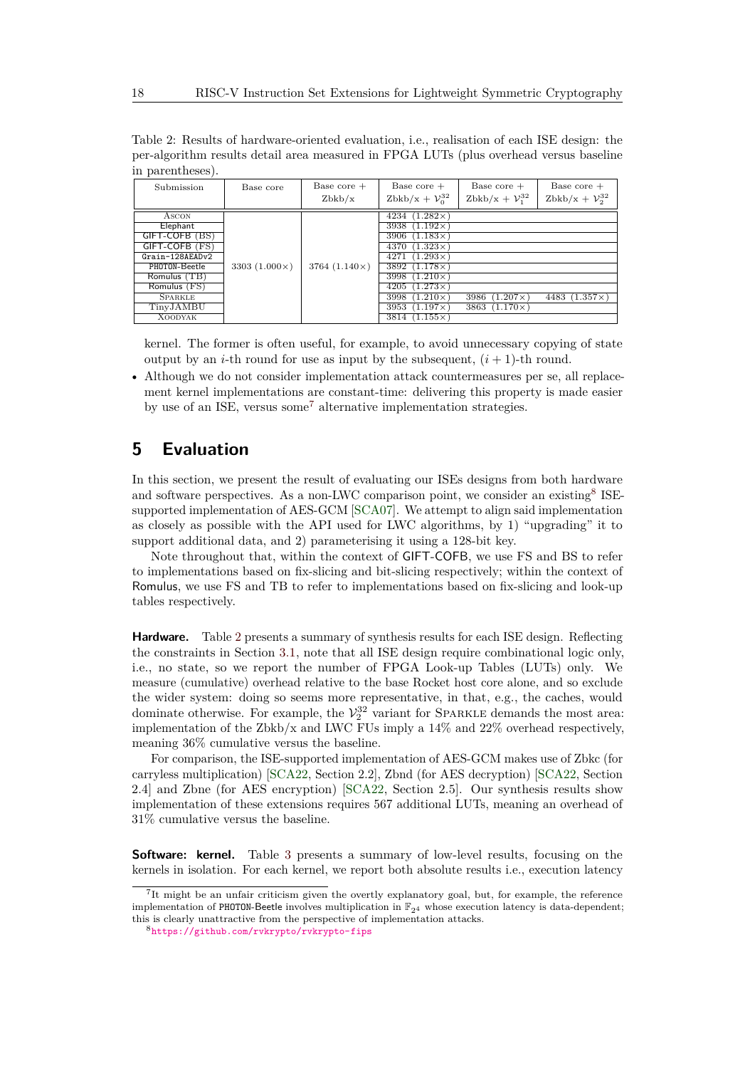Table 2: Results of hardware-oriented evaluation, i.e., realisation of each ISE design: the per-algorithm results detail area measured in FPGA LUTs (plus overhead versus baseline in parentheses).

| Submission | Base core | Base core + Zbkb/x | Base core + Zbkb/x + $\mathcal{V}_0^{32}$ | Base core + Zbkb/x + $\mathcal{V}_1^{32}$ | Base core + Zbkb/x + $\mathcal{V}_2^{32}$ |
|---|---|---|---|---|---|
| Ascon | 3303 (1.000×) | 3764 (1.140×) | 4234 (1.282×) | | |
| Elephant | | | 3938 (1.192×) | | |
| GIFT-COFB (BS) | | | 3906 (1.183×) | | |
| GIFT-COFB (FS) | | | 4370 (1.323×) | | |
| Grain-128AEADv2 | | | 4271 (1.293×) | | |
| PHOTON-Beetle | | | 3892 (1.178×) | | |
| Romulus (TB) | | | 3998 (1.210×) | | |
| Romulus (FS) | | | 4205 (1.273×) | | |
| Sparkle | | | 3998 (1.210×) | 3986 (1.207×) | 4483 (1.357×) |
| TinyJAMBU | | | 3953 (1.197×) | 3863 (1.170×) | |
| Xoodyak | | | 3814 (1.155×) | | |

kernel. The former is often useful, for example, to avoid unnecessary copying of state output by an $i$-th round for use as input by the subsequent, $(i + 1)$-th round.

- Although we do not consider implementation attack countermeasures per se, all replacement kernel implementations are constant-time: delivering this property is made easier by use of an ISE, versus some[7] alternative implementation strategies.

## 5 Evaluation

In this section, we present the result of evaluating our ISEs designs from both hardware and software perspectives. As a non-LWC comparison point, we consider an existing[8] ISE-supported implementation of AES-GCM [SCA07]. We attempt to align said implementation as closely as possible with the API used for LWC algorithms, by 1) "upgrading" it to support additional data, and 2) parameterising it using a 128-bit key.

Note throughout that, within the context of GIFT-COFB, we use FS and BS to refer to implementations based on fix-slicing and bit-slicing respectively; within the context of Romulus, we use FS and TB to refer to implementations based on fix-slicing and look-up tables respectively.

**Hardware.** Table 2 presents a summary of synthesis results for each ISE design. Reflecting the constraints in Section 3.1, note that all ISE design require combinational logic only, i.e., no state, so we report the number of FPGA Look-up Tables (LUTs) only. We measure (cumulative) overhead relative to the base Rocket host core alone, and so exclude the wider system: doing so seems more representative, in that, e.g., the caches, would dominate otherwise. For example, the $\mathcal{V}_2^{32}$ variant for Sparkle demands the most area: implementation of the Zbkb/x and LWC FUs imply a 14% and 22% overhead respectively, meaning 36% cumulative versus the baseline.

For comparison, the ISE-supported implementation of AES-GCM makes use of Zbkc (for carryless multiplication) [SCA22, Section 2.2], Zbnd (for AES decryption) [SCA22, Section 2.4] and Zbne (for AES encryption) [SCA22, Section 2.5]. Our synthesis results show implementation of these extensions requires 567 additional LUTs, meaning an overhead of 31% cumulative versus the baseline.

**Software: kernel.** Table 3 presents a summary of low-level results, focusing on the kernels in isolation. For each kernel, we report both absolute results i.e., execution latency

[7] It might be an unfair criticism given the overtly explanatory goal, but, for example, the reference implementation of PHOTON-Beetle involves multiplication in $\mathbb{F}_{2^4}$ whose execution latency is data-dependent; this is clearly unattractive from the perspective of implementation attacks.

[8] https://github.com/rvkrypto/rvkrypto-fips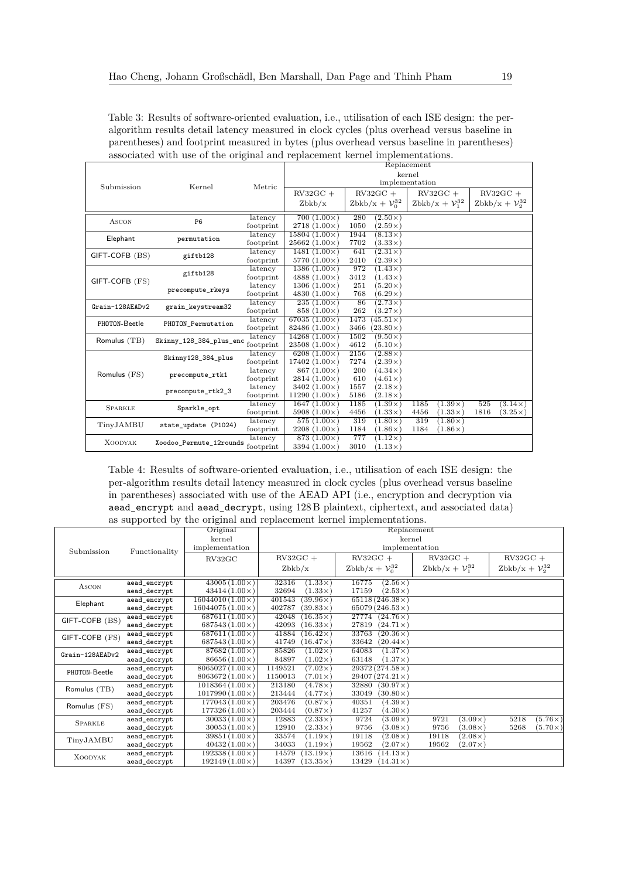Table 3: Results of software-oriented evaluation, i.e., utilisation of each ISE design: the per-algorithm results detail latency measured in clock cycles (plus overhead versus baseline in parentheses) and footprint measured in bytes (plus overhead versus baseline in parentheses) associated with use of the original and replacement kernel implementations.

| Submission | Kernel | Metric | Replacement kernel implementation | | | |
|---|---|---|---|---|---|---|
| | | | RV32GC + Zbkb/x | RV32GC + Zbkb/x + $\mathcal{V}_0^{32}$ | RV32GC + Zbkb/x + $\mathcal{V}_1^{32}$ | RV32GC + Zbkb/x + $\mathcal{V}_2^{32}$ |
| Ascon | P6 | latency | 700 (1.00×) | 280 (2.50×) | | |
| | | footprint | 2718 (1.00×) | 1050 (2.59×) | | |
| Elephant | permutation | latency | 15804 (1.00×) | 1944 (8.13×) | | |
| | | footprint | 25662 (1.00×) | 7702 (3.33×) | | |
| GIFT-COFB (BS) | giftb128 | latency | 1481 (1.00×) | 641 (2.31×) | | |
| | | footprint | 5770 (1.00×) | 2410 (2.39×) | | |
| GIFT-COFB (FS) | giftb128 | latency | 1386 (1.00×) | 972 (1.43×) | | |
| | | footprint | 4888 (1.00×) | 3412 (1.43×) | | |
| | precompute_rkeys | latency | 1306 (1.00×) | 251 (5.20×) | | |
| | | footprint | 4830 (1.00×) | 768 (6.29×) | | |
| Grain-128AEADv2 | grain_keystream32 | latency | 235 (1.00×) | 86 (2.73×) | | |
| | | footprint | 858 (1.00×) | 262 (3.27×) | | |
| PHOTON-Beetle | PHOTON_Permutation | latency | 67035 (1.00×) | 1473 (45.51×) | | |
| | | footprint | 82486 (1.00×) | 3466 (23.80×) | | |
| Romulus (TB) | Skinny_128_384_plus_enc | latency | 14268 (1.00×) | 1502 (9.50×) | | |
| | | footprint | 23508 (1.00×) | 4612 (5.10×) | | |
| Romulus (FS) | Skinny128_384_plus | latency | 6208 (1.00×) | 2156 (2.88×) | | |
| | | footprint | 17402 (1.00×) | 7274 (2.39×) | | |
| | precompute_rtk1 | latency | 867 (1.00×) | 200 (4.34×) | | |
| | | footprint | 2814 (1.00×) | 610 (4.61×) | | |
| | precompute_rtk2_3 | latency | 3402 (1.00×) | 1557 (2.18×) | | |
| | | footprint | 11290 (1.00×) | 5186 (2.18×) | | |
| Sparkle | Sparkle_opt | latency | 1647 (1.00×) | 1185 (1.39×) | 1185 (1.39×) | 525 (3.14×) |
| | | footprint | 5908 (1.00×) | 4456 (1.33×) | 4456 (1.33×) | 1816 (3.25×) |
| TinyJAMBU | state_update (P1024) | latency | 575 (1.00×) | 319 (1.80×) | 319 (1.80×) | |
| | | footprint | 2208 (1.00×) | 1184 (1.86×) | 1184 (1.86×) | |
| Xoodyak | Xoodoo_Permute_12rounds | latency | 873 (1.00×) | 777 (1.12×) | | |
| | | footprint | 3394 (1.00×) | 3010 (1.13×) | | |

Table 4: Results of software-oriented evaluation, i.e., utilisation of each ISE design: the per-algorithm results detail latency measured in clock cycles (plus overhead versus baseline in parentheses) associated with use of the AEAD API (i.e., encryption and decryption via aead_encrypt and aead_decrypt, using 128 B plaintext, ciphertext, and associated data) as supported by the original and replacement kernel implementations.

| Submission | Functionality | Original kernel implementation | Replacement kernel implementation | | | |
|---|---|---|---|---|---|---|
| | | RV32GC | RV32GC + Zbkb/x | RV32GC + Zbkb/x + $\mathcal{V}_0^{32}$ | RV32GC + Zbkb/x + $\mathcal{V}_1^{32}$ | RV32GC + Zbkb/x + $\mathcal{V}_2^{32}$ |
| Ascon | aead_encrypt | 43005 (1.00×) | 32316 (1.33×) | 16775 (2.56×) | | |
| | aead_decrypt | 43414 (1.00×) | 32694 (1.33×) | 17159 (2.53×) | | |
| Elephant | aead_encrypt | 16044010 (1.00×) | 401543 (39.96×) | 65118 (246.38×) | | |
| | aead_decrypt | 16044075 (1.00×) | 402787 (39.83×) | 65079 (246.53×) | | |
| GIFT-COFB (BS) | aead_encrypt | 687611 (1.00×) | 42048 (16.35×) | 27774 (24.76×) | | |
| | aead_decrypt | 687543 (1.00×) | 42093 (16.33×) | 27819 (24.71×) | | |
| GIFT-COFB (FS) | aead_encrypt | 687611 (1.00×) | 41884 (16.42×) | 33763 (20.36×) | | |
| | aead_decrypt | 687543 (1.00×) | 41749 (16.47×) | 33642 (20.44×) | | |
| Grain-128AEADv2 | aead_encrypt | 87682 (1.00×) | 85826 (1.02×) | 64083 (1.37×) | | |
| | aead_decrypt | 86656 (1.00×) | 84897 (1.02×) | 63148 (1.37×) | | |
| PHOTON-Beetle | aead_encrypt | 8065027 (1.00×) | 1149521 (7.02×) | 29372 (274.58×) | | |
| | aead_decrypt | 8063672 (1.00×) | 1150013 (7.01×) | 29407 (274.21×) | | |
| Romulus (TB) | aead_encrypt | 1018364 (1.00×) | 213180 (4.78×) | 32880 (30.97×) | | |
| | aead_decrypt | 1017990 (1.00×) | 213444 (4.77×) | 33049 (30.80×) | | |
| Romulus (FS) | aead_encrypt | 177043 (1.00×) | 203476 (0.87×) | 40351 (4.39×) | | |
| | aead_decrypt | 177326 (1.00×) | 203444 (0.87×) | 41257 (4.30×) | | |
| Sparkle | aead_encrypt | 30033 (1.00×) | 12883 (2.33×) | 9724 (3.09×) | 9721 (3.09×) | 5218 (5.76×) |
| | aead_decrypt | 30053 (1.00×) | 12910 (2.33×) | 9756 (3.08×) | 9756 (3.08×) | 5268 (5.70×) |
| TinyJAMBU | aead_encrypt | 39851 (1.00×) | 33574 (1.19×) | 19118 (2.08×) | 19118 (2.08×) | |
| | aead_decrypt | 40432 (1.00×) | 34033 (1.19×) | 19562 (2.07×) | 19562 (2.07×) | |
| Xoodyak | aead_encrypt | 192338 (1.00×) | 14579 (13.19×) | 13616 (14.13×) | | |
| | aead_decrypt | 192149 (1.00×) | 14397 (13.35×) | 13429 (14.31×) | | |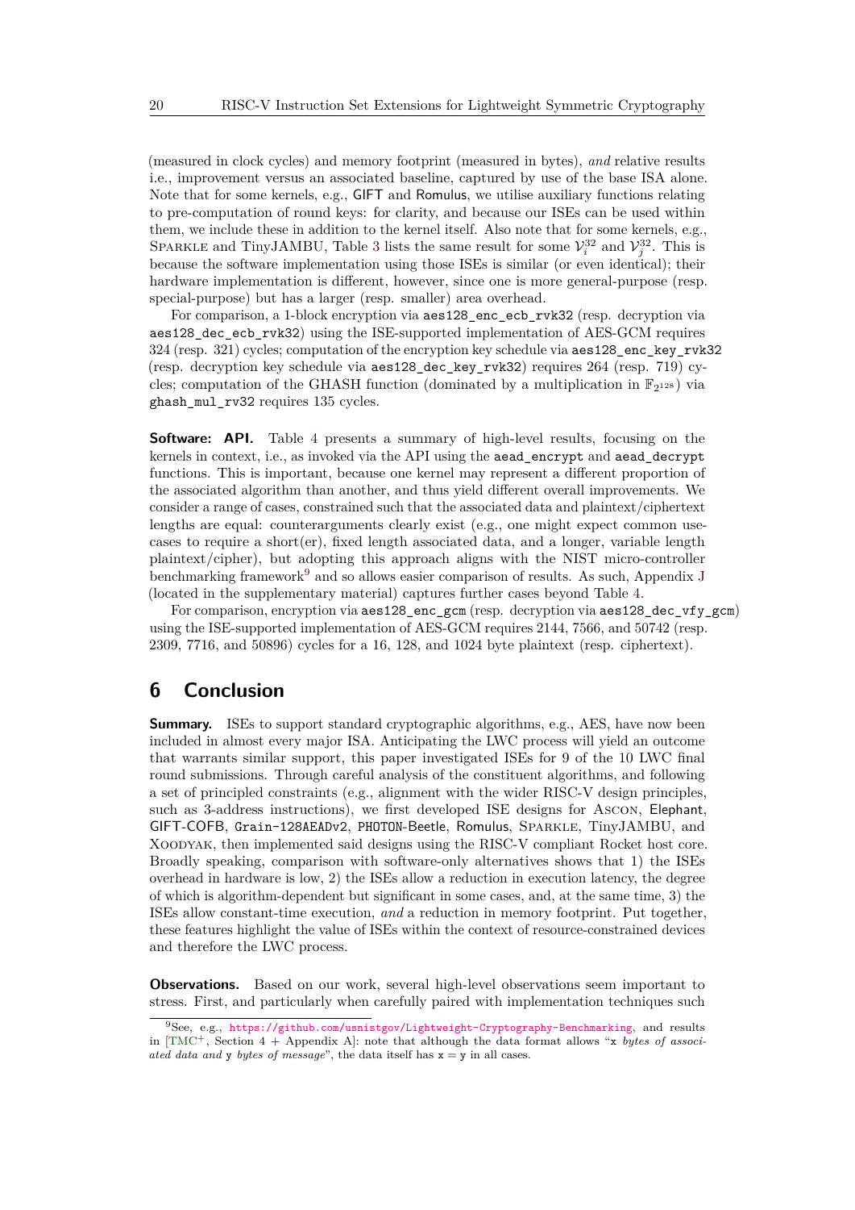(measured in clock cycles) and memory footprint (measured in bytes), *and* relative results i.e., improvement versus an associated baseline, captured by use of the base ISA alone. Note that for some kernels, e.g., GIFT and Romulus, we utilise auxiliary functions relating to pre-computation of round keys: for clarity, and because our ISEs can be used within them, we include these in addition to the kernel itself. Also note that for some kernels, e.g., Sparkle and TinyJAMBU, Table 3 lists the same result for some $\mathcal{V}_i^{32}$ and $\mathcal{V}_j^{32}$. This is because the software implementation using those ISEs is similar (or even identical); their hardware implementation is different, however, since one is more general-purpose (resp. special-purpose) but has a larger (resp. smaller) area overhead.

For comparison, a 1-block encryption via `aes128_enc_ecb_rvk32` (resp. decryption via `aes128_dec_ecb_rvk32`) using the ISE-supported implementation of AES-GCM requires 324 (resp. 321) cycles; computation of the encryption key schedule via `aes128_enc_key_rvk32` (resp. decryption key schedule via `aes128_dec_key_rvk32`) requires 264 (resp. 719) cycles; computation of the GHASH function (dominated by a multiplication in $\mathbb{F}_{2^{128}}$) via `ghash_mul_rv32` requires 135 cycles.

**Software: API.** Table 4 presents a summary of high-level results, focusing on the kernels in context, i.e., as invoked via the API using the `aead_encrypt` and `aead_decrypt` functions. This is important, because one kernel may represent a different proportion of the associated algorithm than another, and thus yield different overall improvements. We consider a range of cases, constrained such that the associated data and plaintext/ciphertext lengths are equal: counterarguments clearly exist (e.g., one might expect common use-cases to require a short(er), fixed length associated data, and a longer, variable length plaintext/cipher), but adopting this approach aligns with the NIST micro-controller benchmarking framework[9] and so allows easier comparison of results. As such, Appendix J (located in the supplementary material) captures further cases beyond Table 4.

For comparison, encryption via `aes128_enc_gcm` (resp. decryption via `aes128_dec_vfy_gcm`) using the ISE-supported implementation of AES-GCM requires 2144, 7566, and 50742 (resp. 2309, 7716, and 50896) cycles for a 16, 128, and 1024 byte plaintext (resp. ciphertext).

## 6 Conclusion

**Summary.** ISEs to support standard cryptographic algorithms, e.g., AES, have now been included in almost every major ISA. Anticipating the LWC process will yield an outcome that warrants similar support, this paper investigated ISEs for 9 of the 10 LWC final round submissions. Through careful analysis of the constituent algorithms, and following a set of principled constraints (e.g., alignment with the wider RISC-V design principles, such as 3-address instructions), we first developed ISE designs for Ascon, Elephant, GIFT-COFB, Grain-128AEADv2, PHOTON-Beetle, Romulus, Sparkle, TinyJAMBU, and Xoodyak, then implemented said designs using the RISC-V compliant Rocket host core. Broadly speaking, comparison with software-only alternatives shows that 1) the ISEs overhead in hardware is low, 2) the ISEs allow a reduction in execution latency, the degree of which is algorithm-dependent but significant in some cases, and, at the same time, 3) the ISEs allow constant-time execution, *and* a reduction in memory footprint. Put together, these features highlight the value of ISEs within the context of resource-constrained devices and therefore the LWC process.

**Observations.** Based on our work, several high-level observations seem important to stress. First, and particularly when carefully paired with implementation techniques such

[9] See, e.g., https://github.com/usnistgov/Lightweight-Cryptography-Benchmarking, and results in [TMC+, Section 4 + Appendix A]: note that although the data format allows "x *bytes of associated data and* y *bytes of message*", the data itself has x = y in all cases.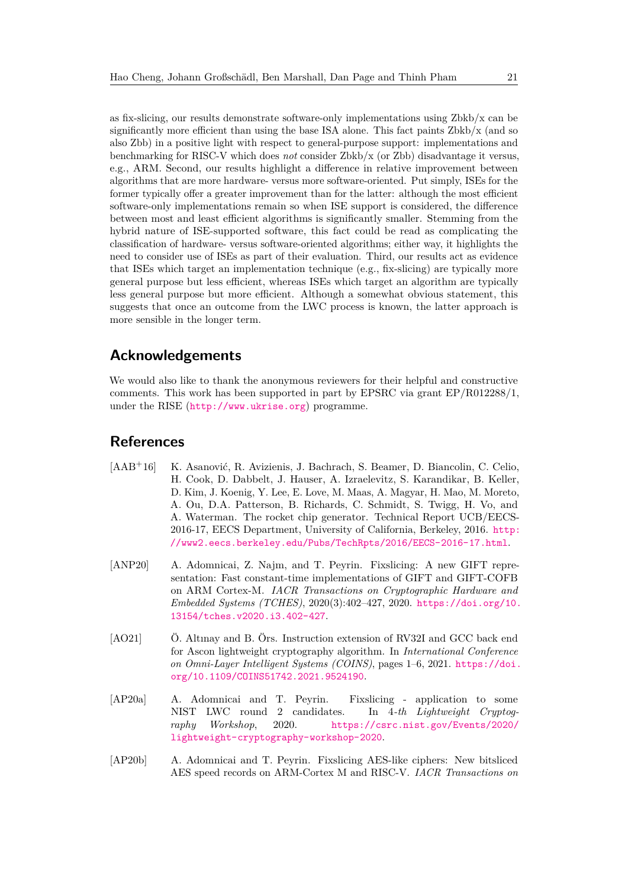as fix-slicing, our results demonstrate software-only implementations using Zbkb/x can be significantly more efficient than using the base ISA alone. This fact paints Zbkb/x (and so also Zbb) in a positive light with respect to general-purpose support: implementations and benchmarking for RISC-V which does *not* consider Zbkb/x (or Zbb) disadvantage it versus, e.g., ARM. Second, our results highlight a difference in relative improvement between algorithms that are more hardware- versus more software-oriented. Put simply, ISEs for the former typically offer a greater improvement than for the latter: although the most efficient software-only implementations remain so when ISE support is considered, the difference between most and least efficient algorithms is significantly smaller. Stemming from the hybrid nature of ISE-supported software, this fact could be read as complicating the classification of hardware- versus software-oriented algorithms; either way, it highlights the need to consider use of ISEs as part of their evaluation. Third, our results act as evidence that ISEs which target an implementation technique (e.g., fix-slicing) are typically more general purpose but less efficient, whereas ISEs which target an algorithm are typically less general purpose but more efficient. Although a somewhat obvious statement, this suggests that once an outcome from the LWC process is known, the latter approach is more sensible in the longer term.

## Acknowledgements

We would also like to thank the anonymous reviewers for their helpful and constructive comments. This work has been supported in part by EPSRC via grant EP/R012288/1, under the RISE (http://www.ukrise.org) programme.

## References

[AAB+16] K. Asanović, R. Avizienis, J. Bachrach, S. Beamer, D. Biancolin, C. Celio, H. Cook, D. Dabbelt, J. Hauser, A. Izraelevitz, S. Karandikar, B. Keller, D. Kim, J. Koenig, Y. Lee, E. Love, M. Maas, A. Magyar, H. Mao, M. Moreto, A. Ou, D.A. Patterson, B. Richards, C. Schmidt, S. Twigg, H. Vo, and A. Waterman. The rocket chip generator. Technical Report UCB/EECS-2016-17, EECS Department, University of California, Berkeley, 2016. http://www2.eecs.berkeley.edu/Pubs/TechRpts/2016/EECS-2016-17.html.

[ANP20] A. Adomnicai, Z. Najm, and T. Peyrin. Fixslicing: A new GIFT representation: Fast constant-time implementations of GIFT and GIFT-COFB on ARM Cortex-M. *IACR Transactions on Cryptographic Hardware and Embedded Systems (TCHES)*, 2020(3):402–427, 2020. https://doi.org/10.13154/tches.v2020.i3.402-427.

[AO21] Ö. Altınay and B. Örs. Instruction extension of RV32I and GCC back end for Ascon lightweight cryptography algorithm. In *International Conference on Omni-Layer Intelligent Systems (COINS)*, pages 1–6, 2021. https://doi.org/10.1109/COINS51742.2021.9524190.

[AP20a] A. Adomnicai and T. Peyrin. Fixslicing - application to some NIST LWC round 2 candidates. In *4-th Lightweight Cryptography Workshop*, 2020. https://csrc.nist.gov/Events/2020/lightweight-cryptography-workshop-2020.

[AP20b] A. Adomnicai and T. Peyrin. Fixslicing AES-like ciphers: New bitsliced AES speed records on ARM-Cortex M and RISC-V. *IACR Transactions on*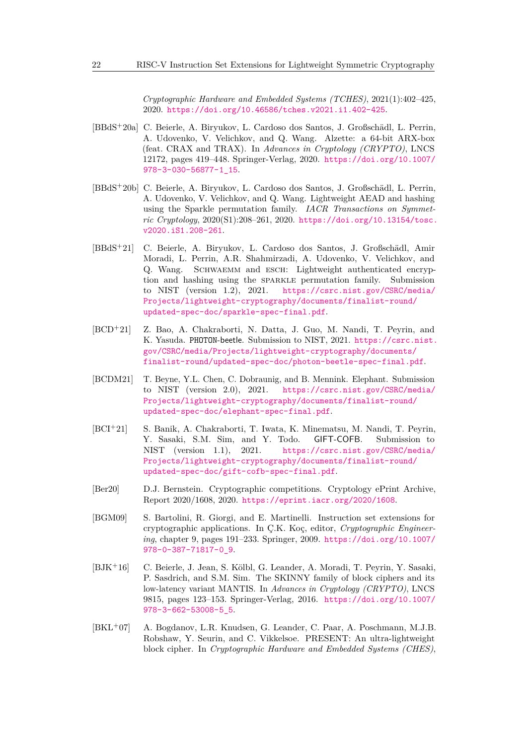*Cryptographic Hardware and Embedded Systems (TCHES)*, 2021(1):402–425, 2020. https://doi.org/10.46586/tches.v2021.i1.402-425.

[BBdS+20a] C. Beierle, A. Biryukov, L. Cardoso dos Santos, J. Großschädl, L. Perrin, A. Udovenko, V. Velichkov, and Q. Wang. Alzette: a 64-bit ARX-box (feat. CRAX and TRAX). In *Advances in Cryptology (CRYPTO)*, LNCS 12172, pages 419–448. Springer-Verlag, 2020. https://doi.org/10.1007/978-3-030-56877-1_15.

[BBdS+20b] C. Beierle, A. Biryukov, L. Cardoso dos Santos, J. Großschädl, L. Perrin, A. Udovenko, V. Velichkov, and Q. Wang. Lightweight AEAD and hashing using the Sparkle permutation family. *IACR Transactions on Symmetric Cryptology*, 2020(S1):208–261, 2020. https://doi.org/10.13154/tosc.v2020.iS1.208-261.

[BBdS+21] C. Beierle, A. Biryukov, L. Cardoso dos Santos, J. Großschädl, Amir Moradi, L. Perrin, A.R. Shahmirzadi, A. Udovenko, V. Velichkov, and Q. Wang. Schwaemm and esch: Lightweight authenticated encryption and hashing using the sparkle permutation family. Submission to NIST (version 1.2), 2021. https://csrc.nist.gov/CSRC/media/Projects/lightweight-cryptography/documents/finalist-round/updated-spec-doc/sparkle-spec-final.pdf.

[BCD+21] Z. Bao, A. Chakraborti, N. Datta, J. Guo, M. Nandi, T. Peyrin, and K. Yasuda. PHOTON-beetle. Submission to NIST, 2021. https://csrc.nist.gov/CSRC/media/Projects/lightweight-cryptography/documents/finalist-round/updated-spec-doc/photon-beetle-spec-final.pdf.

[BCDM21] T. Beyne, Y.L. Chen, C. Dobraunig, and B. Mennink. Elephant. Submission to NIST (version 2.0), 2021. https://csrc.nist.gov/CSRC/media/Projects/lightweight-cryptography/documents/finalist-round/updated-spec-doc/elephant-spec-final.pdf.

[BCI+21] S. Banik, A. Chakraborti, T. Iwata, K. Minematsu, M. Nandi, T. Peyrin, Y. Sasaki, S.M. Sim, and Y. Todo. GIFT-COFB. Submission to NIST (version 1.1), 2021. https://csrc.nist.gov/CSRC/media/Projects/lightweight-cryptography/documents/finalist-round/updated-spec-doc/gift-cofb-spec-final.pdf.

[Ber20] D.J. Bernstein. Cryptographic competitions. Cryptology ePrint Archive, Report 2020/1608, 2020. https://eprint.iacr.org/2020/1608.

[BGM09] S. Bartolini, R. Giorgi, and E. Martinelli. Instruction set extensions for cryptographic applications. In Ç.K. Koç, editor, *Cryptographic Engineering*, chapter 9, pages 191–233. Springer, 2009. https://doi.org/10.1007/978-0-387-71817-0_9.

[BJK+16] C. Beierle, J. Jean, S. Kölbl, G. Leander, A. Moradi, T. Peyrin, Y. Sasaki, P. Sasdrich, and S.M. Sim. The SKINNY family of block ciphers and its low-latency variant MANTIS. In *Advances in Cryptology (CRYPTO)*, LNCS 9815, pages 123–153. Springer-Verlag, 2016. https://doi.org/10.1007/978-3-662-53008-5_5.

[BKL+07] A. Bogdanov, L.R. Knudsen, G. Leander, C. Paar, A. Poschmann, M.J.B. Robshaw, Y. Seurin, and C. Vikkelsoe. PRESENT: An ultra-lightweight block cipher. In *Cryptographic Hardware and Embedded Systems (CHES)*,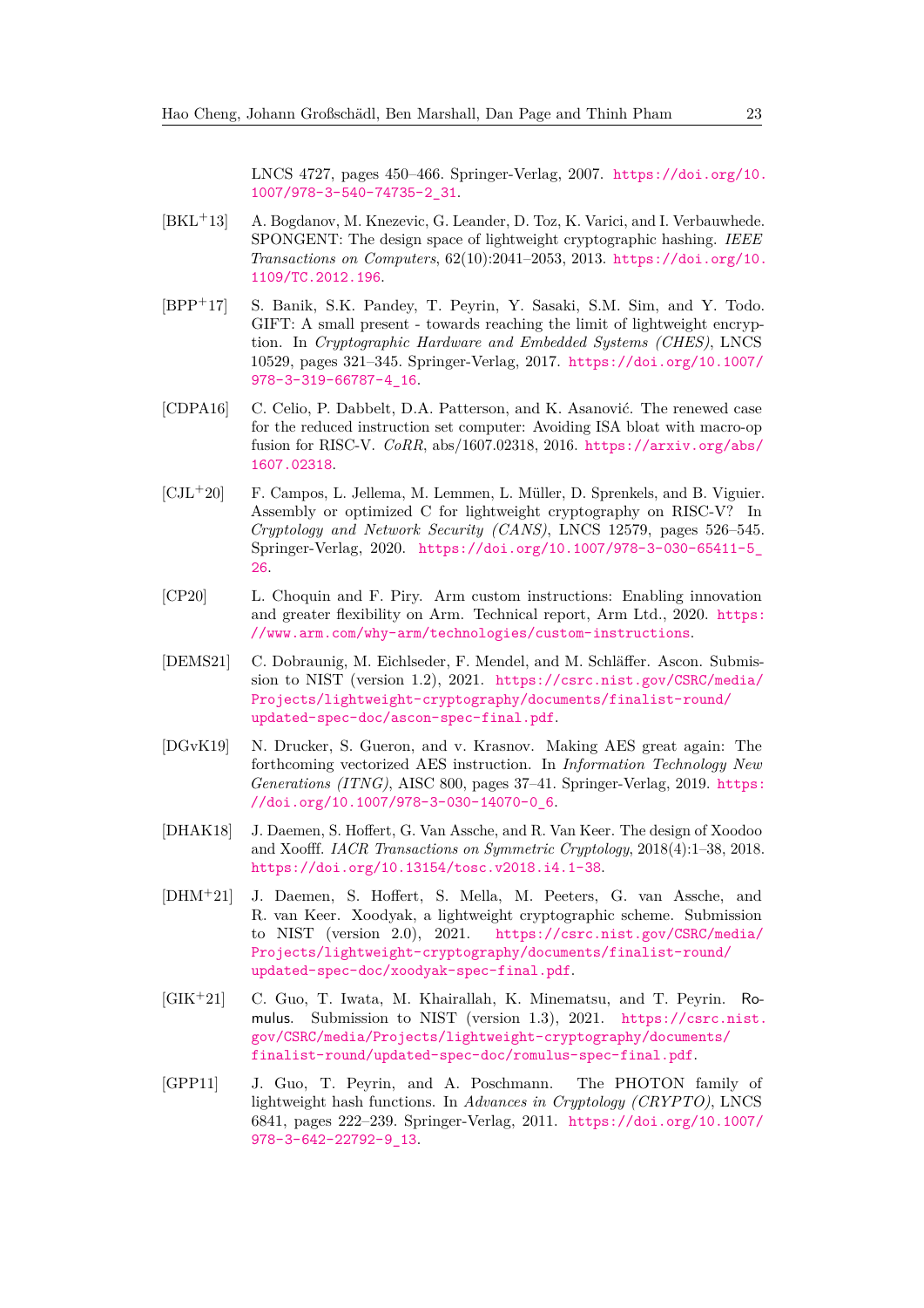LNCS 4727, pages 450–466. Springer-Verlag, 2007. https://doi.org/10.1007/978-3-540-74735-2_31.

[BKL+13] A. Bogdanov, M. Knezevic, G. Leander, D. Toz, K. Varici, and I. Verbauwhede. SPONGENT: The design space of lightweight cryptographic hashing. *IEEE Transactions on Computers*, 62(10):2041–2053, 2013. https://doi.org/10.1109/TC.2012.196.

[BPP+17] S. Banik, S.K. Pandey, T. Peyrin, Y. Sasaki, S.M. Sim, and Y. Todo. GIFT: A small present - towards reaching the limit of lightweight encryption. In *Cryptographic Hardware and Embedded Systems (CHES)*, LNCS 10529, pages 321–345. Springer-Verlag, 2017. https://doi.org/10.1007/978-3-319-66787-4_16.

[CDPA16] C. Celio, P. Dabbelt, D.A. Patterson, and K. Asanović. The renewed case for the reduced instruction set computer: Avoiding ISA bloat with macro-op fusion for RISC-V. *CoRR*, abs/1607.02318, 2016. https://arxiv.org/abs/1607.02318.

[CJL+20] F. Campos, L. Jellema, M. Lemmen, L. Müller, D. Sprenkels, and B. Viguier. Assembly or optimized C for lightweight cryptography on RISC-V? In *Cryptology and Network Security (CANS)*, LNCS 12579, pages 526–545. Springer-Verlag, 2020. https://doi.org/10.1007/978-3-030-65411-5_26.

[CP20] L. Choquin and F. Piry. Arm custom instructions: Enabling innovation and greater flexibility on Arm. Technical report, Arm Ltd., 2020. https://www.arm.com/why-arm/technologies/custom-instructions.

[DEMS21] C. Dobraunig, M. Eichlseder, F. Mendel, and M. Schläffer. Ascon. Submission to NIST (version 1.2), 2021. https://csrc.nist.gov/CSRC/media/Projects/lightweight-cryptography/documents/finalist-round/updated-spec-doc/ascon-spec-final.pdf.

[DGvK19] N. Drucker, S. Gueron, and v. Krasnov. Making AES great again: The forthcoming vectorized AES instruction. In *Information Technology New Generations (ITNG)*, AISC 800, pages 37–41. Springer-Verlag, 2019. https://doi.org/10.1007/978-3-030-14070-0_6.

[DHAK18] J. Daemen, S. Hoffert, G. Van Assche, and R. Van Keer. The design of Xoodoo and Xoofff. *IACR Transactions on Symmetric Cryptology*, 2018(4):1–38, 2018. https://doi.org/10.13154/tosc.v2018.i4.1-38.

[DHM+21] J. Daemen, S. Hoffert, S. Mella, M. Peeters, G. van Assche, and R. van Keer. Xoodyak, a lightweight cryptographic scheme. Submission to NIST (version 2.0), 2021. https://csrc.nist.gov/CSRC/media/Projects/lightweight-cryptography/documents/finalist-round/updated-spec-doc/xoodyak-spec-final.pdf.

[GIK+21] C. Guo, T. Iwata, M. Khairallah, K. Minematsu, and T. Peyrin. Romulus. Submission to NIST (version 1.3), 2021. https://csrc.nist.gov/CSRC/media/Projects/lightweight-cryptography/documents/finalist-round/updated-spec-doc/romulus-spec-final.pdf.

[GPP11] J. Guo, T. Peyrin, and A. Poschmann. The PHOTON family of lightweight hash functions. In *Advances in Cryptology (CRYPTO)*, LNCS 6841, pages 222–239. Springer-Verlag, 2011. https://doi.org/10.1007/978-3-642-22792-9_13.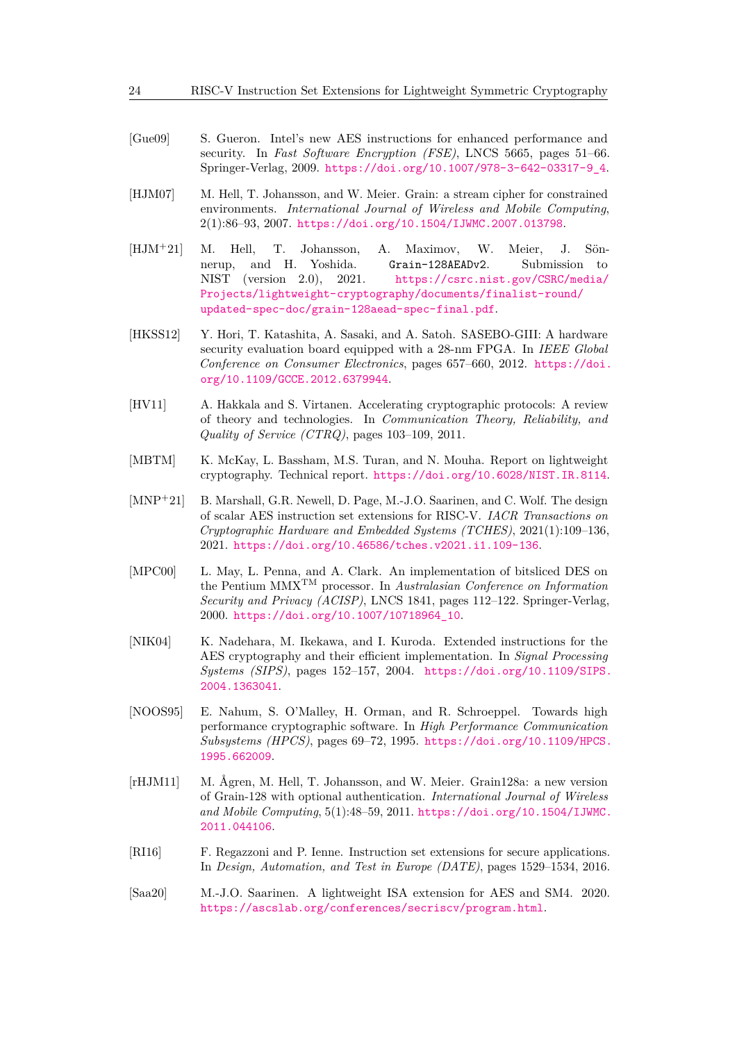[Gue09] S. Gueron. Intel's new AES instructions for enhanced performance and security. In *Fast Software Encryption (FSE)*, LNCS 5665, pages 51–66. Springer-Verlag, 2009. https://doi.org/10.1007/978-3-642-03317-9_4.

[HJM07] M. Hell, T. Johansson, and W. Meier. Grain: a stream cipher for constrained environments. *International Journal of Wireless and Mobile Computing*, 2(1):86–93, 2007. https://doi.org/10.1504/IJWMC.2007.013798.

[HJM+21] M. Hell, T. Johansson, A. Maximov, W. Meier, J. Sönnerup, and H. Yoshida. `Grain-128AEADv2`. Submission to NIST (version 2.0), 2021. https://csrc.nist.gov/CSRC/media/Projects/lightweight-cryptography/documents/finalist-round/updated-spec-doc/grain-128aead-spec-final.pdf.

[HKSS12] Y. Hori, T. Katashita, A. Sasaki, and A. Satoh. SASEBO-GIII: A hardware security evaluation board equipped with a 28-nm FPGA. In *IEEE Global Conference on Consumer Electronics*, pages 657–660, 2012. https://doi.org/10.1109/GCCE.2012.6379944.

[HV11] A. Hakkala and S. Virtanen. Accelerating cryptographic protocols: A review of theory and technologies. In *Communication Theory, Reliability, and Quality of Service (CTRQ)*, pages 103–109, 2011.

[MBTM] K. McKay, L. Bassham, M.S. Turan, and N. Mouha. Report on lightweight cryptography. Technical report. https://doi.org/10.6028/NIST.IR.8114.

[MNP+21] B. Marshall, G.R. Newell, D. Page, M.-J.O. Saarinen, and C. Wolf. The design of scalar AES instruction set extensions for RISC-V. *IACR Transactions on Cryptographic Hardware and Embedded Systems (TCHES)*, 2021(1):109–136, 2021. https://doi.org/10.46586/tches.v2021.i1.109-136.

[MPC00] L. May, L. Penna, and A. Clark. An implementation of bitsliced DES on the Pentium MMX™ processor. In *Australasian Conference on Information Security and Privacy (ACISP)*, LNCS 1841, pages 112–122. Springer-Verlag, 2000. https://doi.org/10.1007/10718964_10.

[NIK04] K. Nadehara, M. Ikekawa, and I. Kuroda. Extended instructions for the AES cryptography and their efficient implementation. In *Signal Processing Systems (SIPS)*, pages 152–157, 2004. https://doi.org/10.1109/SIPS.2004.1363041.

[NOOS95] E. Nahum, S. O'Malley, H. Orman, and R. Schroeppel. Towards high performance cryptographic software. In *High Performance Communication Subsystems (HPCS)*, pages 69–72, 1995. https://doi.org/10.1109/HPCS.1995.662009.

[rHJM11] M. Ågren, M. Hell, T. Johansson, and W. Meier. Grain128a: a new version of Grain-128 with optional authentication. *International Journal of Wireless and Mobile Computing*, 5(1):48–59, 2011. https://doi.org/10.1504/IJWMC.2011.044106.

[RI16] F. Regazzoni and P. Ienne. Instruction set extensions for secure applications. In *Design, Automation, and Test in Europe (DATE)*, pages 1529–1534, 2016.

[Saa20] M.-J.O. Saarinen. A lightweight ISA extension for AES and SM4. 2020. https://ascslab.org/conferences/secriscv/program.html.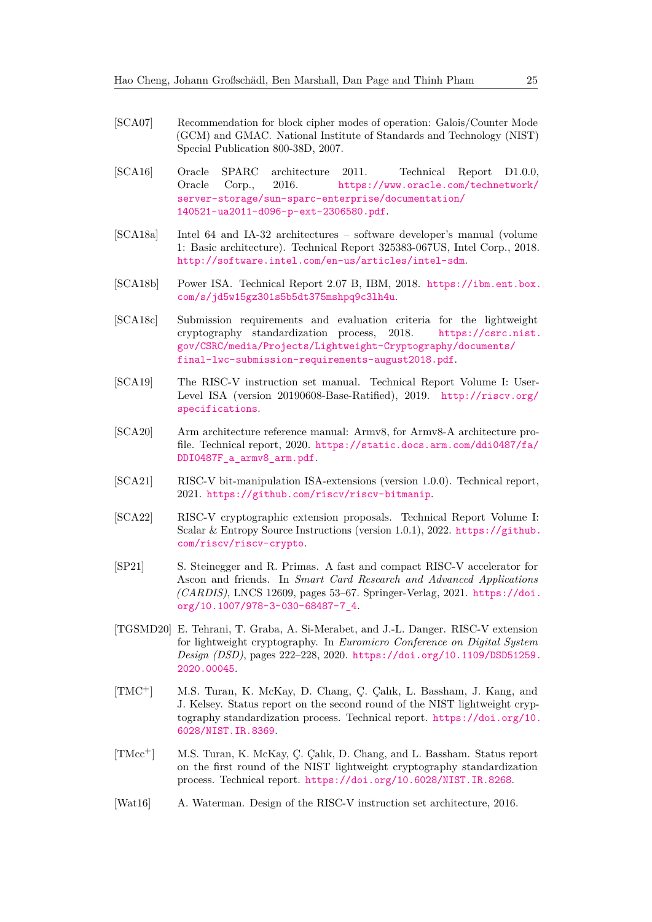[SCA07] Recommendation for block cipher modes of operation: Galois/Counter Mode (GCM) and GMAC. National Institute of Standards and Technology (NIST) Special Publication 800-38D, 2007.

[SCA16] Oracle SPARC architecture 2011. Technical Report D1.0.0, Oracle Corp., 2016. https://www.oracle.com/technetwork/server-storage/sun-sparc-enterprise/documentation/140521-ua2011-d096-p-ext-2306580.pdf.

[SCA18a] Intel 64 and IA-32 architectures – software developer's manual (volume 1: Basic architecture). Technical Report 325383-067US, Intel Corp., 2018. http://software.intel.com/en-us/articles/intel-sdm.

[SCA18b] Power ISA. Technical Report 2.07 B, IBM, 2018. https://ibm.ent.box.com/s/jd5w15gz301s5b5dt375mshpq9c3lh4u.

[SCA18c] Submission requirements and evaluation criteria for the lightweight cryptography standardization process, 2018. https://csrc.nist.gov/CSRC/media/Projects/Lightweight-Cryptography/documents/final-lwc-submission-requirements-august2018.pdf.

[SCA19] The RISC-V instruction set manual. Technical Report Volume I: User-Level ISA (version 20190608-Base-Ratified), 2019. http://riscv.org/specifications.

[SCA20] Arm architecture reference manual: Armv8, for Armv8-A architecture profile. Technical report, 2020. https://static.docs.arm.com/ddi0487/fa/DDI0487F_a_armv8_arm.pdf.

[SCA21] RISC-V bit-manipulation ISA-extensions (version 1.0.0). Technical report, 2021. https://github.com/riscv/riscv-bitmanip.

[SCA22] RISC-V cryptographic extension proposals. Technical Report Volume I: Scalar & Entropy Source Instructions (version 1.0.1), 2022. https://github.com/riscv/riscv-crypto.

[SP21] S. Steinegger and R. Primas. A fast and compact RISC-V accelerator for Ascon and friends. In *Smart Card Research and Advanced Applications (CARDIS)*, LNCS 12609, pages 53–67. Springer-Verlag, 2021. https://doi.org/10.1007/978-3-030-68487-7_4.

[TGSMD20] E. Tehrani, T. Graba, A. Si-Merabet, and J.-L. Danger. RISC-V extension for lightweight cryptography. In *Euromicro Conference on Digital System Design (DSD)*, pages 222–228, 2020. https://doi.org/10.1109/DSD51259.2020.00045.

[TMC+] M.S. Turan, K. McKay, D. Chang, Ç. Çalık, L. Bassham, J. Kang, and J. Kelsey. Status report on the second round of the NIST lightweight cryptography standardization process. Technical report. https://doi.org/10.6028/NIST.IR.8369.

[TMcc+] M.S. Turan, K. McKay, Ç. Çalık, D. Chang, and L. Bassham. Status report on the first round of the NIST lightweight cryptography standardization process. Technical report. https://doi.org/10.6028/NIST.IR.8268.

[Wat16] A. Waterman. Design of the RISC-V instruction set architecture, 2016.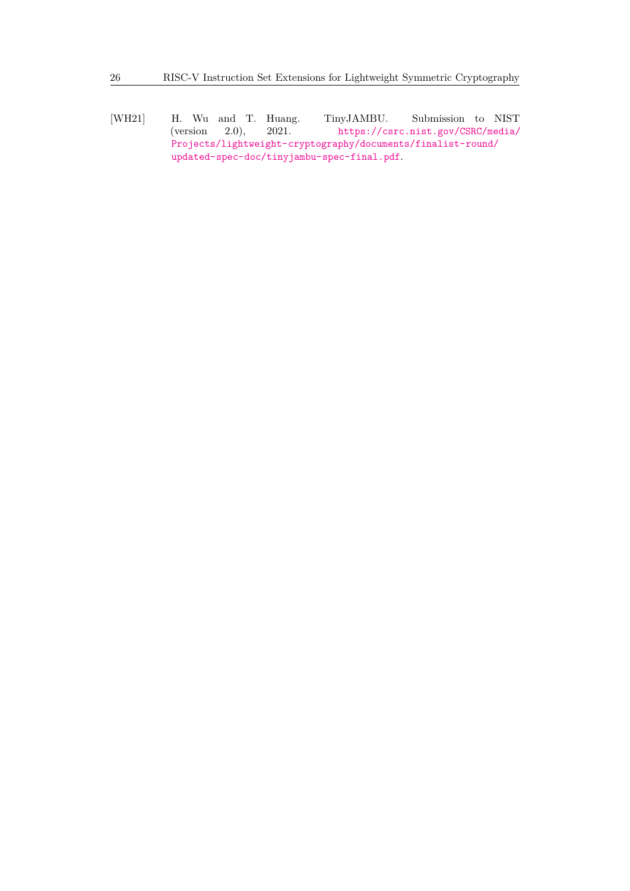[WH21] H. Wu and T. Huang. TinyJAMBU. Submission to NIST (version 2.0), 2021. https://csrc.nist.gov/CSRC/media/Projects/lightweight-cryptography/documents/finalist-round/updated-spec-doc/tinyjambu-spec-final.pdf.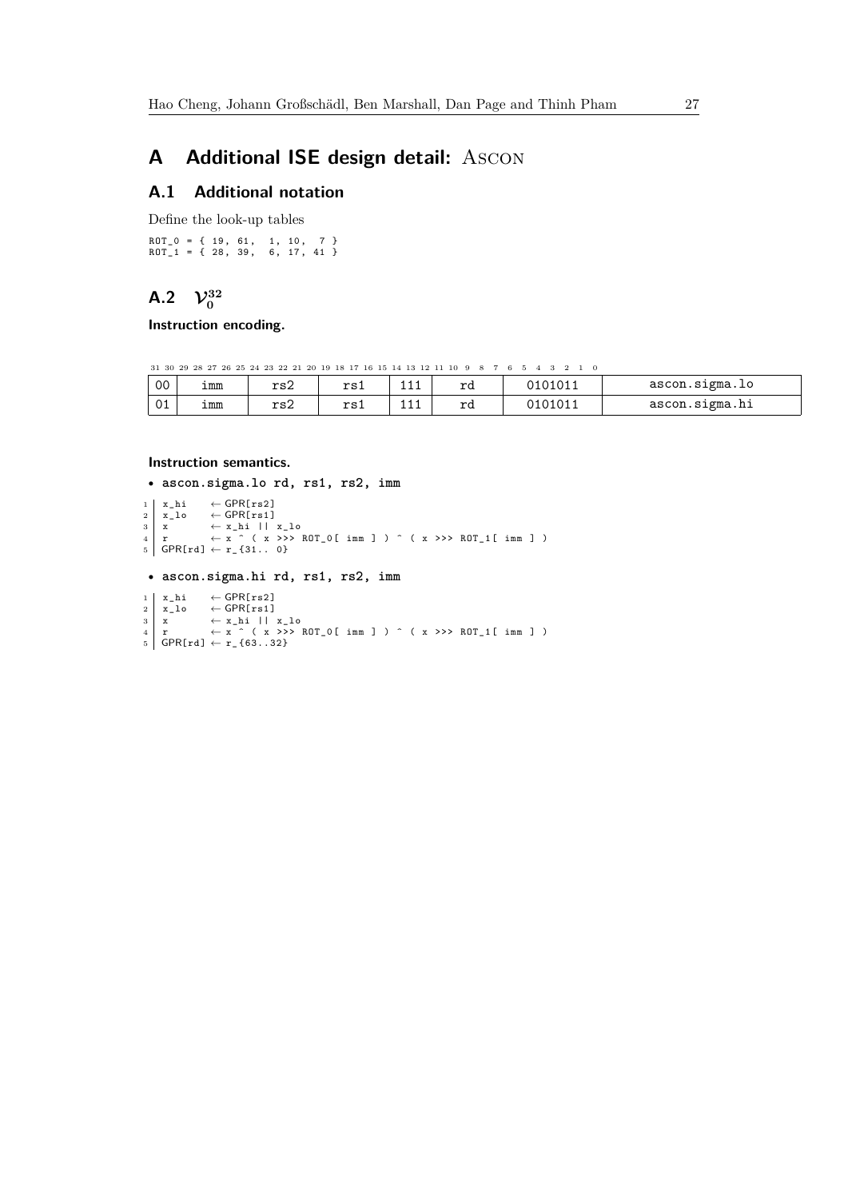# A Additional ISE design detail: Ascon

## A.1 Additional notation

Define the look-up tables

```
ROT_0 = { 19, 61,  1, 10,  7 }
ROT_1 = { 28, 39,  6, 17, 41 }
```

## A.2 $\mathcal{V}_0^{32}$

**Instruction encoding.**

| 31 30 | 29 28 27 26 25 | 24 23 22 21 20 | 19 18 17 16 15 | 14 13 12 | 11 10 9 8 7 | 6 5 4 3 2 1 0 | |
|---|---|---|---|---|---|---|---|
| 00 | imm | rs2 | rs1 | 111 | rd | 0101011 | ascon.sigma.lo |
| 01 | imm | rs2 | rs1 | 111 | rd | 0101011 | ascon.sigma.hi |

**Instruction semantics.**

- **ascon.sigma.lo rd, rs1, rs2, imm**

```
1 x_hi    ← GPR[rs2]
2 x_lo    ← GPR[rs1]
3 x       ← x_hi || x_lo
4 r       ← x ^ ( x >>> ROT_0[ imm ] ) ^ ( x >>> ROT_1[ imm ] )
5 GPR[rd] ← r_{31.. 0}
```

- **ascon.sigma.hi rd, rs1, rs2, imm**

```
1 x_hi    ← GPR[rs2]
2 x_lo    ← GPR[rs1]
3 x       ← x_hi || x_lo
4 r       ← x ^ ( x >>> ROT_0[ imm ] ) ^ ( x >>> ROT_1[ imm ] )
5 GPR[rd] ← r_{63..32}
```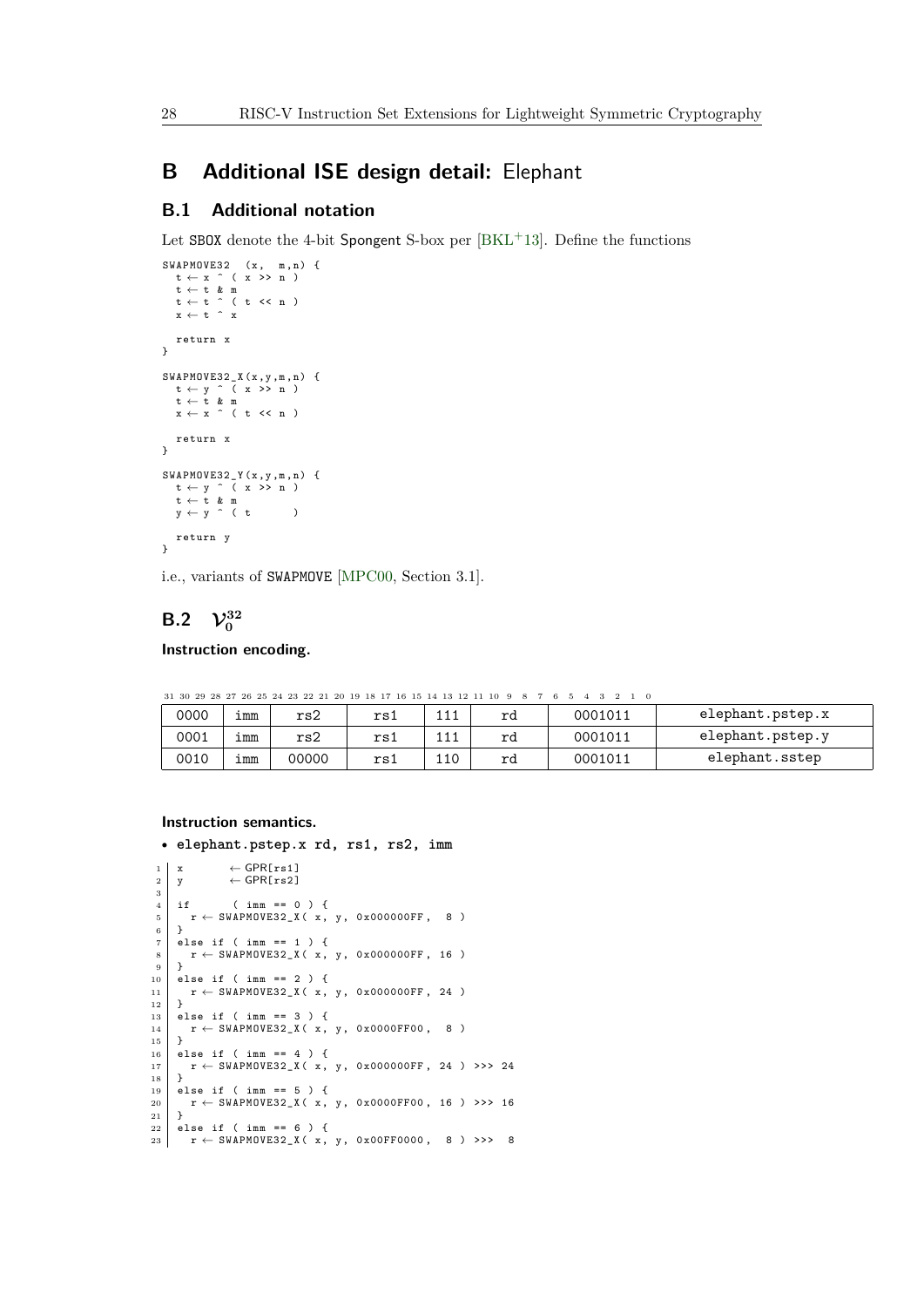## B Additional ISE design detail: Elephant

### B.1 Additional notation

Let SBOX denote the 4-bit Spongent S-box per [BKL+13]. Define the functions

```
SWAPMOVE32  (x,  m,n) {
  t ← x ^ ( x >> n )
  t ← t & m
  t ← t ^ ( t << n )
  x ← t ^ x

  return x
}

SWAPMOVE32_X(x,y,m,n) {
  t ← y ^ ( x >> n )
  t ← t & m
  x ← x ^ ( t << n )

  return x
}

SWAPMOVE32_Y(x,y,m,n) {
  t ← y ^ ( x >> n )
  t ← t & m
  y ← y ^ ( t       )

  return y
}
```

i.e., variants of SWAPMOVE [MPC00, Section 3.1].

### B.2 $\mathcal{V}_0^{32}$

**Instruction encoding.**

| 31–28 | 27–25 | 24–20 | 19–15 | 14–12 | 11–7 | 6–0 | |
|---|---|---|---|---|---|---|---|
| 0000 | imm | rs2 | rs1 | 111 | rd | 0001011 | elephant.pstep.x |
| 0001 | imm | rs2 | rs1 | 111 | rd | 0001011 | elephant.pstep.y |
| 0010 | imm | 00000 | rs1 | 110 | rd | 0001011 | elephant.sstep |

**Instruction semantics.**

- **elephant.pstep.x rd, rs1, rs2, imm**

```
1  x      ← GPR[rs1]
2  y      ← GPR[rs2]
3
4  if      ( imm == 0 ) {
5    r ← SWAPMOVE32_X( x, y, 0x000000FF,  8 )
6  }
7  else if ( imm == 1 ) {
8    r ← SWAPMOVE32_X( x, y, 0x000000FF, 16 )
9  }
10 else if ( imm == 2 ) {
11   r ← SWAPMOVE32_X( x, y, 0x000000FF, 24 )
12 }
13 else if ( imm == 3 ) {
14   r ← SWAPMOVE32_X( x, y, 0x0000FF00,  8 )
15 }
16 else if ( imm == 4 ) {
17   r ← SWAPMOVE32_X( x, y, 0x000000FF, 24 ) >>> 24
18 }
19 else if ( imm == 5 ) {
20   r ← SWAPMOVE32_X( x, y, 0x0000FF00, 16 ) >>> 16
21 }
22 else if ( imm == 6 ) {
23   r ← SWAPMOVE32_X( x, y, 0x00FF0000,  8 ) >>>  8
```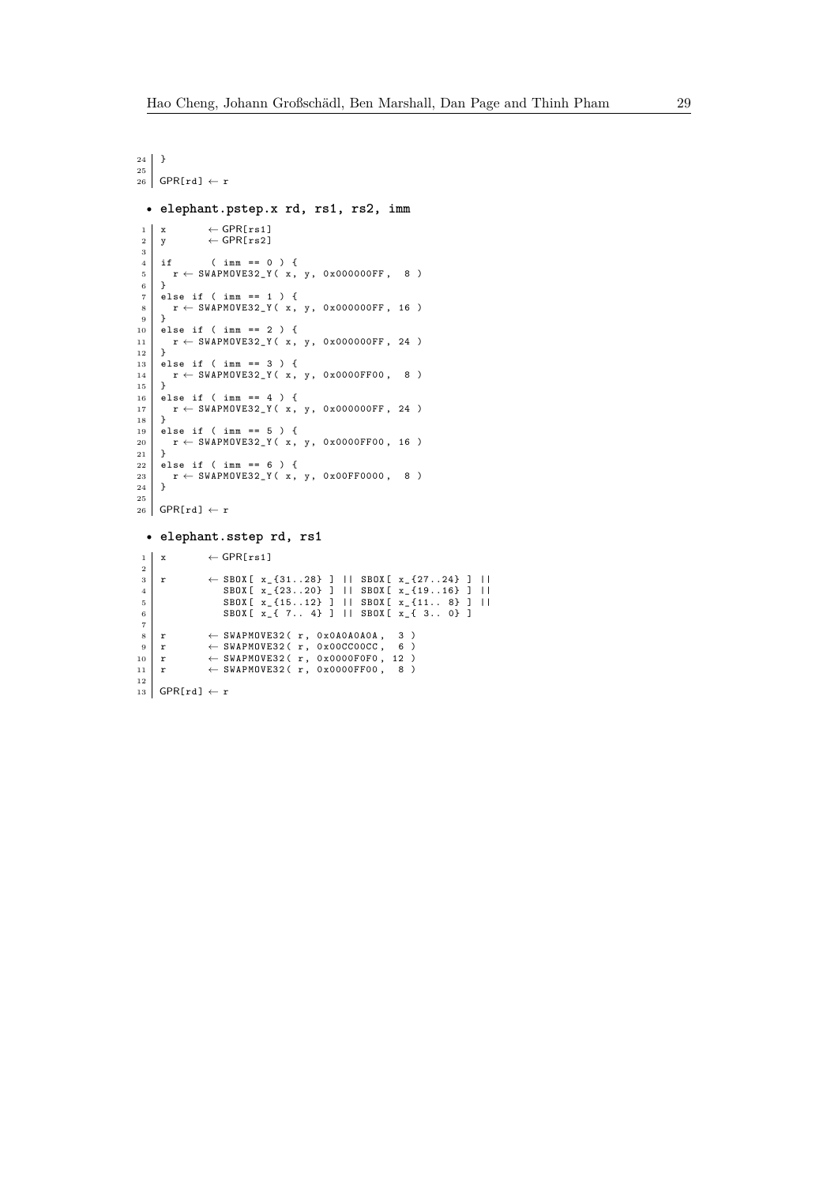```
}

GPR[rd] ← r
```

- **elephant.pstep.x rd, rs1, rs2, imm**

```
x       ← GPR[rs1]
y       ← GPR[rs2]

if      ( imm == 0 ) {
  r ← SWAPMOVE32_Y( x, y, 0x000000FF,  8 )
}
else if ( imm == 1 ) {
  r ← SWAPMOVE32_Y( x, y, 0x000000FF, 16 )
}
else if ( imm == 2 ) {
  r ← SWAPMOVE32_Y( x, y, 0x000000FF, 24 )
}
else if ( imm == 3 ) {
  r ← SWAPMOVE32_Y( x, y, 0x0000FF00,  8 )
}
else if ( imm == 4 ) {
  r ← SWAPMOVE32_Y( x, y, 0x000000FF, 24 )
}
else if ( imm == 5 ) {
  r ← SWAPMOVE32_Y( x, y, 0x0000FF00, 16 )
}
else if ( imm == 6 ) {
  r ← SWAPMOVE32_Y( x, y, 0x00FF0000,  8 )
}

GPR[rd] ← r
```

- **elephant.sstep rd, rs1**

```
x       ← GPR[rs1]

r       ← SBOX[ x_{31..28} ] || SBOX[ x_{27..24} ] ||
           SBOX[ x_{23..20} ] || SBOX[ x_{19..16} ] ||
           SBOX[ x_{15..12} ] || SBOX[ x_{11.. 8} ] ||
           SBOX[ x_{ 7.. 4} ] || SBOX[ x_{ 3.. 0} ]

r       ← SWAPMOVE32( r, 0x0A0A0A0A,  3 )
r       ← SWAPMOVE32( r, 0x00CC00CC,  6 )
r       ← SWAPMOVE32( r, 0x0000F0F0, 12 )
r       ← SWAPMOVE32( r, 0x0000FF00,  8 )

GPR[rd] ← r
```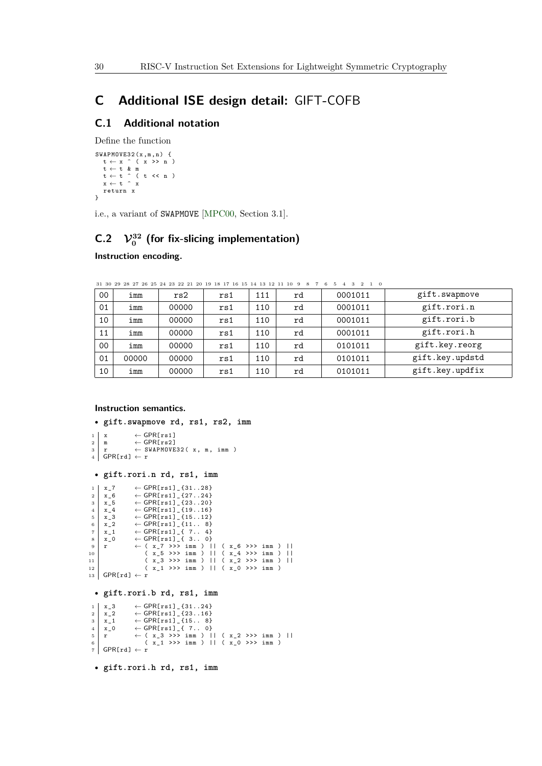# C Additional ISE design detail: GIFT-COFB

## C.1 Additional notation

Define the function

```
SWAPMOVE32(x,m,n) {
  t ← x ^ ( x >> n )
  t ← t & m
  t ← t ^ ( t << n )
  x ← t ^ x
  return x
}
```

i.e., a variant of SWAPMOVE [MPC00, Section 3.1].

## C.2 $\mathcal{V}_0^{32}$ (for fix-slicing implementation)

**Instruction encoding.**

| 31 30 | 29 28 27 26 25 | 24 23 22 21 20 | 19 18 17 16 15 | 14 13 12 | 11 10 9 8 7 | 6 5 4 3 2 1 0 | |
|---|---|---|---|---|---|---|---|
| 00 | imm | rs2 | rs1 | 111 | rd | 0001011 | gift.swapmove |
| 01 | imm | 00000 | rs1 | 110 | rd | 0001011 | gift.rori.n |
| 10 | imm | 00000 | rs1 | 110 | rd | 0001011 | gift.rori.b |
| 11 | imm | 00000 | rs1 | 110 | rd | 0001011 | gift.rori.h |
| 00 | imm | 00000 | rs1 | 110 | rd | 0101011 | gift.key.reorg |
| 01 | 00000 | 00000 | rs1 | 110 | rd | 0101011 | gift.key.updstd |
| 10 | imm | 00000 | rs1 | 110 | rd | 0101011 | gift.key.updfix |

**Instruction semantics.**

- **gift.swapmove rd, rs1, rs2, imm**

```
1 | x       ← GPR[rs1]
2 | m       ← GPR[rs2]
3 | r       ← SWAPMOVE32( x, m, imm )
4 | GPR[rd] ← r
```

- **gift.rori.n rd, rs1, imm**

```
1  | x_7     ← GPR[rs1]_{31..28}
2  | x_6     ← GPR[rs1]_{27..24}
3  | x_5     ← GPR[rs1]_{23..20}
4  | x_4     ← GPR[rs1]_{19..16}
5  | x_3     ← GPR[rs1]_{15..12}
6  | x_2     ← GPR[rs1]_{11.. 8}
7  | x_1     ← GPR[rs1]_{ 7.. 4}
8  | x_0     ← GPR[rs1]_{ 3.. 0}
9  | r       ← ( x_7 >>> imm ) || ( x_6 >>> imm ) ||
10 |           ( x_5 >>> imm ) || ( x_4 >>> imm ) ||
11 |           ( x_3 >>> imm ) || ( x_2 >>> imm ) ||
12 |           ( x_1 >>> imm ) || ( x_0 >>> imm )
13 | GPR[rd] ← r
```

- **gift.rori.b rd, rs1, imm**

```
1 | x_3     ← GPR[rs1]_{31..24}
2 | x_2     ← GPR[rs1]_{23..16}
3 | x_1     ← GPR[rs1]_{15.. 8}
4 | x_0     ← GPR[rs1]_{ 7.. 0}
5 | r       ← ( x_3 >>> imm ) || ( x_2 >>> imm ) ||
6 |           ( x_1 >>> imm ) || ( x_0 >>> imm )
7 | GPR[rd] ← r
```

- **gift.rori.h rd, rs1, imm**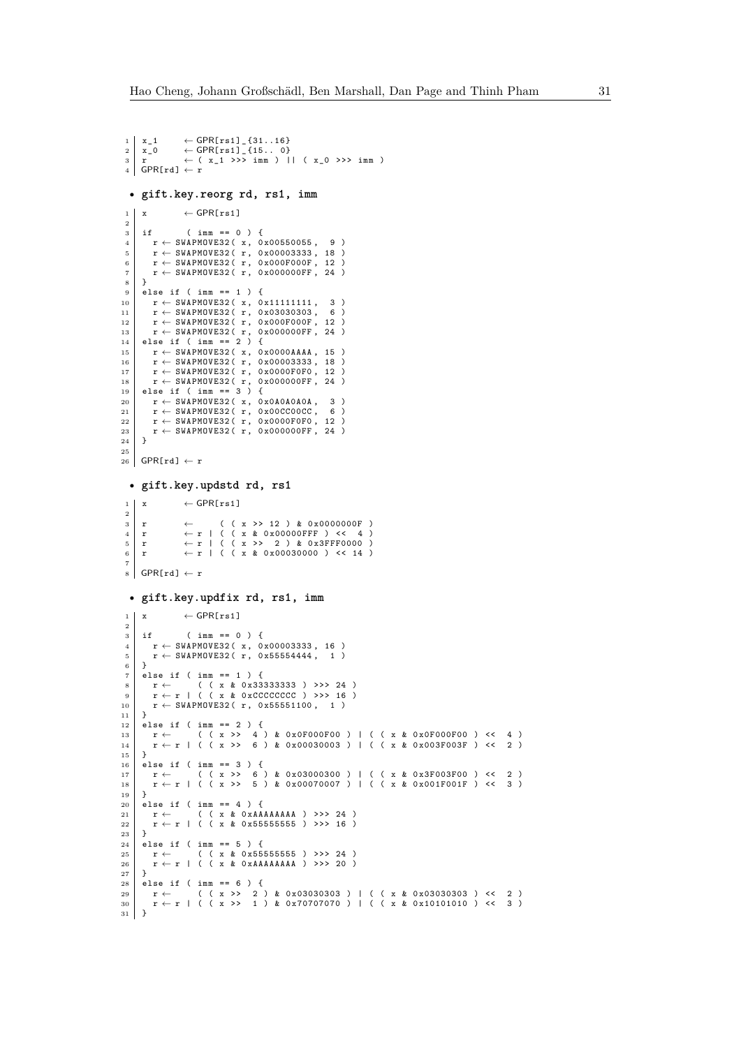```
x_1     ← GPR[rs1]_{31..16}
x_0     ← GPR[rs1]_{15.. 0}
r       ← ( x_1 >>> imm ) || ( x_0 >>> imm )
GPR[rd] ← r
```

- **gift.key.reorg rd, rs1, imm**

```
x       ← GPR[rs1]

if      ( imm == 0 ) {
  r ← SWAPMOVE32( x, 0x00550055,  9 )
  r ← SWAPMOVE32( r, 0x00003333, 18 )
  r ← SWAPMOVE32( r, 0x000F000F, 12 )
  r ← SWAPMOVE32( r, 0x000000FF, 24 )
}
else if ( imm == 1 ) {
  r ← SWAPMOVE32( x, 0x11111111,  3 )
  r ← SWAPMOVE32( r, 0x03030303,  6 )
  r ← SWAPMOVE32( r, 0x000F000F, 12 )
  r ← SWAPMOVE32( r, 0x000000FF, 24 )
else if ( imm == 2 ) {
  r ← SWAPMOVE32( x, 0x0000AAAA, 15 )
  r ← SWAPMOVE32( r, 0x00003333, 18 )
  r ← SWAPMOVE32( r, 0x0000F0F0, 12 )
  r ← SWAPMOVE32( r, 0x000000FF, 24 )
else if ( imm == 3 ) {
  r ← SWAPMOVE32( x, 0x0A0A0A0A,  3 )
  r ← SWAPMOVE32( r, 0x00CC00CC,  6 )
  r ← SWAPMOVE32( r, 0x0000F0F0, 12 )
  r ← SWAPMOVE32( r, 0x000000FF, 24 )
}

GPR[rd] ← r
```

- **gift.key.updstd rd, rs1**

```
x       ← GPR[rs1]

r       ←     ( ( x >> 12 ) & 0x0000000F )
r       ← r | ( ( x & 0x00000FFF ) <<  4 )
r       ← r | ( ( x >>  2 ) & 0x3FFF0000 )
r       ← r | ( ( x & 0x00030000 ) << 14 )

GPR[rd] ← r
```

- **gift.key.updfix rd, rs1, imm**

```
x       ← GPR[rs1]

if      ( imm == 0 ) {
  r ← SWAPMOVE32( x, 0x00003333, 16 )
  r ← SWAPMOVE32( r, 0x55554444,  1 )
}
else if ( imm == 1 ) {
  r ←     ( ( x & 0x33333333 ) >>> 24 )
  r ← r | ( ( x & 0xCCCCCCCC ) >>> 16 )
  r ← SWAPMOVE32( r, 0x55551100,  1 )
}
else if ( imm == 2 ) {
  r ←     ( ( x >>  4 ) & 0x0F000F00 ) | ( ( x & 0x0F000F00 ) <<  4 )
  r ← r | ( ( x >>  6 ) & 0x00030003 ) | ( ( x & 0x003F003F ) <<  2 )
}
else if ( imm == 3 ) {
  r ←     ( ( x >>  6 ) & 0x03000300 ) | ( ( x & 0x3F003F00 ) <<  2 )
  r ← r | ( ( x >>  5 ) & 0x00070007 ) | ( ( x & 0x001F001F ) <<  3 )
}
else if ( imm == 4 ) {
  r ←     ( ( x & 0xAAAAAAAA ) >>> 24 )
  r ← r | ( ( x & 0x55555555 ) >>> 16 )
}
else if ( imm == 5 ) {
  r ←     ( ( x & 0x55555555 ) >>> 24 )
  r ← r | ( ( x & 0xAAAAAAAA ) >>> 20 )
}
else if ( imm == 6 ) {
  r ←     ( ( x >>  2 ) & 0x03030303 ) | ( ( x & 0x03030303 ) <<  2 )
  r ← r | ( ( x >>  1 ) & 0x70707070 ) | ( ( x & 0x10101010 ) <<  3 )
}
```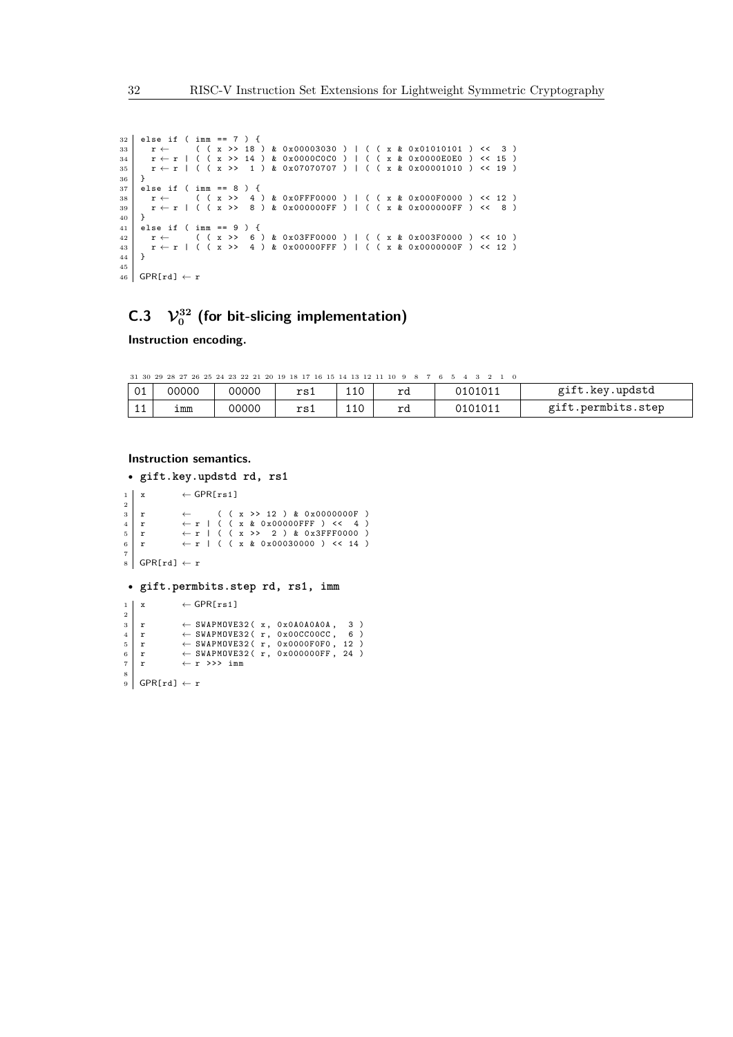```
32 else if ( imm == 7 ) {
33   r ←     ( ( x >> 18 ) & 0x00003030 ) | ( ( x & 0x01010101 ) <<  3 )
34   r ← r | ( ( x >> 14 ) & 0x0000C0C0 ) | ( ( x & 0x0000E0E0 ) << 15 )
35   r ← r | ( ( x >>  1 ) & 0x07070707 ) | ( ( x & 0x00001010 ) << 19 )
36 }
37 else if ( imm == 8 ) {
38   r ←     ( ( x >>  4 ) & 0x0FFF0000 ) | ( ( x & 0x000F0000 ) << 12 )
39   r ← r | ( ( x >>  8 ) & 0x000000FF ) | ( ( x & 0x000000FF ) <<  8 )
40 }
41 else if ( imm == 9 ) {
42   r ←     ( ( x >>  6 ) & 0x03FF0000 ) | ( ( x & 0x003F0000 ) << 10 )
43   r ← r | ( ( x >>  4 ) & 0x00000FFF ) | ( ( x & 0x0000000F ) << 12 )
44 }
45
46 GPR[rd] ← r
```

## C.3 $\mathcal{V}_0^{32}$ (for bit-slicing implementation)

**Instruction encoding.**

| 31 30 | 29 28 27 26 25 | 24 23 22 21 20 | 19 18 17 16 15 | 14 13 12 | 11 10 9 8 7 | 6 5 4 3 2 1 0 | |
|---|---|---|---|---|---|---|---|
| 01 | 00000 | 00000 | rs1 | 110 | rd | 0101011 | gift.key.updstd |
| 11 | imm | 00000 | rs1 | 110 | rd | 0101011 | gift.permbits.step |

**Instruction semantics.**

- **gift.key.updstd rd, rs1**

```
1 x       ← GPR[rs1]
2
3 r       ←     ( ( x >> 12 ) & 0x0000000F )
4 r       ← r | ( ( x & 0x00000FFF ) <<  4 )
5 r       ← r | ( ( x >>  2 ) & 0x3FFF0000 )
6 r       ← r | ( ( x & 0x00030000 ) << 14 )
7
8 GPR[rd] ← r
```

- **gift.permbits.step rd, rs1, imm**

```
1 x       ← GPR[rs1]
2
3 r       ← SWAPMOVE32( x, 0x0A0A0A0A,  3 )
4 r       ← SWAPMOVE32( r, 0x00CC00CC,  6 )
5 r       ← SWAPMOVE32( r, 0x0000F0F0, 12 )
6 r       ← SWAPMOVE32( r, 0x000000FF, 24 )
7 r       ← r >>> imm
8
9 GPR[rd] ← r
```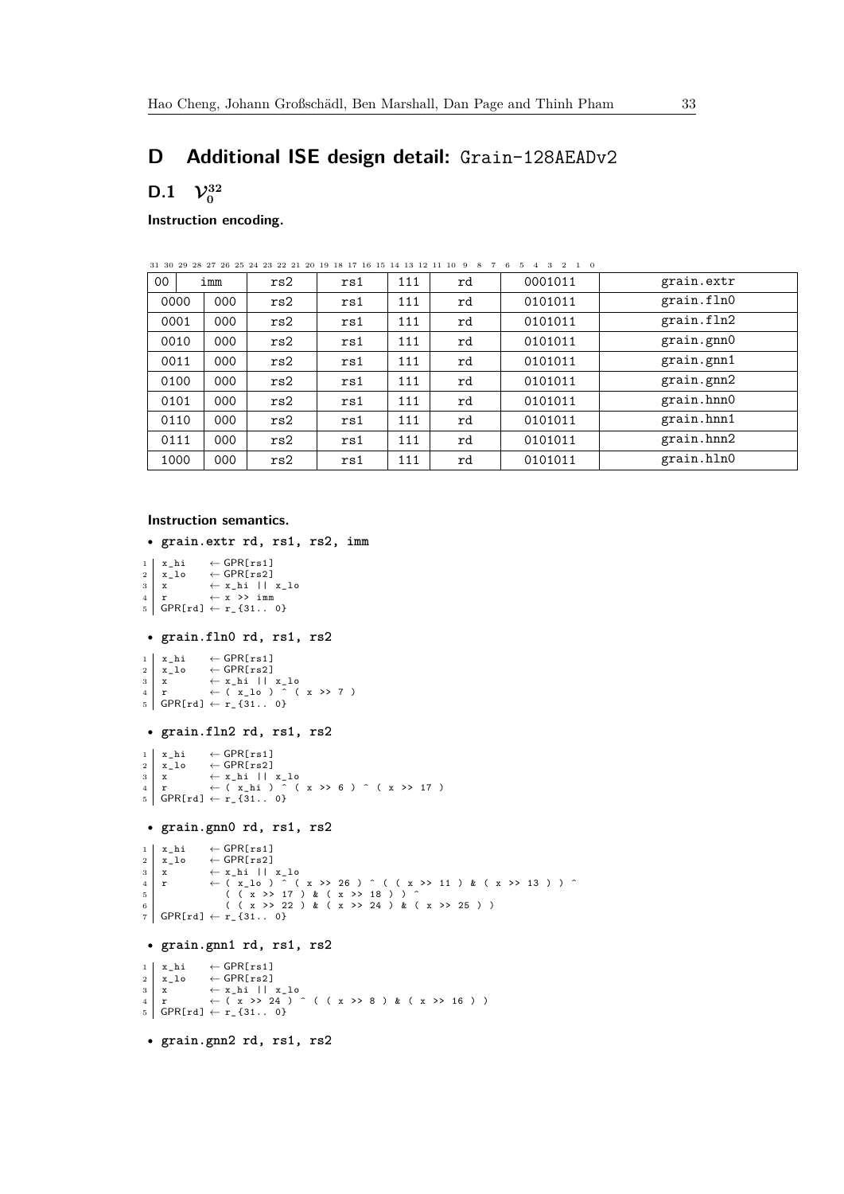## D Additional ISE design detail: Grain-128AEADv2

### D.1 $\mathcal{V}_0^{32}$

**Instruction encoding.**

| 31 30 | 29 28 27 26 25 | 24 23 22 21 20 | 19 18 17 16 15 | 14 13 12 | 11 10 9 8 7 | 6 5 4 3 2 1 0 | |
|---|---|---|---|---|---|---|---|
| 00 | imm | rs2 | rs1 | 111 | rd | 0001011 | grain.extr |
| 0000 | 000 | rs2 | rs1 | 111 | rd | 0101011 | grain.fln0 |
| 0001 | 000 | rs2 | rs1 | 111 | rd | 0101011 | grain.fln2 |
| 0010 | 000 | rs2 | rs1 | 111 | rd | 0101011 | grain.gnn0 |
| 0011 | 000 | rs2 | rs1 | 111 | rd | 0101011 | grain.gnn1 |
| 0100 | 000 | rs2 | rs1 | 111 | rd | 0101011 | grain.gnn2 |
| 0101 | 000 | rs2 | rs1 | 111 | rd | 0101011 | grain.hnn0 |
| 0110 | 000 | rs2 | rs1 | 111 | rd | 0101011 | grain.hnn1 |
| 0111 | 000 | rs2 | rs1 | 111 | rd | 0101011 | grain.hnn2 |
| 1000 | 000 | rs2 | rs1 | 111 | rd | 0101011 | grain.hln0 |

**Instruction semantics.**

- **grain.extr rd, rs1, rs2, imm**

```
1 x_hi    ← GPR[rs1]
2 x_lo    ← GPR[rs2]
3 x       ← x_hi || x_lo
4 r       ← x >> imm
5 GPR[rd] ← r_{31.. 0}
```

- **grain.fln0 rd, rs1, rs2**

```
1 x_hi    ← GPR[rs1]
2 x_lo    ← GPR[rs2]
3 x       ← x_hi || x_lo
4 r       ← ( x_lo ) ^ ( x >> 7 )
5 GPR[rd] ← r_{31.. 0}
```

- **grain.fln2 rd, rs1, rs2**

```
1 x_hi    ← GPR[rs1]
2 x_lo    ← GPR[rs2]
3 x       ← x_hi || x_lo
4 r       ← ( x_hi ) ^ ( x >> 6 ) ^ ( x >> 17 )
5 GPR[rd] ← r_{31.. 0}
```

- **grain.gnn0 rd, rs1, rs2**

```
1 x_hi    ← GPR[rs1]
2 x_lo    ← GPR[rs2]
3 x       ← x_hi || x_lo
4 r       ← ( x_lo ) ^ ( x >> 26 ) ^ ( ( x >> 11 ) & ( x >> 13 ) ) ^
5             ( ( x >> 17 ) & ( x >> 18 ) ) ^
6             ( ( x >> 22 ) & ( x >> 24 ) & ( x >> 25 ) )
7 GPR[rd] ← r_{31.. 0}
```

- **grain.gnn1 rd, rs1, rs2**

```
1 x_hi    ← GPR[rs1]
2 x_lo    ← GPR[rs2]
3 x       ← x_hi || x_lo
4 r       ← ( x >> 24 ) ^ ( ( x >> 8 ) & ( x >> 16 ) )
5 GPR[rd] ← r_{31.. 0}
```

- **grain.gnn2 rd, rs1, rs2**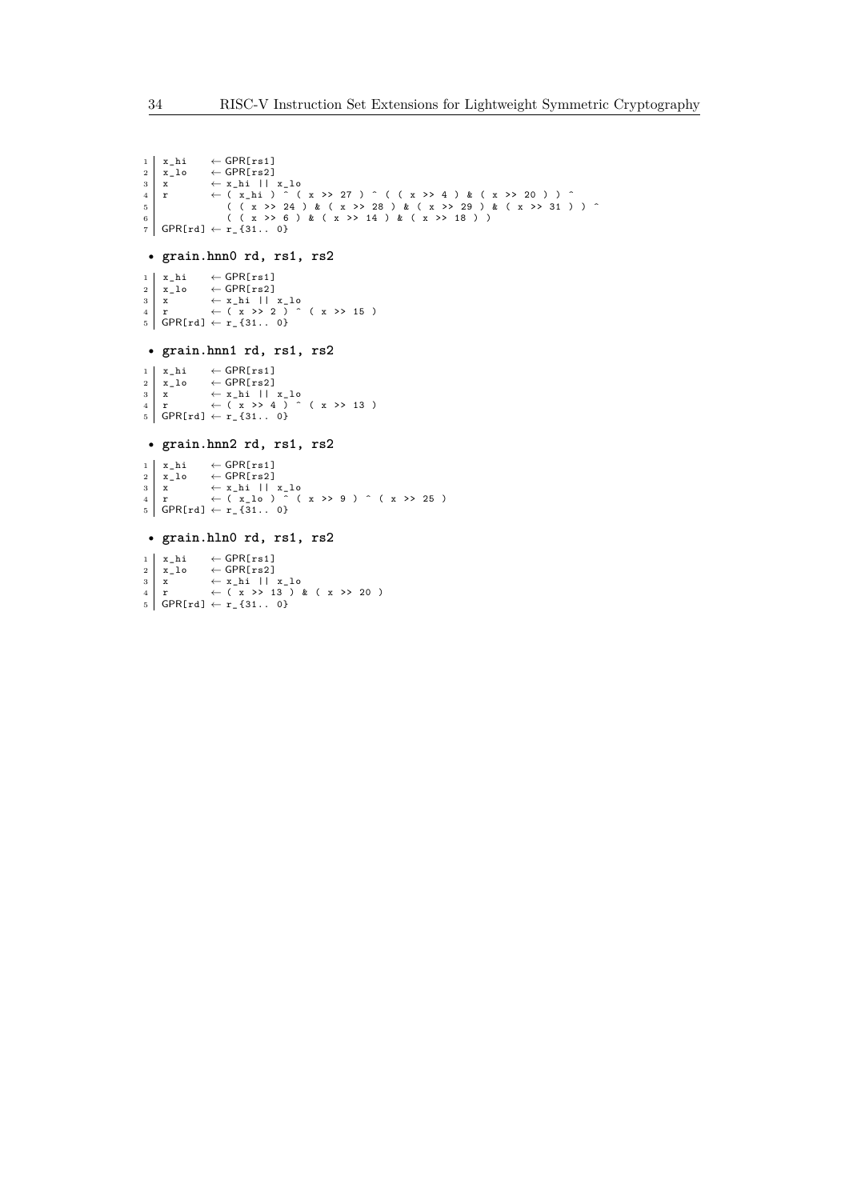```
x_hi    ← GPR[rs1]
x_lo    ← GPR[rs2]
x       ← x_hi || x_lo
r       ← ( x_hi ) ^ ( x >> 27 ) ^ ( ( x >> 4 ) & ( x >> 20 ) ) ^
          ( ( x >> 24 ) & ( x >> 28 ) & ( x >> 29 ) & ( x >> 31 ) ) ^
          ( ( x >> 6 ) & ( x >> 14 ) & ( x >> 18 ) )
GPR[rd] ← r_{31.. 0}
```

- **grain.hnn0 rd, rs1, rs2**

```
x_hi    ← GPR[rs1]
x_lo    ← GPR[rs2]
x       ← x_hi || x_lo
r       ← ( x >> 2 ) ^ ( x >> 15 )
GPR[rd] ← r_{31.. 0}
```

- **grain.hnn1 rd, rs1, rs2**

```
x_hi    ← GPR[rs1]
x_lo    ← GPR[rs2]
x       ← x_hi || x_lo
r       ← ( x >> 4 ) ^ ( x >> 13 )
GPR[rd] ← r_{31.. 0}
```

- **grain.hnn2 rd, rs1, rs2**

```
x_hi    ← GPR[rs1]
x_lo    ← GPR[rs2]
x       ← x_hi || x_lo
r       ← ( x_lo ) ^ ( x >> 9 ) ^ ( x >> 25 )
GPR[rd] ← r_{31.. 0}
```

- **grain.hln0 rd, rs1, rs2**

```
x_hi    ← GPR[rs1]
x_lo    ← GPR[rs2]
x       ← x_hi || x_lo
r       ← ( x >> 13 ) & ( x >> 20 )
GPR[rd] ← r_{31.. 0}
```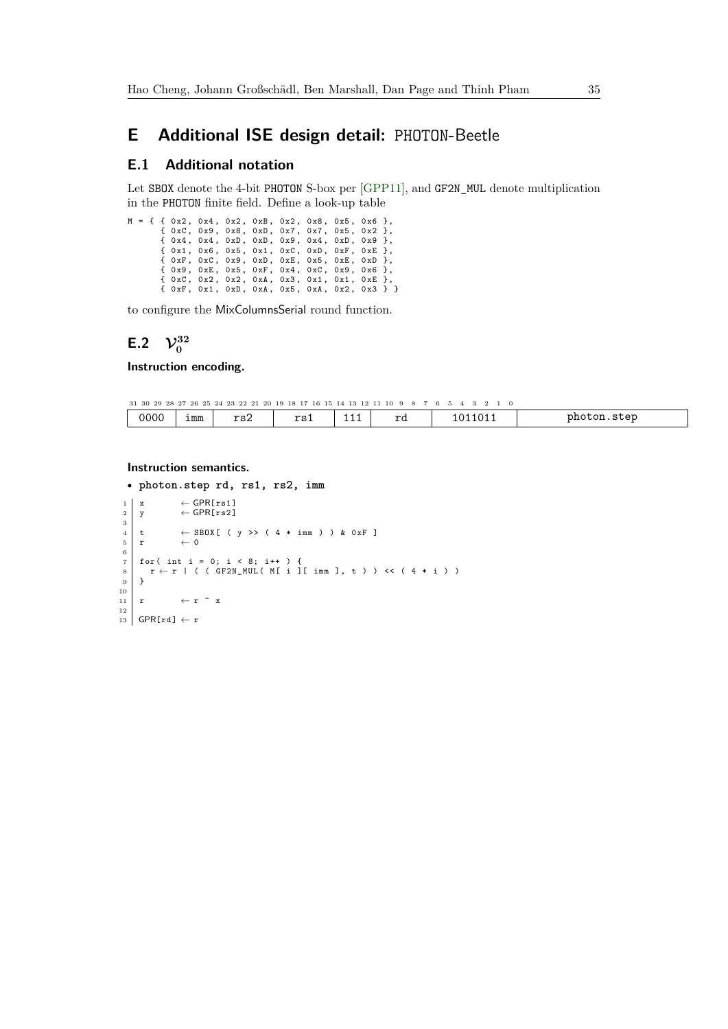# E Additional ISE design detail: PHOTON-Beetle

## E.1 Additional notation

Let SBOX denote the 4-bit PHOTON S-box per [GPP11], and GF2N_MUL denote multiplication in the PHOTON finite field. Define a look-up table

```
M = { { 0x2, 0x4, 0x2, 0xB, 0x2, 0x8, 0x5, 0x6 },
      { 0xC, 0x9, 0x8, 0xD, 0x7, 0x7, 0x5, 0x2 },
      { 0x4, 0x4, 0xD, 0xD, 0x9, 0x4, 0xD, 0x9 },
      { 0x1, 0x6, 0x5, 0x1, 0xC, 0xD, 0xF, 0xE },
      { 0xF, 0xC, 0x9, 0xD, 0xE, 0x5, 0xE, 0xD },
      { 0x9, 0xE, 0x5, 0xF, 0x4, 0xC, 0x9, 0x6 },
      { 0xC, 0x2, 0x2, 0xA, 0x3, 0x1, 0x1, 0xE },
      { 0xF, 0x1, 0xD, 0xA, 0x5, 0xA, 0x2, 0x3 } }
```

to configure the MixColumnsSerial round function.

## E.2 $\mathcal{V}_0^{32}$

**Instruction encoding.**

| 31–28 | 27–25 | 24–20 | 19–15 | 14–12 | 11–7 | 6–0 | |
|---|---|---|---|---|---|---|---|
| 0000 | imm | rs2 | rs1 | 111 | rd | 1011011 | photon.step |

**Instruction semantics.**

- **photon.step rd, rs1, rs2, imm**

```
1  x        ← GPR[rs1]
2  y        ← GPR[rs2]
3
4  t        ← SBOX[ ( y >> ( 4 * imm ) ) & 0xF ]
5  r        ← 0
6
7  for( int i = 0; i < 8; i++ ) {
8    r ← r | ( ( GF2N_MUL( M[ i ][ imm ], t ) ) << ( 4 * i ) )
9  }
10
11 r        ← r ^ x
12
13 GPR[rd] ← r
```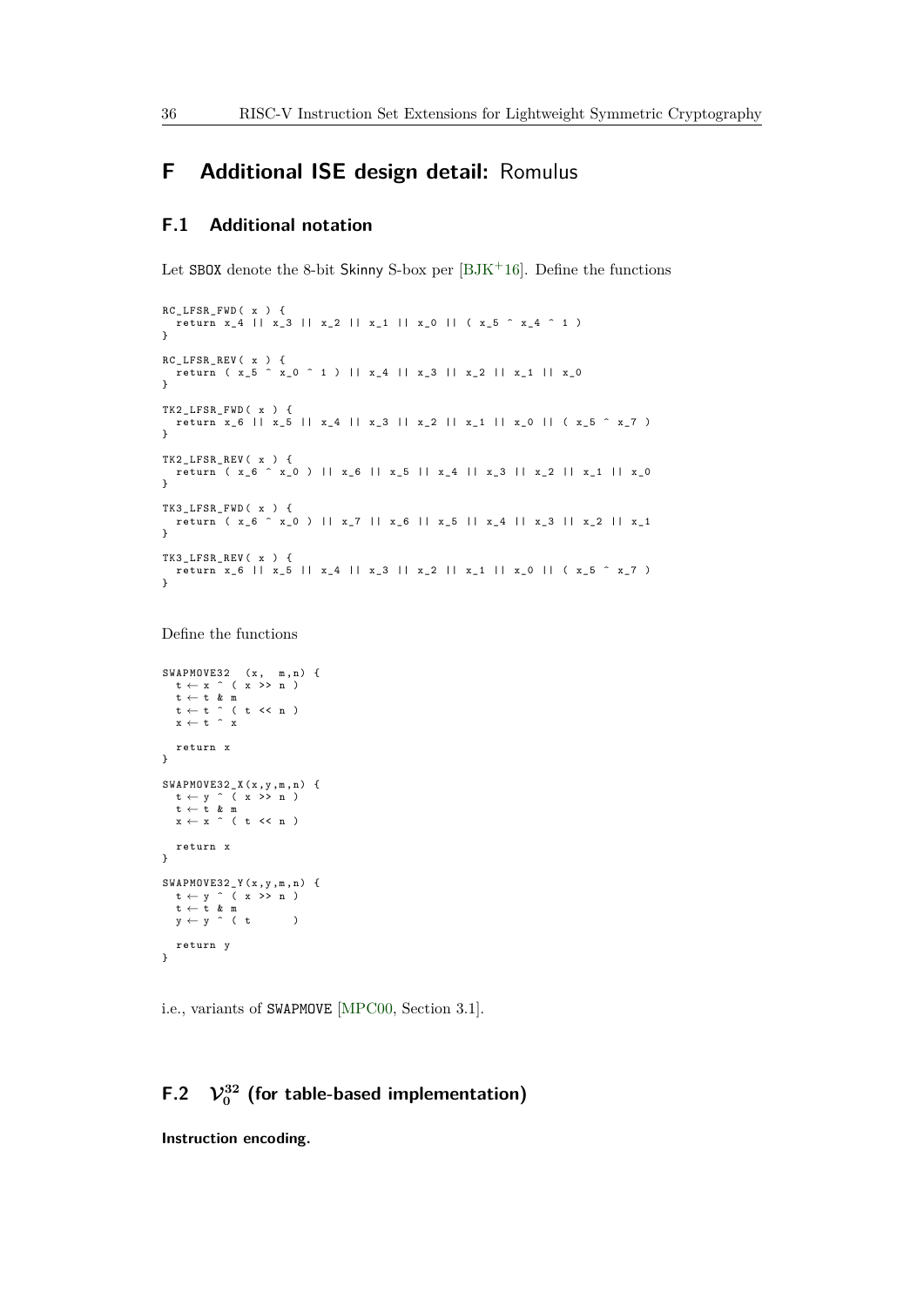# F Additional ISE design detail: Romulus

## F.1 Additional notation

Let SBOX denote the 8-bit Skinny S-box per [BJK+16]. Define the functions

```
RC_LFSR_FWD( x ) {
  return x_4 || x_3 || x_2 || x_1 || x_0 || ( x_5 ^ x_4 ^ 1 )
}

RC_LFSR_REV( x ) {
  return ( x_5 ^ x_0 ^ 1 ) || x_4 || x_3 || x_2 || x_1 || x_0
}

TK2_LFSR_FWD( x ) {
  return x_6 || x_5 || x_4 || x_3 || x_2 || x_1 || x_0 || ( x_5 ^ x_7 )
}

TK2_LFSR_REV( x ) {
  return ( x_6 ^ x_0 ) || x_6 || x_5 || x_4 || x_3 || x_2 || x_1 || x_0
}

TK3_LFSR_FWD( x ) {
  return ( x_6 ^ x_0 ) || x_7 || x_6 || x_5 || x_4 || x_3 || x_2 || x_1
}

TK3_LFSR_REV( x ) {
  return x_6 || x_5 || x_4 || x_3 || x_2 || x_1 || x_0 || ( x_5 ^ x_7 )
}
```

Define the functions

```
SWAPMOVE32  (x,  m,n) {
  t ← x ^ ( x >> n )
  t ← t & m
  t ← t ^ ( t << n )
  x ← t ^ x

  return x
}

SWAPMOVE32_X(x,y,m,n) {
  t ← y ^ ( x >> n )
  t ← t & m
  x ← x ^ ( t << n )

  return x
}

SWAPMOVE32_Y(x,y,m,n) {
  t ← y ^ ( x >> n )
  t ← t & m
  y ← y ^ ( t       )

  return y
}
```

i.e., variants of SWAPMOVE [MPC00, Section 3.1].

## F.2 $\mathcal{V}_0^{32}$ (for table-based implementation)

**Instruction encoding.**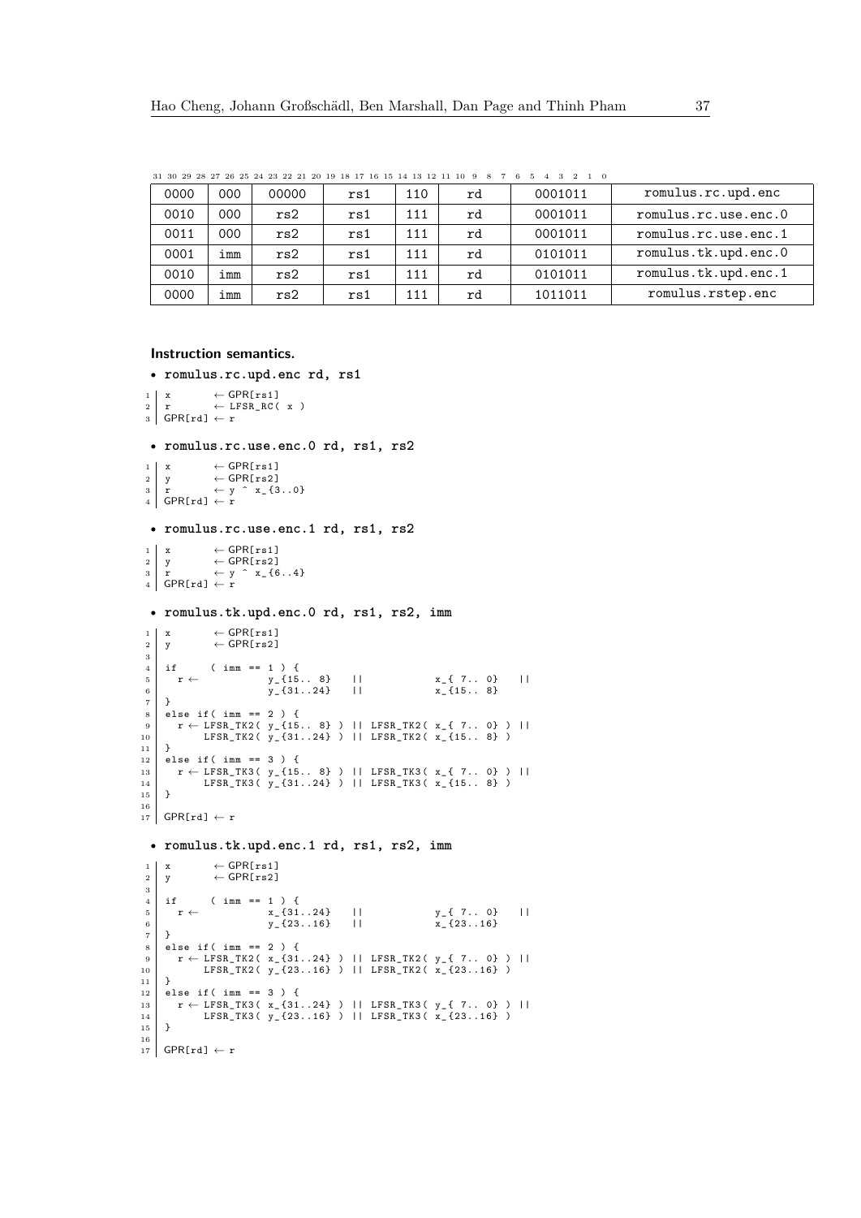| 31 30 29 28 | 27 26 25 | 24 23 22 21 20 | 19 18 17 16 15 | 14 13 12 | 11 10 9 8 7 | 6 5 4 3 2 1 0 | |
|---|---|---|---|---|---|---|---|
| 0000 | 000 | 00000 | rs1 | 110 | rd | 0001011 | romulus.rc.upd.enc |
| 0010 | 000 | rs2 | rs1 | 111 | rd | 0001011 | romulus.rc.use.enc.0 |
| 0011 | 000 | rs2 | rs1 | 111 | rd | 0001011 | romulus.rc.use.enc.1 |
| 0001 | imm | rs2 | rs1 | 111 | rd | 0101011 | romulus.tk.upd.enc.0 |
| 0010 | imm | rs2 | rs1 | 111 | rd | 0101011 | romulus.tk.upd.enc.1 |
| 0000 | imm | rs2 | rs1 | 111 | rd | 1011011 | romulus.rstep.enc |

**Instruction semantics.**

- **romulus.rc.upd.enc rd, rs1**

```
1 | x       ← GPR[rs1]
2 | r       ← LFSR_RC( x )
3 | GPR[rd] ← r
```

- **romulus.rc.use.enc.0 rd, rs1, rs2**

```
1 | x       ← GPR[rs1]
2 | y       ← GPR[rs2]
3 | r       ← y ^ x_{3..0}
4 | GPR[rd] ← r
```

- **romulus.rc.use.enc.1 rd, rs1, rs2**

```
1 | x       ← GPR[rs1]
2 | y       ← GPR[rs2]
3 | r       ← y ^ x_{6..4}
4 | GPR[rd] ← r
```

- **romulus.tk.upd.enc.0 rd, rs1, rs2, imm**

```
1  | x       ← GPR[rs1]
2  | y       ← GPR[rs2]
3  |
4  | if     ( imm == 1 ) {
5  |   r ←           y_{15.. 8}   ||           x_{ 7.. 0}   ||
6  |                 y_{31..24}   ||           x_{15.. 8}
7  | }
8  | else if( imm == 2 ) {
9  |   r ← LFSR_TK2( y_{15.. 8} ) || LFSR_TK2( x_{ 7.. 0} ) ||
10 |       LFSR_TK2( y_{31..24} ) || LFSR_TK2( x_{15.. 8} )
11 | }
12 | else if( imm == 3 ) {
13 |   r ← LFSR_TK3( y_{15.. 8} ) || LFSR_TK3( x_{ 7.. 0} ) ||
14 |       LFSR_TK3( y_{31..24} ) || LFSR_TK3( x_{15.. 8} )
15 | }
16 |
17 | GPR[rd] ← r
```

- **romulus.tk.upd.enc.1 rd, rs1, rs2, imm**

```
1  | x       ← GPR[rs1]
2  | y       ← GPR[rs2]
3  |
4  | if     ( imm == 1 ) {
5  |   r ←           x_{31..24}   ||           y_{ 7.. 0}   ||
6  |                 y_{23..16}   ||           x_{23..16}
7  | }
8  | else if( imm == 2 ) {
9  |   r ← LFSR_TK2( x_{31..24} ) || LFSR_TK2( y_{ 7.. 0} ) ||
10 |       LFSR_TK2( y_{23..16} ) || LFSR_TK2( x_{23..16} )
11 | }
12 | else if( imm == 3 ) {
13 |   r ← LFSR_TK3( x_{31..24} ) || LFSR_TK3( y_{ 7.. 0} ) ||
14 |       LFSR_TK3( y_{23..16} ) || LFSR_TK3( x_{23..16} )
15 | }
16 |
17 | GPR[rd] ← r
```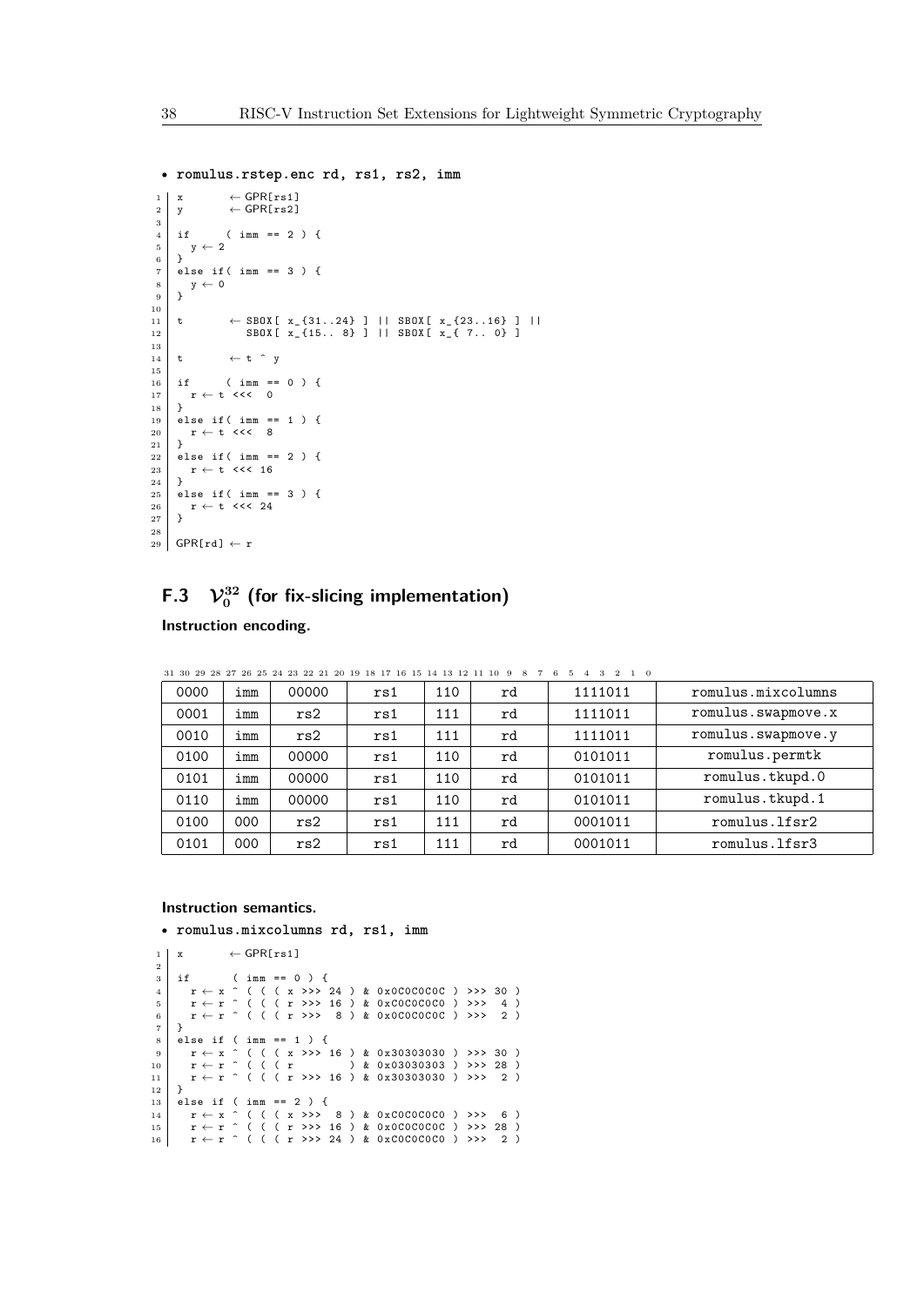- **romulus.rstep.enc rd, rs1, rs2, imm**

```
x        ← GPR[rs1]
y        ← GPR[rs2]

if      ( imm == 2 ) {
  y ← 2
}
else if( imm == 3 ) {
  y ← 0
}

t        ← SBOX[ x_{31..24} ] || SBOX[ x_{23..16} ] ||
           SBOX[ x_{15.. 8} ] || SBOX[ x_{ 7.. 0} ]

t        ← t ^ y

if      ( imm == 0 ) {
  r ← t <<<  0
}
else if( imm == 1 ) {
  r ← t <<<  8
}
else if( imm == 2 ) {
  r ← t <<< 16
}
else if( imm == 3 ) {
  r ← t <<< 24
}

GPR[rd] ← r
```

## F.3 $\mathcal{V}_0^{32}$ (for fix-slicing implementation)

**Instruction encoding.**

| 31–28 | 27–25 | 24–20 | 19–15 | 14–12 | 11–7 | 6–0 | |
|---|---|---|---|---|---|---|---|
| 0000 | imm | 00000 | rs1 | 110 | rd | 1111011 | romulus.mixcolumns |
| 0001 | imm | rs2 | rs1 | 111 | rd | 1111011 | romulus.swapmove.x |
| 0010 | imm | rs2 | rs1 | 111 | rd | 1111011 | romulus.swapmove.y |
| 0100 | imm | 00000 | rs1 | 110 | rd | 0101011 | romulus.permtk |
| 0101 | imm | 00000 | rs1 | 110 | rd | 0101011 | romulus.tkupd.0 |
| 0110 | imm | 00000 | rs1 | 110 | rd | 0101011 | romulus.tkupd.1 |
| 0100 | 000 | rs2 | rs1 | 111 | rd | 0001011 | romulus.lfsr2 |
| 0101 | 000 | rs2 | rs1 | 111 | rd | 0001011 | romulus.lfsr3 |

**Instruction semantics.**

- **romulus.mixcolumns rd, rs1, imm**

```
x        ← GPR[rs1]

if      ( imm == 0 ) {
  r ← x ^ ( ( ( x >>> 24 ) & 0x0C0C0C0C ) >>> 30 )
  r ← r ^ ( ( ( r >>> 16 ) & 0xC0C0C0C0 ) >>>  4 )
  r ← r ^ ( ( ( r >>>  8 ) & 0x0C0C0C0C ) >>>  2 )
}
else if ( imm == 1 ) {
  r ← x ^ ( ( ( x >>> 16 ) & 0x30303030 ) >>> 30 )
  r ← r ^ ( ( ( r        ) & 0x03030303 ) >>> 28 )
  r ← r ^ ( ( ( r >>> 16 ) & 0x30303030 ) >>>  2 )
}
else if ( imm == 2 ) {
  r ← x ^ ( ( ( x >>>  8 ) & 0xC0C0C0C0 ) >>>  6 )
  r ← r ^ ( ( ( r >>> 16 ) & 0x0C0C0C0C ) >>> 28 )
  r ← r ^ ( ( ( r >>> 24 ) & 0xC0C0C0C0 ) >>>  2 )
```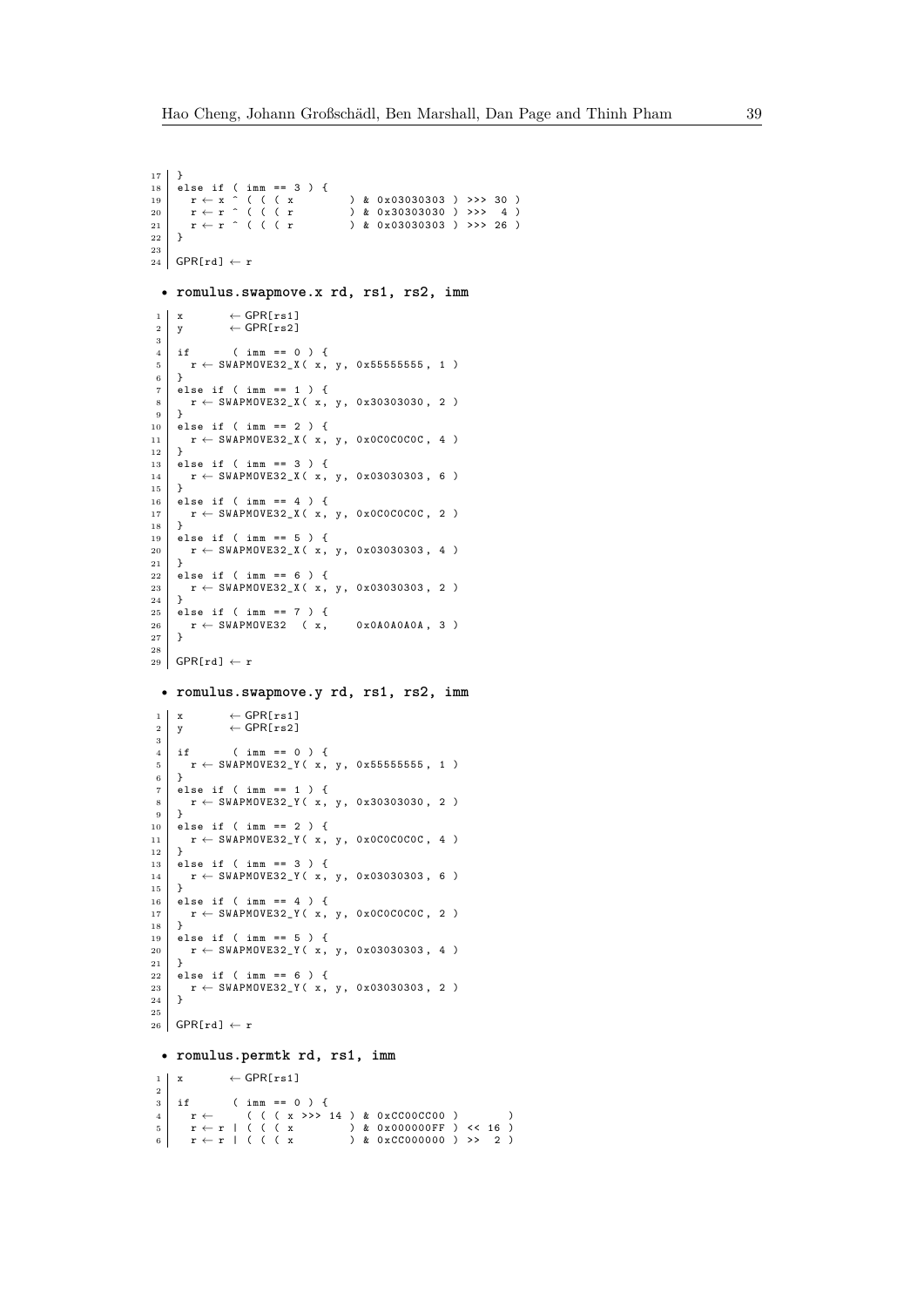```
17 }
18 else if ( imm == 3 ) {
19   r ← x ^ ( ( ( x         ) & 0x03030303 ) >>> 30 )
20   r ← r ^ ( ( ( r         ) & 0x30303030 ) >>>  4 )
21   r ← r ^ ( ( ( r         ) & 0x03030303 ) >>> 26 )
22 }
23
24 GPR[rd] ← r
```

- **romulus.swapmove.x rd, rs1, rs2, imm**

```
1  x       ← GPR[rs1]
2  y       ← GPR[rs2]
3
4  if      ( imm == 0 ) {
5    r ← SWAPMOVE32_X( x, y, 0x55555555, 1 )
6  }
7  else if ( imm == 1 ) {
8    r ← SWAPMOVE32_X( x, y, 0x30303030, 2 )
9  }
10 else if ( imm == 2 ) {
11   r ← SWAPMOVE32_X( x, y, 0x0C0C0C0C, 4 )
12 }
13 else if ( imm == 3 ) {
14   r ← SWAPMOVE32_X( x, y, 0x03030303, 6 )
15 }
16 else if ( imm == 4 ) {
17   r ← SWAPMOVE32_X( x, y, 0x0C0C0C0C, 2 )
18 }
19 else if ( imm == 5 ) {
20   r ← SWAPMOVE32_X( x, y, 0x03030303, 4 )
21 }
22 else if ( imm == 6 ) {
23   r ← SWAPMOVE32_X( x, y, 0x03030303, 2 )
24 }
25 else if ( imm == 7 ) {
26   r ← SWAPMOVE32  ( x,    0x0A0A0A0A, 3 )
27 }
28
29 GPR[rd] ← r
```

- **romulus.swapmove.y rd, rs1, rs2, imm**

```
1  x       ← GPR[rs1]
2  y       ← GPR[rs2]
3
4  if      ( imm == 0 ) {
5    r ← SWAPMOVE32_Y( x, y, 0x55555555, 1 )
6  }
7  else if ( imm == 1 ) {
8    r ← SWAPMOVE32_Y( x, y, 0x30303030, 2 )
9  }
10 else if ( imm == 2 ) {
11   r ← SWAPMOVE32_Y( x, y, 0x0C0C0C0C, 4 )
12 }
13 else if ( imm == 3 ) {
14   r ← SWAPMOVE32_Y( x, y, 0x03030303, 6 )
15 }
16 else if ( imm == 4 ) {
17   r ← SWAPMOVE32_Y( x, y, 0x0C0C0C0C, 2 )
18 }
19 else if ( imm == 5 ) {
20   r ← SWAPMOVE32_Y( x, y, 0x03030303, 4 )
21 }
22 else if ( imm == 6 ) {
23   r ← SWAPMOVE32_Y( x, y, 0x03030303, 2 )
24 }
25
26 GPR[rd] ← r
```

- **romulus.permtk rd, rs1, imm**

```
1  x       ← GPR[rs1]
2
3  if      ( imm == 0 ) {
4    r ←     ( ( ( x >>> 14 ) & 0xCC00CC00 )        )
5    r ← r | ( ( ( x        ) & 0x000000FF ) << 16 )
6    r ← r | ( ( ( x        ) & 0xCC000000 ) >>  2 )
```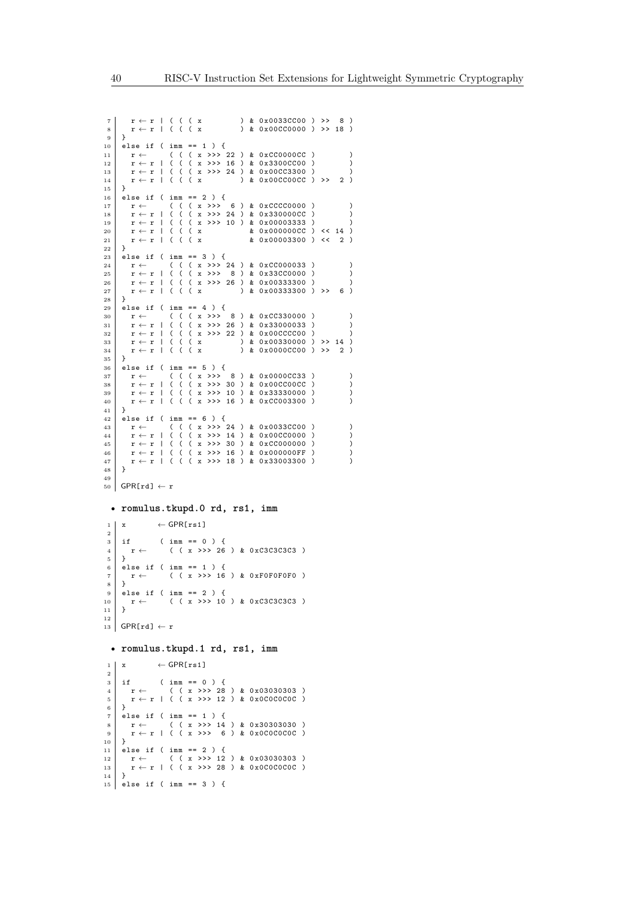```
r ← r | ( ( ( x        ) & 0x0033CC00 ) >>  8 )
r ← r | ( ( ( x        ) & 0x00CC0000 ) >> 18 )
}
else if ( imm == 1 ) {
  r ←     ( ( ( x >>> 22 ) & 0xCC0000CC )        )
  r ← r | ( ( ( x >>> 16 ) & 0x3300CC00 )        )
  r ← r | ( ( ( x >>> 24 ) & 0x00CC3300 )        )
  r ← r | ( ( ( x        ) & 0x00CC00CC ) >>  2 )
}
else if ( imm == 2 ) {
  r ←     ( ( ( x >>>  6 ) & 0xCCCC0000 )        )
  r ← r | ( ( ( x >>> 24 ) & 0x330000CC )        )
  r ← r | ( ( ( x >>> 10 ) & 0x00003333 )        )
  r ← r | ( ( ( x          & 0x000000CC ) << 14 )
  r ← r | ( ( ( x          & 0x00003300 ) <<  2 )
}
else if ( imm == 3 ) {
  r ←     ( ( ( x >>> 24 ) & 0xCC000033 )        )
  r ← r | ( ( ( x >>>  8 ) & 0x33CC0000 )        )
  r ← r | ( ( ( x >>> 26 ) & 0x00333300 )        )
  r ← r | ( ( ( x        ) & 0x00333300 ) >>  6 )
}
else if ( imm == 4 ) {
  r ←     ( ( ( x >>>  8 ) & 0xCC330000 )        )
  r ← r | ( ( ( x >>> 26 ) & 0x33000033 )        )
  r ← r | ( ( ( x >>> 22 ) & 0x00CCCC00 )        )
  r ← r | ( ( ( x        ) & 0x00330000 ) >> 14 )
  r ← r | ( ( ( x        ) & 0x0000CC00 ) >>  2 )
}
else if ( imm == 5 ) {
  r ←     ( ( ( x >>>  8 ) & 0x0000CC33 )        )
  r ← r | ( ( ( x >>> 30 ) & 0x00CC00CC )        )
  r ← r | ( ( ( x >>> 10 ) & 0x33330000 )        )
  r ← r | ( ( ( x >>> 16 ) & 0xCC003300 )        )
}
else if ( imm == 6 ) {
  r ←     ( ( ( x >>> 24 ) & 0x0033CC00 )        )
  r ← r | ( ( ( x >>> 14 ) & 0x00CC0000 )        )
  r ← r | ( ( ( x >>> 30 ) & 0xCC000000 )        )
  r ← r | ( ( ( x >>> 16 ) & 0x000000FF )        )
  r ← r | ( ( ( x >>> 18 ) & 0x33003300 )        )
}

GPR[rd] ← r
```

- **romulus.tkupd.0 rd, rs1, imm**

```
x       ← GPR[rs1]

if      ( imm == 0 ) {
  r ←     ( ( x >>> 26 ) & 0xC3C3C3C3 )
}
else if ( imm == 1 ) {
  r ←     ( ( x >>> 16 ) & 0xF0F0F0F0 )
}
else if ( imm == 2 ) {
  r ←     ( ( x >>> 10 ) & 0xC3C3C3C3 )
}

GPR[rd] ← r
```

- **romulus.tkupd.1 rd, rs1, imm**

```
x       ← GPR[rs1]

if      ( imm == 0 ) {
  r ←     ( ( x >>> 28 ) & 0x03030303 )
  r ← r | ( ( x >>> 12 ) & 0x0C0C0C0C )
}
else if ( imm == 1 ) {
  r ←     ( ( x >>> 14 ) & 0x30303030 )
  r ← r | ( ( x >>>  6 ) & 0x0C0C0C0C )
}
else if ( imm == 2 ) {
  r ←     ( ( x >>> 12 ) & 0x03030303 )
  r ← r | ( ( x >>> 28 ) & 0x0C0C0C0C )
}
else if ( imm == 3 ) {
```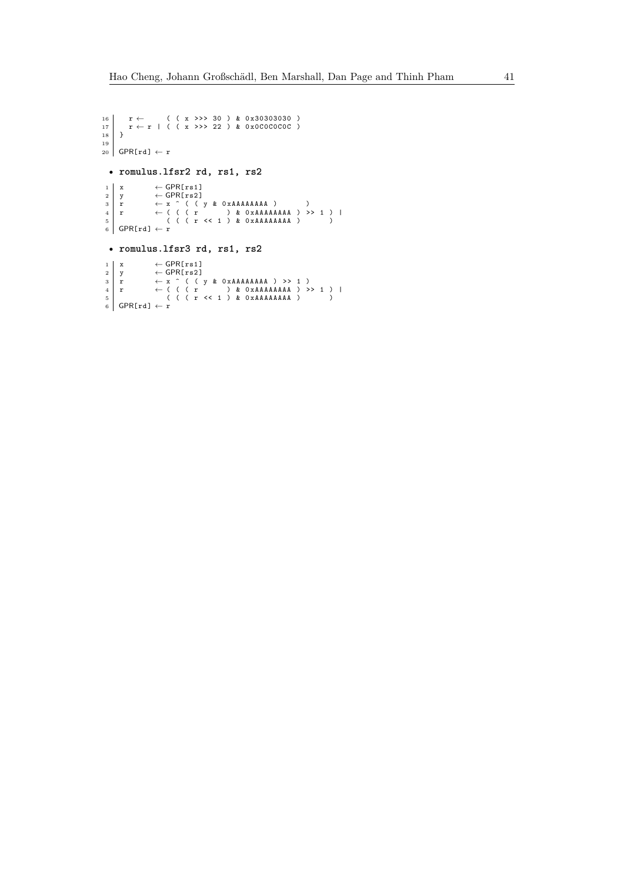```
16    r ←     ( ( x >>> 30 ) & 0x30303030 )
17    r ← r | ( ( x >>> 22 ) & 0x0C0C0C0C )
18  }
19
20  GPR[rd] ← r
```

- **romulus.lfsr2 rd, rs1, rs2**

```
1  x       ← GPR[rs1]
2  y       ← GPR[rs2]
3  r       ← x ^ ( ( y & 0xAAAAAAAA )      )
4  r       ← ( ( ( r      ) & 0xAAAAAAAA ) >> 1 ) |
5            ( ( ( r << 1 ) & 0xAAAAAAAA )      )
6  GPR[rd] ← r
```

- **romulus.lfsr3 rd, rs1, rs2**

```
1  x       ← GPR[rs1]
2  y       ← GPR[rs2]
3  r       ← x ^ ( ( y & 0xAAAAAAAA ) >> 1 )
4  r       ← ( ( ( r      ) & 0xAAAAAAAA ) >> 1 ) |
5            ( ( ( r << 1 ) & 0xAAAAAAAA )      )
6  GPR[rd] ← r
```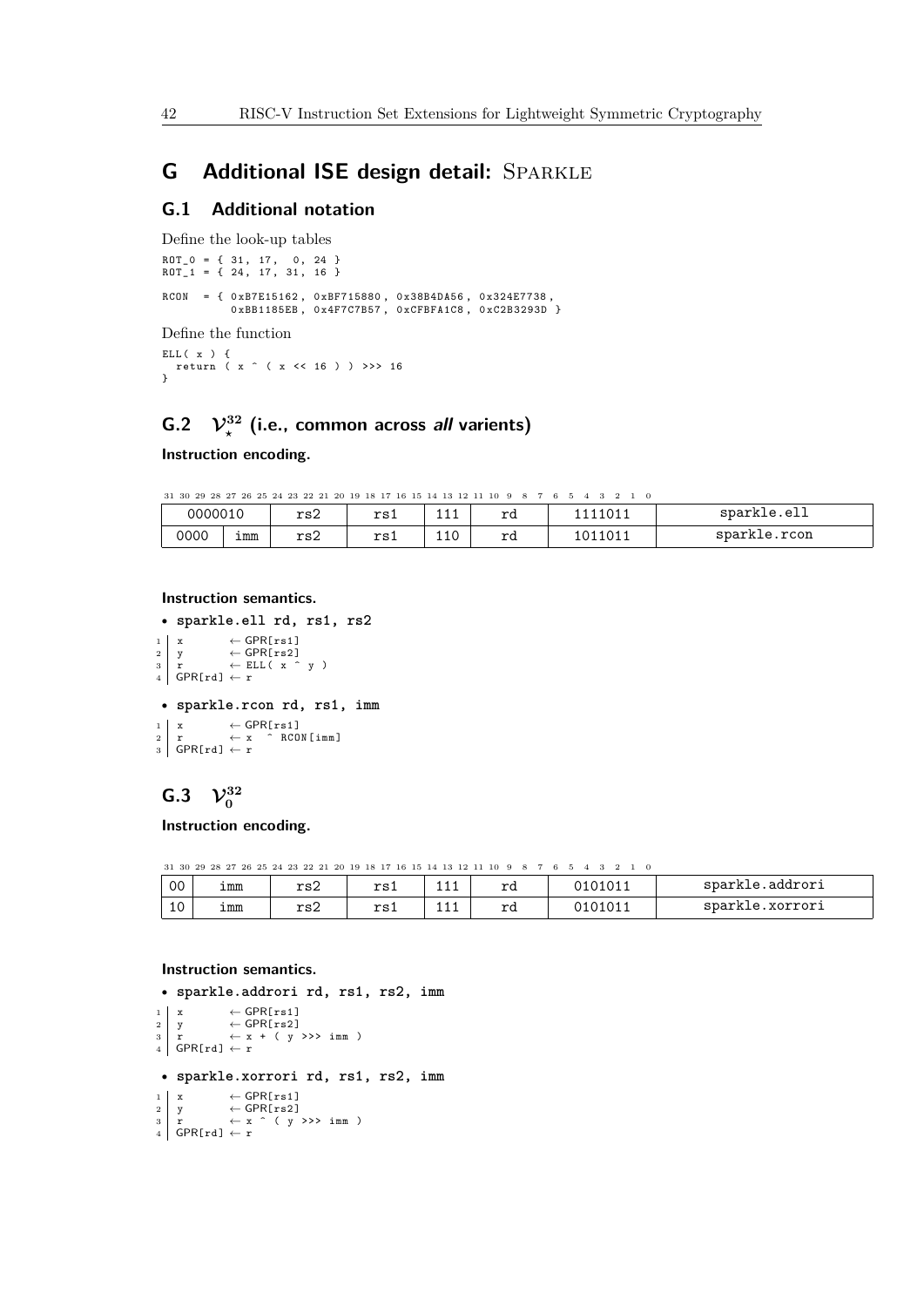# G Additional ISE design detail: SPARKLE

## G.1 Additional notation

Define the look-up tables

```
ROT_0 = { 31, 17,  0, 24 }
ROT_1 = { 24, 17, 31, 16 }

RCON  = { 0xB7E15162, 0xBF715880, 0x38B4DA56, 0x324E7738,
          0xBB1185EB, 0x4F7C7B57, 0xCFBFA1C8, 0xC2B3293D }
```

Define the function

```
ELL( x ) {
  return ( x ^ ( x << 16 ) ) >>> 16
}
```

## G.2 $\mathcal{V}^{32}_{\star}$ (i.e., common across *all* varients)

**Instruction encoding.**

31 30 29 28 27 26 25 24 23 22 21 20 19 18 17 16 15 14 13 12 11 10 9 8 7 6 5 4 3 2 1 0

| | | | | | | | |
|---|---|---|---|---|---|---|---|
| 0000010 | | rs2 | rs1 | 111 | rd | 1111011 | sparkle.ell |
| 0000 | imm | rs2 | rs1 | 110 | rd | 1011011 | sparkle.rcon |

**Instruction semantics.**

- **sparkle.ell rd, rs1, rs2**

```
1  x       ← GPR[rs1]
2  y       ← GPR[rs2]
3  r       ← ELL( x ^ y )
4  GPR[rd] ← r
```

- **sparkle.rcon rd, rs1, imm**

```
1  x       ← GPR[rs1]
2  r       ← x  ^ RCON[imm]
3  GPR[rd] ← r
```

## G.3 $\mathcal{V}^{32}_{0}$

**Instruction encoding.**

31 30 29 28 27 26 25 24 23 22 21 20 19 18 17 16 15 14 13 12 11 10 9 8 7 6 5 4 3 2 1 0

| | | | | | | | |
|---|---|---|---|---|---|---|---|
| 00 | imm | rs2 | rs1 | 111 | rd | 0101011 | sparkle.addrori |
| 10 | imm | rs2 | rs1 | 111 | rd | 0101011 | sparkle.xorrori |

**Instruction semantics.**

- **sparkle.addrori rd, rs1, rs2, imm**

```
1  x       ← GPR[rs1]
2  y       ← GPR[rs2]
3  r       ← x + ( y >>> imm )
4  GPR[rd] ← r
```

- **sparkle.xorrori rd, rs1, rs2, imm**

```
1  x       ← GPR[rs1]
2  y       ← GPR[rs2]
3  r       ← x ^ ( y >>> imm )
4  GPR[rd] ← r
```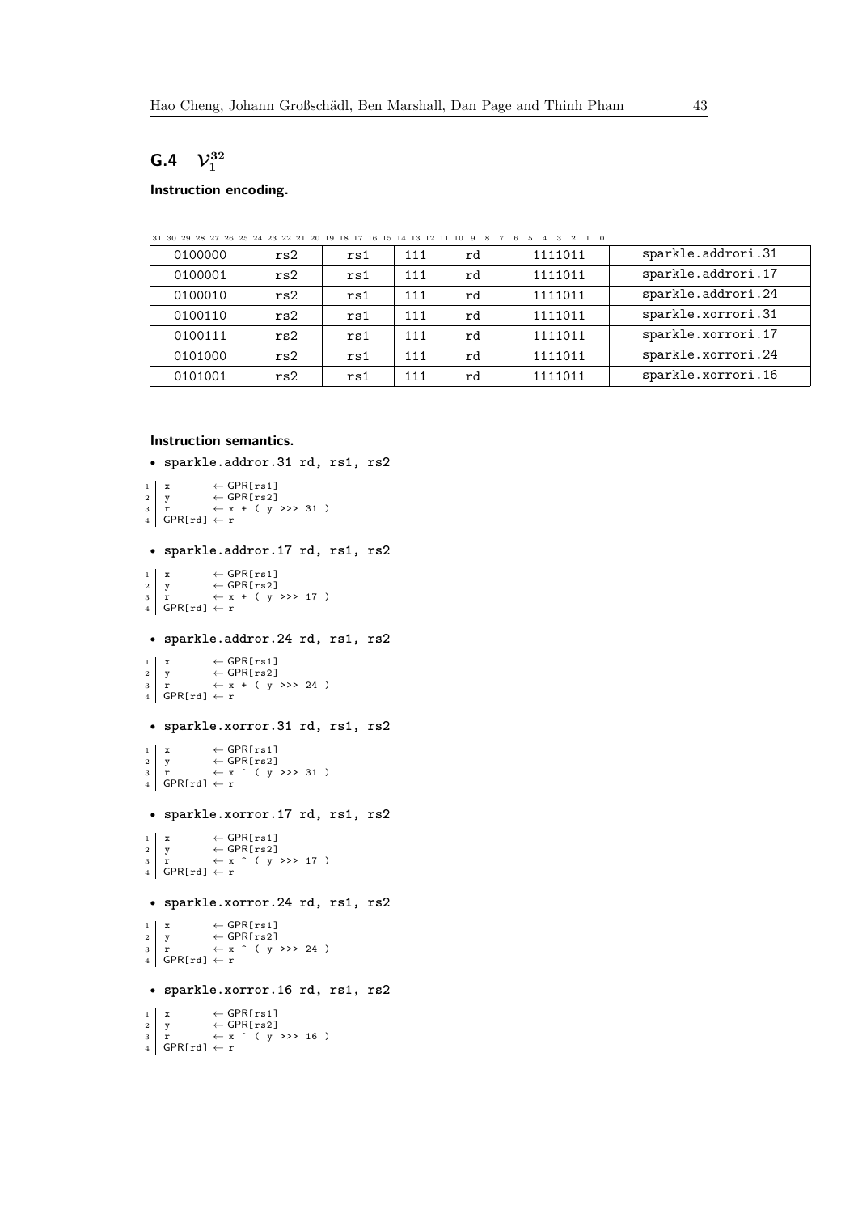## G.4 $\mathcal{V}_1^{32}$

**Instruction encoding.**

| 31 30 29 28 27 26 25 | 24 23 22 21 20 | 19 18 17 16 15 | 14 13 12 | 11 10 9 8 7 | 6 5 4 3 2 1 0 | |
|---|---|---|---|---|---|---|
| 0100000 | rs2 | rs1 | 111 | rd | 1111011 | sparkle.addrori.31 |
| 0100001 | rs2 | rs1 | 111 | rd | 1111011 | sparkle.addrori.17 |
| 0100010 | rs2 | rs1 | 111 | rd | 1111011 | sparkle.addrori.24 |
| 0100110 | rs2 | rs1 | 111 | rd | 1111011 | sparkle.xorrori.31 |
| 0100111 | rs2 | rs1 | 111 | rd | 1111011 | sparkle.xorrori.17 |
| 0101000 | rs2 | rs1 | 111 | rd | 1111011 | sparkle.xorrori.24 |
| 0101001 | rs2 | rs1 | 111 | rd | 1111011 | sparkle.xorrori.16 |

**Instruction semantics.**

- **sparkle.addror.31 rd, rs1, rs2**

```
1 x       ← GPR[rs1]
2 y       ← GPR[rs2]
3 r       ← x + ( y >>> 31 )
4 GPR[rd] ← r
```

- **sparkle.addror.17 rd, rs1, rs2**

```
1 x       ← GPR[rs1]
2 y       ← GPR[rs2]
3 r       ← x + ( y >>> 17 )
4 GPR[rd] ← r
```

- **sparkle.addror.24 rd, rs1, rs2**

```
1 x       ← GPR[rs1]
2 y       ← GPR[rs2]
3 r       ← x + ( y >>> 24 )
4 GPR[rd] ← r
```

- **sparkle.xorror.31 rd, rs1, rs2**

```
1 x       ← GPR[rs1]
2 y       ← GPR[rs2]
3 r       ← x ^ ( y >>> 31 )
4 GPR[rd] ← r
```

- **sparkle.xorror.17 rd, rs1, rs2**

```
1 x       ← GPR[rs1]
2 y       ← GPR[rs2]
3 r       ← x ^ ( y >>> 17 )
4 GPR[rd] ← r
```

- **sparkle.xorror.24 rd, rs1, rs2**

```
1 x       ← GPR[rs1]
2 y       ← GPR[rs2]
3 r       ← x ^ ( y >>> 24 )
4 GPR[rd] ← r
```

- **sparkle.xorror.16 rd, rs1, rs2**

```
1 x       ← GPR[rs1]
2 y       ← GPR[rs2]
3 r       ← x ^ ( y >>> 16 )
4 GPR[rd] ← r
```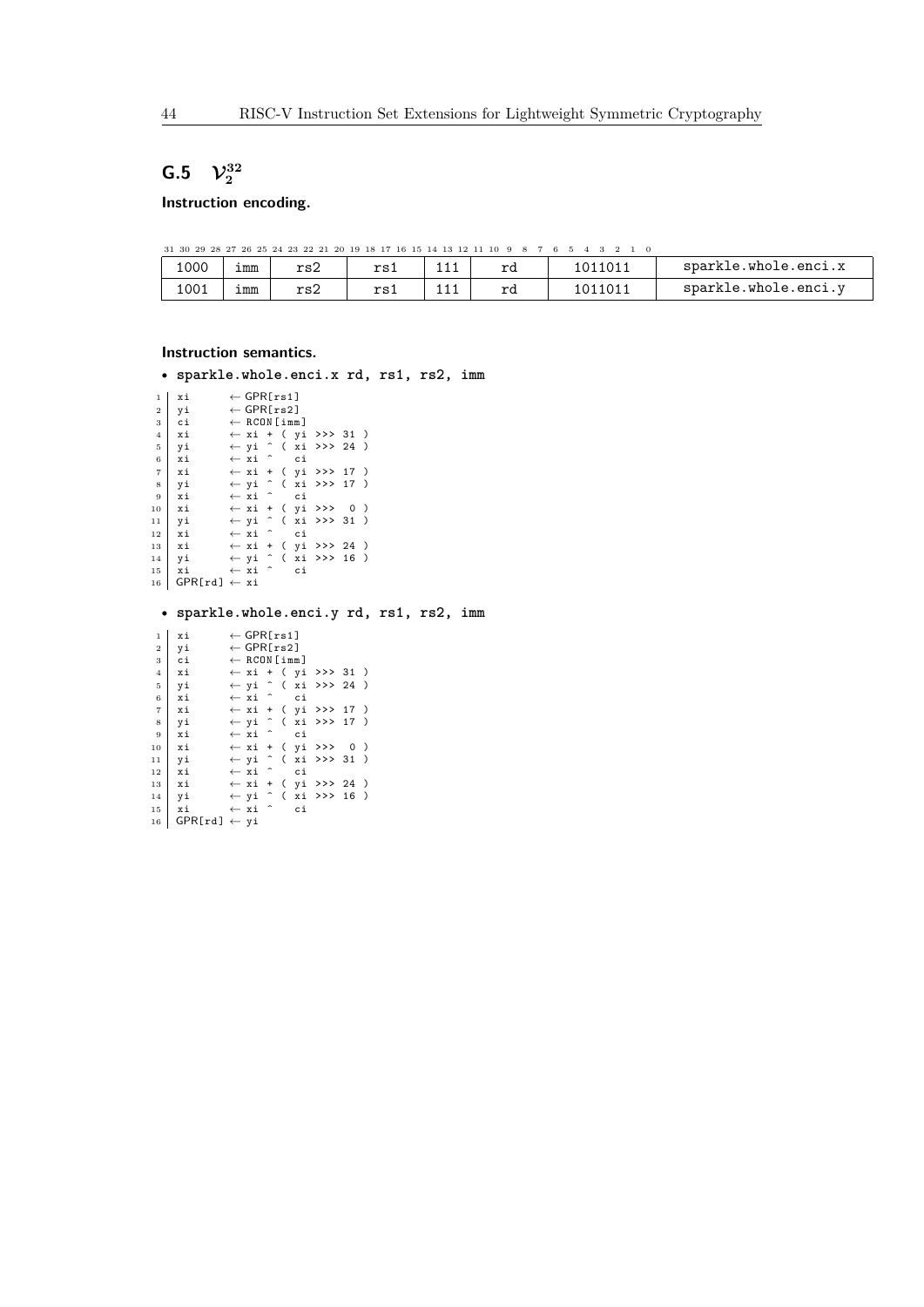## G.5 $\mathcal{V}_2^{32}$

**Instruction encoding.**

31 30 29 28 27 26 25 24 23 22 21 20 19 18 17 16 15 14 13 12 11 10 9 8 7 6 5 4 3 2 1 0

| | | | | | | | |
|---|---|---|---|---|---|---|---|
| 1000 | imm | rs2 | rs1 | 111 | rd | 1011011 | sparkle.whole.enci.x |
| 1001 | imm | rs2 | rs1 | 111 | rd | 1011011 | sparkle.whole.enci.y |

**Instruction semantics.**

- **sparkle.whole.enci.x rd, rs1, rs2, imm**

```
1  xi       ← GPR[rs1]
2  yi       ← GPR[rs2]
3  ci       ← RCON[imm]
4  xi       ← xi + ( yi >>> 31 )
5  yi       ← yi ^ ( xi >>> 24 )
6  xi       ← xi ^   ci
7  xi       ← xi + ( yi >>> 17 )
8  yi       ← yi ^ ( xi >>> 17 )
9  xi       ← xi ^   ci
10 xi       ← xi + ( yi >>>  0 )
11 yi       ← yi ^ ( xi >>> 31 )
12 xi       ← xi ^   ci
13 xi       ← xi + ( yi >>> 24 )
14 yi       ← yi ^ ( xi >>> 16 )
15 xi       ← xi ^   ci
16 GPR[rd] ← xi
```

- **sparkle.whole.enci.y rd, rs1, rs2, imm**

```
1  xi       ← GPR[rs1]
2  yi       ← GPR[rs2]
3  ci       ← RCON[imm]
4  xi       ← xi + ( yi >>> 31 )
5  yi       ← yi ^ ( xi >>> 24 )
6  xi       ← xi ^   ci
7  xi       ← xi + ( yi >>> 17 )
8  yi       ← yi ^ ( xi >>> 17 )
9  xi       ← xi ^   ci
10 xi       ← xi + ( yi >>>  0 )
11 yi       ← yi ^ ( xi >>> 31 )
12 xi       ← xi ^   ci
13 xi       ← xi + ( yi >>> 24 )
14 yi       ← yi ^ ( xi >>> 16 )
15 xi       ← xi ^   ci
16 GPR[rd] ← yi
```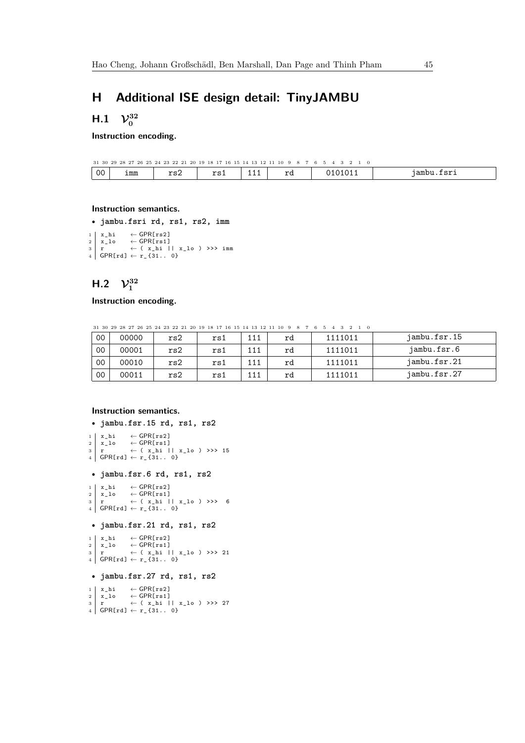# H Additional ISE design detail: TinyJAMBU

## H.1 $\mathcal{V}_0^{32}$

**Instruction encoding.**

| 31 30 | 29 28 27 26 25 | 24 23 22 21 20 | 19 18 17 16 15 | 14 13 12 | 11 10 9 8 7 | 6 5 4 3 2 1 0 | |
|---|---|---|---|---|---|---|---|
| 00 | imm | rs2 | rs1 | 111 | rd | 0101011 | jambu.fsri |

**Instruction semantics.**

- **jambu.fsri rd, rs1, rs2, imm**

```
1  x_hi    ← GPR[rs2]
2  x_lo    ← GPR[rs1]
3  r       ← ( x_hi || x_lo ) >>> imm
4  GPR[rd] ← r_{31.. 0}
```

## H.2 $\mathcal{V}_1^{32}$

**Instruction encoding.**

| 31 30 | 29 28 27 26 25 | 24 23 22 21 20 | 19 18 17 16 15 | 14 13 12 | 11 10 9 8 7 | 6 5 4 3 2 1 0 | |
|---|---|---|---|---|---|---|---|
| 00 | 00000 | rs2 | rs1 | 111 | rd | 1111011 | jambu.fsr.15 |
| 00 | 00001 | rs2 | rs1 | 111 | rd | 1111011 | jambu.fsr.6 |
| 00 | 00010 | rs2 | rs1 | 111 | rd | 1111011 | jambu.fsr.21 |
| 00 | 00011 | rs2 | rs1 | 111 | rd | 1111011 | jambu.fsr.27 |

**Instruction semantics.**

- **jambu.fsr.15 rd, rs1, rs2**

```
1  x_hi    ← GPR[rs2]
2  x_lo    ← GPR[rs1]
3  r       ← ( x_hi || x_lo ) >>> 15
4  GPR[rd] ← r_{31.. 0}
```

- **jambu.fsr.6 rd, rs1, rs2**

```
1  x_hi    ← GPR[rs2]
2  x_lo    ← GPR[rs1]
3  r       ← ( x_hi || x_lo ) >>>  6
4  GPR[rd] ← r_{31.. 0}
```

- **jambu.fsr.21 rd, rs1, rs2**

```
1  x_hi    ← GPR[rs2]
2  x_lo    ← GPR[rs1]
3  r       ← ( x_hi || x_lo ) >>> 21
4  GPR[rd] ← r_{31.. 0}
```

- **jambu.fsr.27 rd, rs1, rs2**

```
1  x_hi    ← GPR[rs2]
2  x_lo    ← GPR[rs1]
3  r       ← ( x_hi || x_lo ) >>> 27
4  GPR[rd] ← r_{31.. 0}
```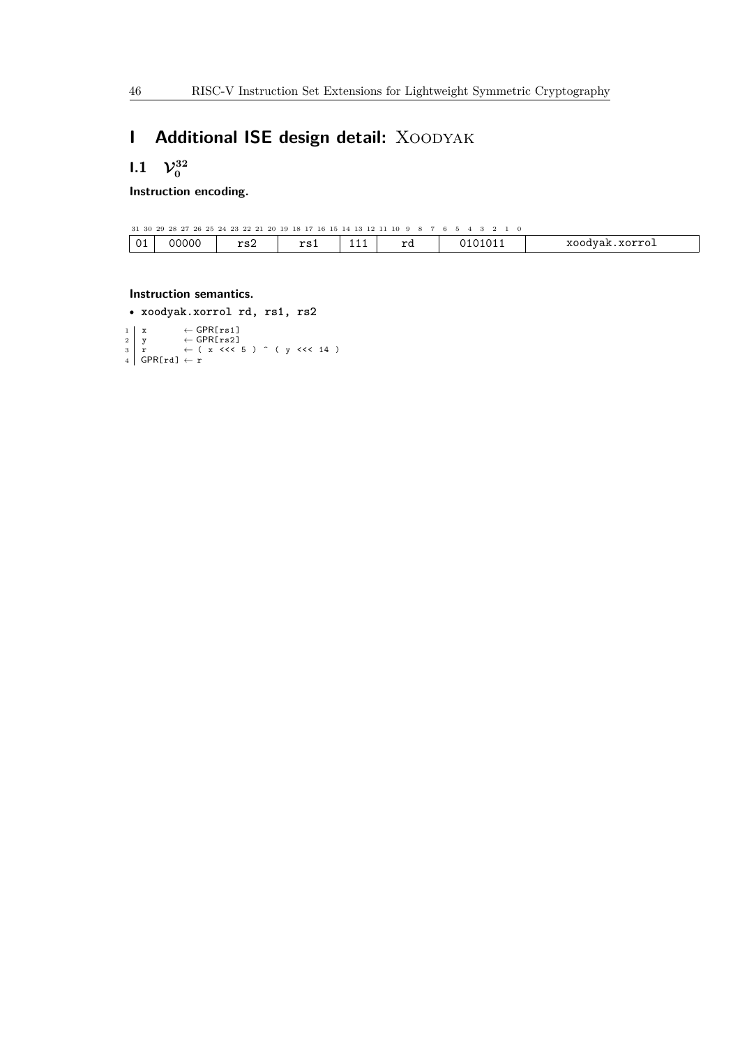# I Additional ISE design detail: Xoodyak

## I.1 $\mathcal{V}_0^{32}$

**Instruction encoding.**

| 31 30 | 29 28 27 26 25 | 24 23 22 21 20 | 19 18 17 16 15 | 14 13 12 | 11 10 9 8 7 | 6 5 4 3 2 1 0 | |
|---|---|---|---|---|---|---|---|
| 01 | 00000 | rs2 | rs1 | 111 | rd | 0101011 | xoodyak.xorrol |

**Instruction semantics.**

- `xoodyak.xorrol rd, rs1, rs2`

```
1  x       ← GPR[rs1]
2  y       ← GPR[rs2]
3  r       ← ( x <<< 5 ) ^ ( y <<< 14 )
4  GPR[rd] ← r
```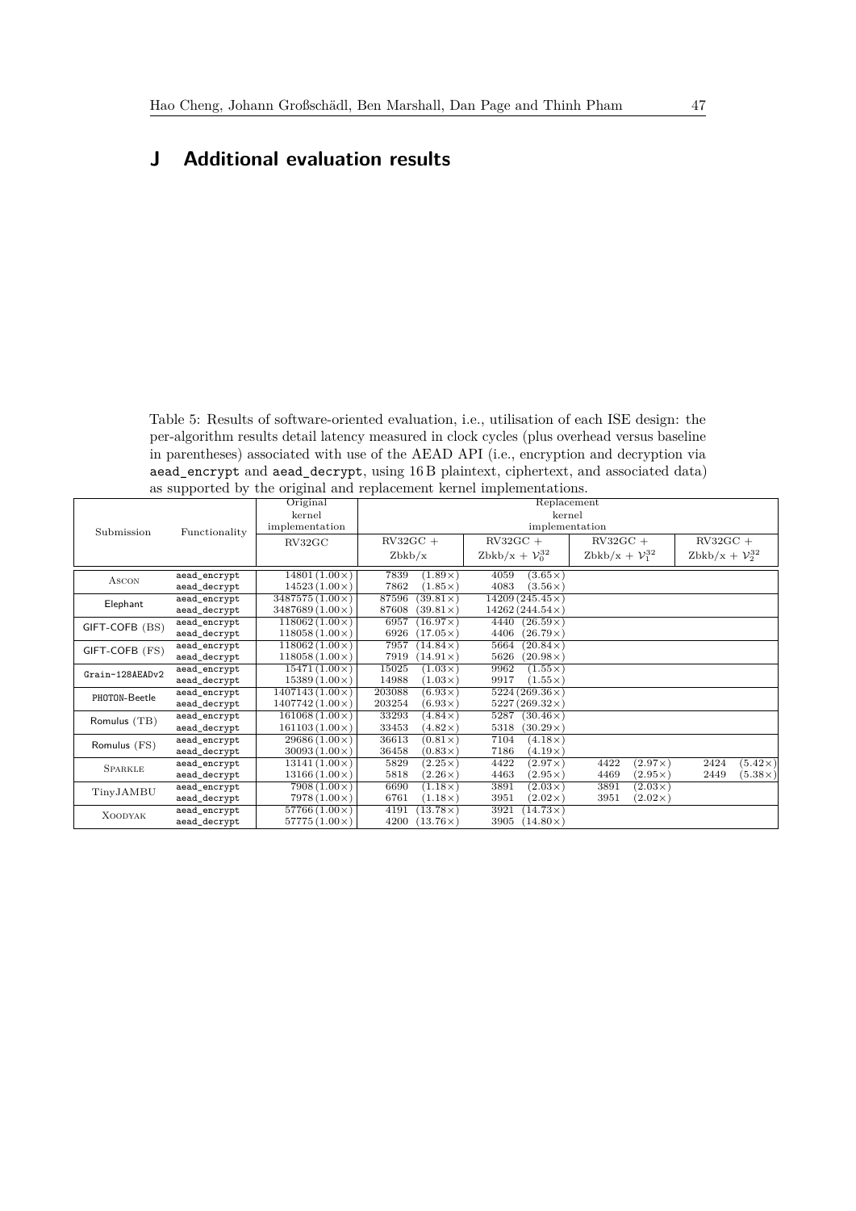## J Additional evaluation results

Table 5: Results of software-oriented evaluation, i.e., utilisation of each ISE design: the per-algorithm results detail latency measured in clock cycles (plus overhead versus baseline in parentheses) associated with use of the AEAD API (i.e., encryption and decryption via `aead_encrypt` and `aead_decrypt`, using 16 B plaintext, ciphertext, and associated data) as supported by the original and replacement kernel implementations.

| Submission | Functionality | Original kernel implementation | Replacement kernel implementation | | | |
|---|---|---|---|---|---|---|
| | | RV32GC | RV32GC + Zbkb/x | RV32GC + Zbkb/x + $\mathcal{V}_0^{32}$ | RV32GC + Zbkb/x + $\mathcal{V}_1^{32}$ | RV32GC + Zbkb/x + $\mathcal{V}_2^{32}$ |
| Ascon | `aead_encrypt` | 14801 (1.00×) | 7839 (1.89×) | 4059 (3.65×) | | |
| | `aead_decrypt` | 14523 (1.00×) | 7862 (1.85×) | 4083 (3.56×) | | |
| Elephant | `aead_encrypt` | 3487575 (1.00×) | 87596 (39.81×) | 14209 (245.45×) | | |
| | `aead_decrypt` | 3487689 (1.00×) | 87608 (39.81×) | 14262 (244.54×) | | |
| GIFT-COFB (BS) | `aead_encrypt` | 118062 (1.00×) | 6957 (16.97×) | 4440 (26.59×) | | |
| | `aead_decrypt` | 118058 (1.00×) | 6926 (17.05×) | 4406 (26.79×) | | |
| GIFT-COFB (FS) | `aead_encrypt` | 118062 (1.00×) | 7957 (14.84×) | 5664 (20.84×) | | |
| | `aead_decrypt` | 118058 (1.00×) | 7919 (14.91×) | 5626 (20.98×) | | |
| Grain-128AEADv2 | `aead_encrypt` | 15471 (1.00×) | 15025 (1.03×) | 9962 (1.55×) | | |
| | `aead_decrypt` | 15389 (1.00×) | 14988 (1.03×) | 9917 (1.55×) | | |
| PHOTON-Beetle | `aead_encrypt` | 1407143 (1.00×) | 203088 (6.93×) | 5224 (269.36×) | | |
| | `aead_decrypt` | 1407742 (1.00×) | 203254 (6.93×) | 5227 (269.32×) | | |
| Romulus (TB) | `aead_encrypt` | 161068 (1.00×) | 33293 (4.84×) | 5287 (30.46×) | | |
| | `aead_decrypt` | 161103 (1.00×) | 33453 (4.82×) | 5318 (30.29×) | | |
| Romulus (FS) | `aead_encrypt` | 29686 (1.00×) | 36613 (0.81×) | 7104 (4.18×) | | |
| | `aead_decrypt` | 30093 (1.00×) | 36458 (0.83×) | 7186 (4.19×) | | |
| Sparkle | `aead_encrypt` | 13141 (1.00×) | 5829 (2.25×) | 4422 (2.97×) | 4422 (2.97×) | 2424 (5.42×) |
| | `aead_decrypt` | 13166 (1.00×) | 5818 (2.26×) | 4463 (2.95×) | 4469 (2.95×) | 2449 (5.38×) |
| TinyJAMBU | `aead_encrypt` | 7908 (1.00×) | 6690 (1.18×) | 3891 (2.03×) | 3891 (2.03×) | |
| | `aead_decrypt` | 7978 (1.00×) | 6761 (1.18×) | 3951 (2.02×) | 3951 (2.02×) | |
| Xoodyak | `aead_encrypt` | 57766 (1.00×) | 4191 (13.78×) | 3921 (14.73×) | | |
| | `aead_decrypt` | 57775 (1.00×) | 4200 (13.76×) | 3905 (14.80×) | | |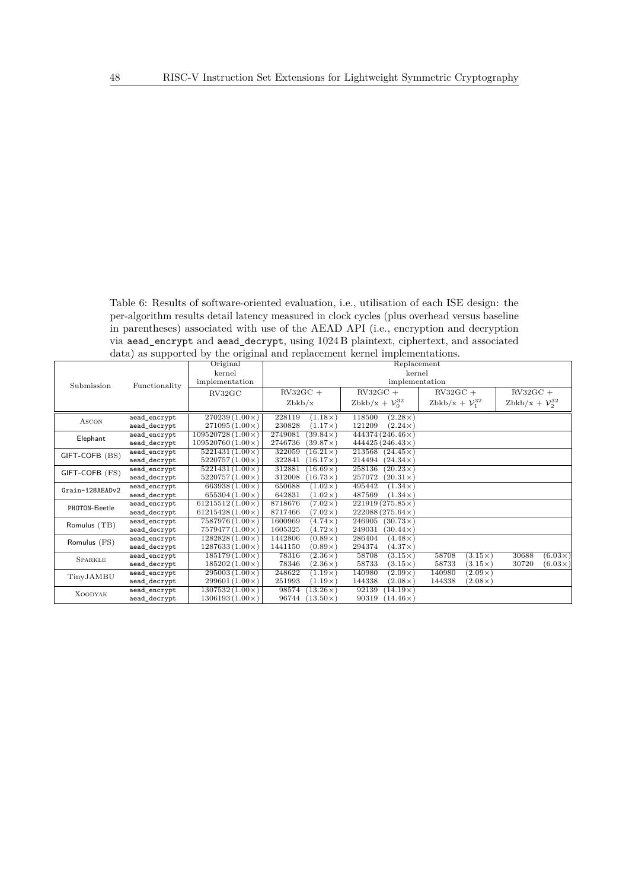Table 6: Results of software-oriented evaluation, i.e., utilisation of each ISE design: the per-algorithm results detail latency measured in clock cycles (plus overhead versus baseline in parentheses) associated with use of the AEAD API (i.e., encryption and decryption via aead_encrypt and aead_decrypt, using 1024 B plaintext, ciphertext, and associated data) as supported by the original and replacement kernel implementations.

| Submission | Functionality | Original kernel implementation | Replacement kernel implementation | | | |
|---|---|---|---|---|---|---|
| | | RV32GC | RV32GC + Zbkb/x | RV32GC + Zbkb/x + $\mathcal{V}_0^{32}$ | RV32GC + Zbkb/x + $\mathcal{V}_1^{32}$ | RV32GC + Zbkb/x + $\mathcal{V}_2^{32}$ |
| Ascon | aead_encrypt | 270239 (1.00×) | 228119 (1.18×) | 118500 (2.28×) | | |
| | aead_decrypt | 271095 (1.00×) | 230828 (1.17×) | 121209 (2.24×) | | |
| Elephant | aead_encrypt | 109520728 (1.00×) | 2749081 (39.84×) | 444374 (246.46×) | | |
| | aead_decrypt | 109520760 (1.00×) | 2746736 (39.87×) | 444425 (246.43×) | | |
| GIFT-COFB (BS) | aead_encrypt | 5221431 (1.00×) | 322059 (16.21×) | 213568 (24.45×) | | |
| | aead_decrypt | 5220757 (1.00×) | 322841 (16.17×) | 214494 (24.34×) | | |
| GIFT-COFB (FS) | aead_encrypt | 5221431 (1.00×) | 312881 (16.69×) | 258136 (20.23×) | | |
| | aead_decrypt | 5220757 (1.00×) | 312008 (16.73×) | 257072 (20.31×) | | |
| Grain-128AEADv2 | aead_encrypt | 663938 (1.00×) | 650688 (1.02×) | 495442 (1.34×) | | |
| | aead_decrypt | 655304 (1.00×) | 642831 (1.02×) | 487569 (1.34×) | | |
| PHOTON-Beetle | aead_encrypt | 61215512 (1.00×) | 8718676 (7.02×) | 221919 (275.85×) | | |
| | aead_decrypt | 61215428 (1.00×) | 8717466 (7.02×) | 222088 (275.64×) | | |
| Romulus (TB) | aead_encrypt | 7587976 (1.00×) | 1600969 (4.74×) | 246905 (30.73×) | | |
| | aead_decrypt | 7579477 (1.00×) | 1605325 (4.72×) | 249031 (30.44×) | | |
| Romulus (FS) | aead_encrypt | 1282828 (1.00×) | 1442806 (0.89×) | 286404 (4.48×) | | |
| | aead_decrypt | 1287633 (1.00×) | 1441150 (0.89×) | 294374 (4.37×) | | |
| Sparkle | aead_encrypt | 185179 (1.00×) | 78316 (2.36×) | 58708 (3.15×) | 58708 (3.15×) | 30688 (6.03×) |
| | aead_decrypt | 185202 (1.00×) | 78346 (2.36×) | 58733 (3.15×) | 58733 (3.15×) | 30720 (6.03×) |
| TinyJAMBU | aead_encrypt | 295003 (1.00×) | 248622 (1.19×) | 140980 (2.09×) | 140980 (2.09×) | |
| | aead_decrypt | 299601 (1.00×) | 251993 (1.19×) | 144338 (2.08×) | 144338 (2.08×) | |
| Xoodyak | aead_encrypt | 1307532 (1.00×) | 98574 (13.26×) | 92139 (14.19×) | | |
| | aead_decrypt | 1306193 (1.00×) | 96744 (13.50×) | 90319 (14.46×) | | |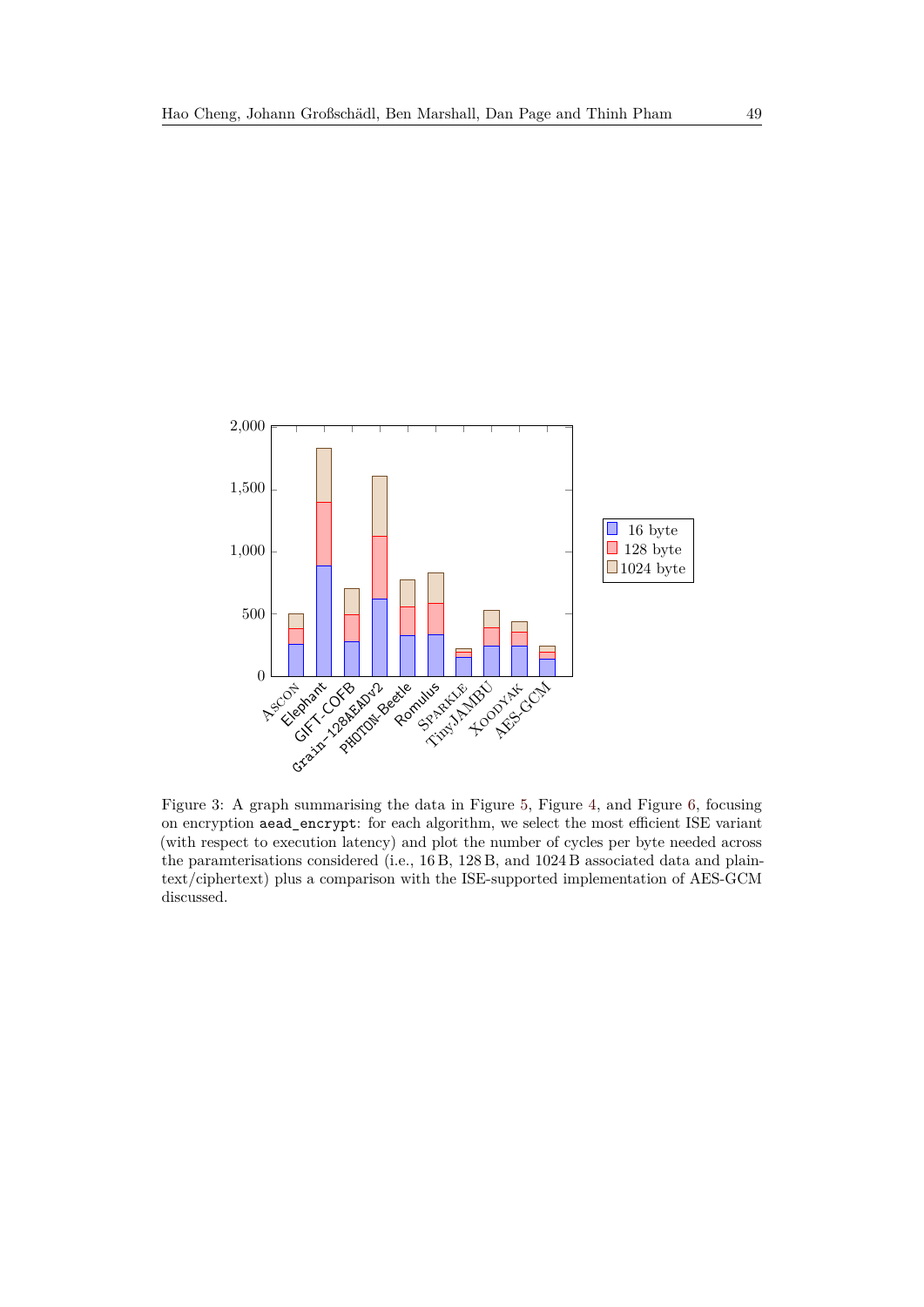Figure 3: A graph summarising the data in Figure 5, Figure 4, and Figure 6, focusing on encryption `aead_encrypt`: for each algorithm, we select the most efficient ISE variant (with respect to execution latency) and plot the number of cycles per byte needed across the paramterisations considered (i.e., 16 B, 128 B, and 1024 B associated data and plaintext/ciphertext) plus a comparison with the ISE-supported implementation of AES-GCM discussed.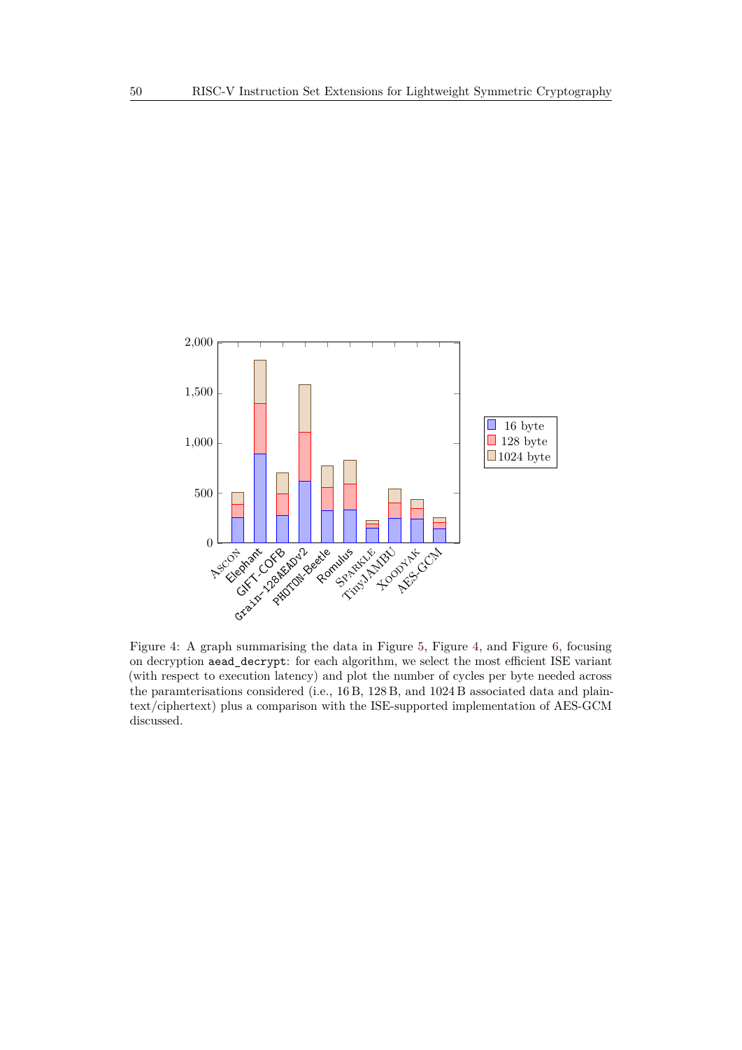2,000

1,500

1,000

500

0

ASCON
Elephant
GIFT-COFB
Grain-128AEADv2
PHOTON-Beetle
Romulus
SPARKLE
TinyJAMBU
XOODYAK
AES-GCM

16 byte
128 byte
1024 byte

Figure 4: A graph summarising the data in Figure 5, Figure 4, and Figure 6, focusing on decryption `aead_decrypt`: for each algorithm, we select the most efficient ISE variant (with respect to execution latency) and plot the number of cycles per byte needed across the paramterisations considered (i.e., 16 B, 128 B, and 1024 B associated data and plaintext/ciphertext) plus a comparison with the ISE-supported implementation of AES-GCM discussed.